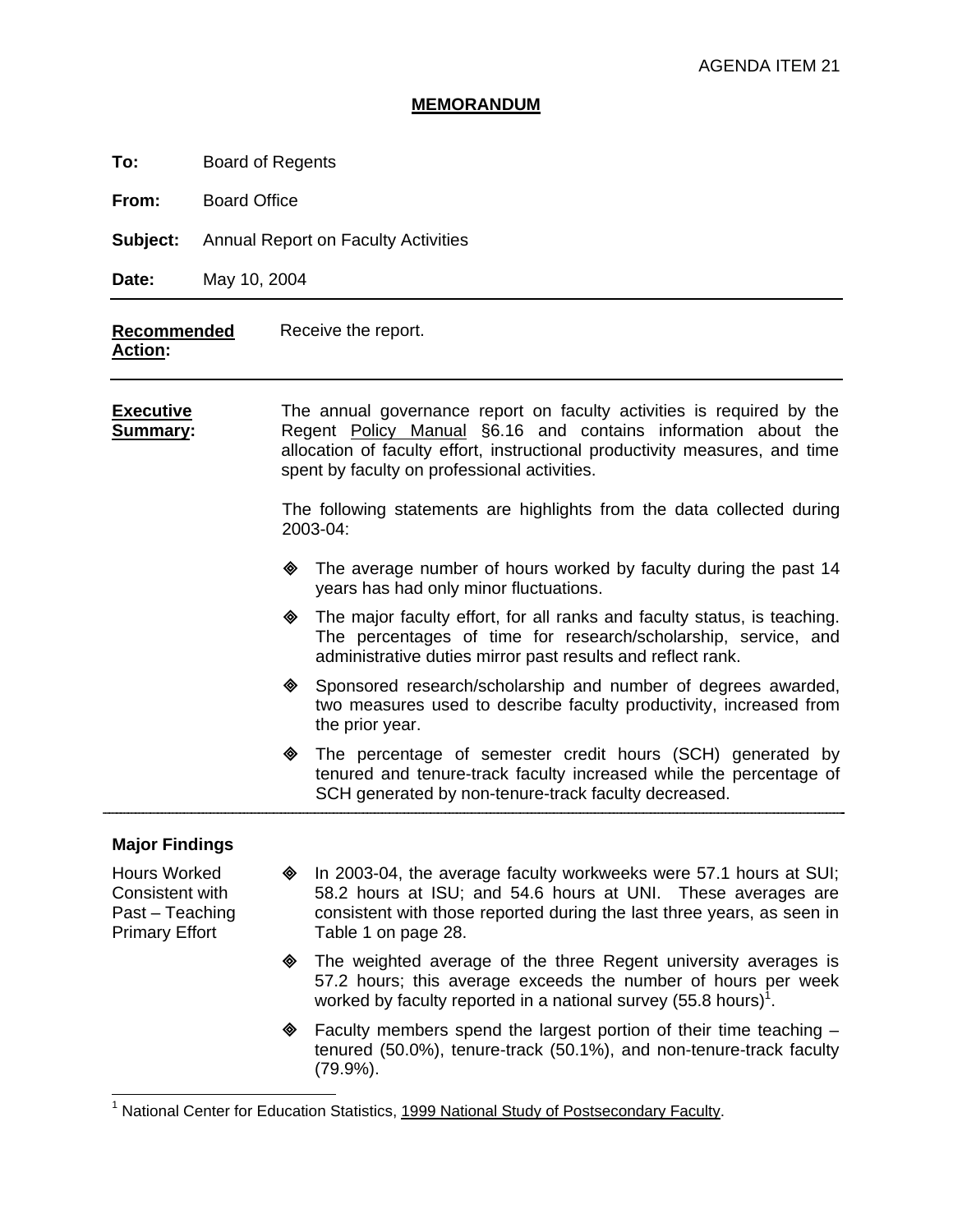AGENDA ITEM 21

**MEMORANDUM**

**To:** Board of Regents

**From:** Board Office

**Subject:** Annual Report on Faculty Activities

**Date:** May 10, 2004

---

**Recommended Action:** Receive the report.

---

**Executive Summary:** The annual governance report on faculty activities is required by the Regent Policy Manual §6.16 and contains information about the allocation of faculty effort, instructional productivity measures, and time spent by faculty on professional activities.

The following statements are highlights from the data collected during 2003-04:

- The average number of hours worked by faculty during the past 14 years has had only minor fluctuations.
- The major faculty effort, for all ranks and faculty status, is teaching. The percentages of time for research/scholarship, service, and administrative duties mirror past results and reflect rank.
- Sponsored research/scholarship and number of degrees awarded, two measures used to describe faculty productivity, increased from the prior year.
- The percentage of semester credit hours (SCH) generated by tenured and tenure-track faculty increased while the percentage of SCH generated by non-tenure-track faculty decreased.

---

**Major Findings**

**Hours Worked Consistent with Past – Teaching Primary Effort**

- In 2003-04, the average faculty workweeks were 57.1 hours at SUI; 58.2 hours at ISU; and 54.6 hours at UNI. These averages are consistent with those reported during the last three years, as seen in Table 1 on page 28.
- The weighted average of the three Regent university averages is 57.2 hours; this average exceeds the number of hours per week worked by faculty reported in a national survey (55.8 hours)[1].
- Faculty members spend the largest portion of their time teaching – tenured (50.0%), tenure-track (50.1%), and non-tenure-track faculty (79.9%).

[1] National Center for Education Statistics, 1999 National Study of Postsecondary Faculty.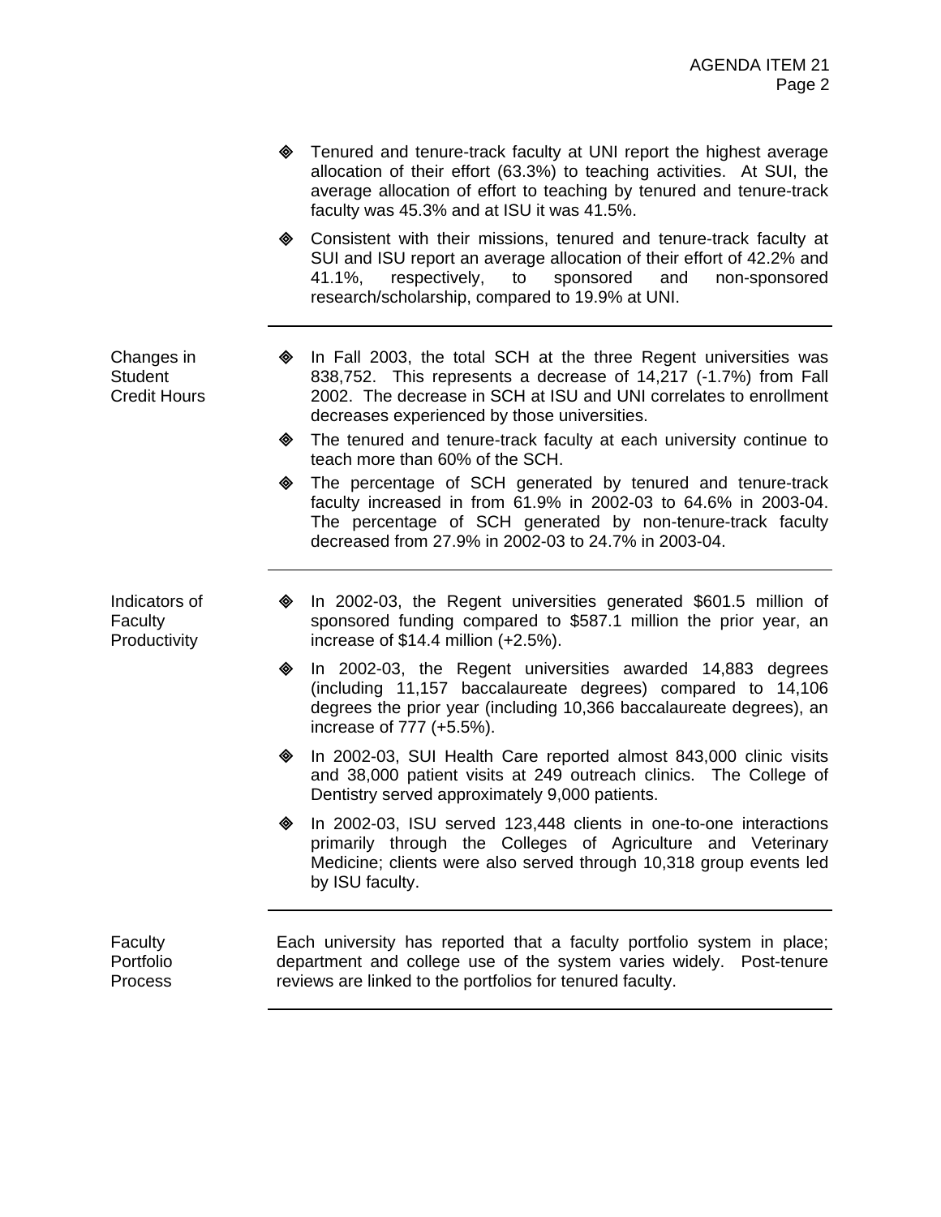- Tenured and tenure-track faculty at UNI report the highest average allocation of their effort (63.3%) to teaching activities. At SUI, the average allocation of effort to teaching by tenured and tenure-track faculty was 45.3% and at ISU it was 41.5%.
- Consistent with their missions, tenured and tenure-track faculty at SUI and ISU report an average allocation of their effort of 42.2% and 41.1%, respectively, to sponsored and non-sponsored research/scholarship, compared to 19.9% at UNI.

---

**Changes in Student Credit Hours**

- In Fall 2003, the total SCH at the three Regent universities was 838,752. This represents a decrease of 14,217 (-1.7%) from Fall 2002. The decrease in SCH at ISU and UNI correlates to enrollment decreases experienced by those universities.
- The tenured and tenure-track faculty at each university continue to teach more than 60% of the SCH.
- The percentage of SCH generated by tenured and tenure-track faculty increased in from 61.9% in 2002-03 to 64.6% in 2003-04. The percentage of SCH generated by non-tenure-track faculty decreased from 27.9% in 2002-03 to 24.7% in 2003-04.

---

**Indicators of Faculty Productivity**

- In 2002-03, the Regent universities generated $601.5 million of sponsored funding compared to $587.1 million the prior year, an increase of $14.4 million (+2.5%).
- In 2002-03, the Regent universities awarded 14,883 degrees (including 11,157 baccalaureate degrees) compared to 14,106 degrees the prior year (including 10,366 baccalaureate degrees), an increase of 777 (+5.5%).
- In 2002-03, SUI Health Care reported almost 843,000 clinic visits and 38,000 patient visits at 249 outreach clinics. The College of Dentistry served approximately 9,000 patients.
- In 2002-03, ISU served 123,448 clients in one-to-one interactions primarily through the Colleges of Agriculture and Veterinary Medicine; clients were also served through 10,318 group events led by ISU faculty.

---

**Faculty Portfolio Process**

Each university has reported that a faculty portfolio system in place; department and college use of the system varies widely. Post-tenure reviews are linked to the portfolios for tenured faculty.

---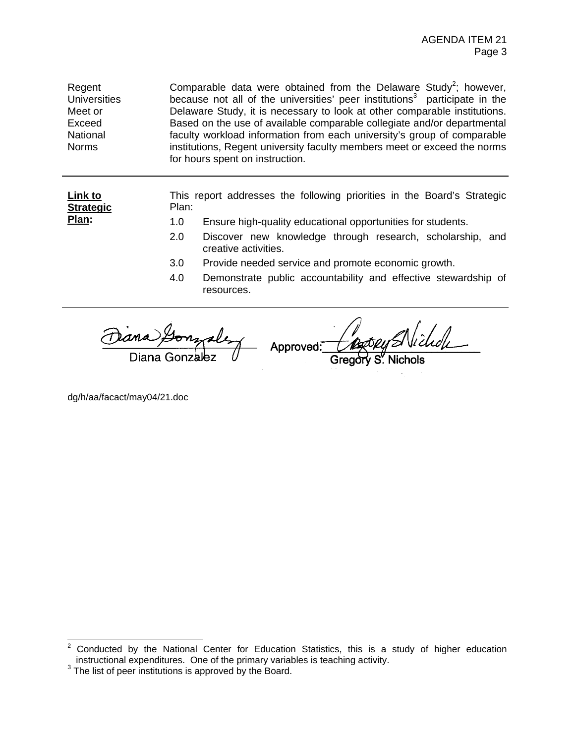**Regent Universities Meet or Exceed National Norms**

Comparable data were obtained from the Delaware Study[2]; however, because not all of the universities' peer institutions[3] participate in the Delaware Study, it is necessary to look at other comparable institutions. Based on the use of available comparable collegiate and/or departmental faculty workload information from each university's group of comparable institutions, Regent university faculty members meet or exceed the norms for hours spent on instruction.

---

**Link to Strategic Plan:**

This report addresses the following priorities in the Board's Strategic Plan:

1.0 Ensure high-quality educational opportunities for students.

2.0 Discover new knowledge through research, scholarship, and creative activities.

3.0 Provide needed service and promote economic growth.

4.0 Demonstrate public accountability and effective stewardship of resources.

---

Diana Gonzalez

Approved: Gregory S. Nichols

dg/h/aa/facact/may04/21.doc

---

[2] Conducted by the National Center for Education Statistics, this is a study of higher education instructional expenditures. One of the primary variables is teaching activity.

[3] The list of peer institutions is approved by the Board.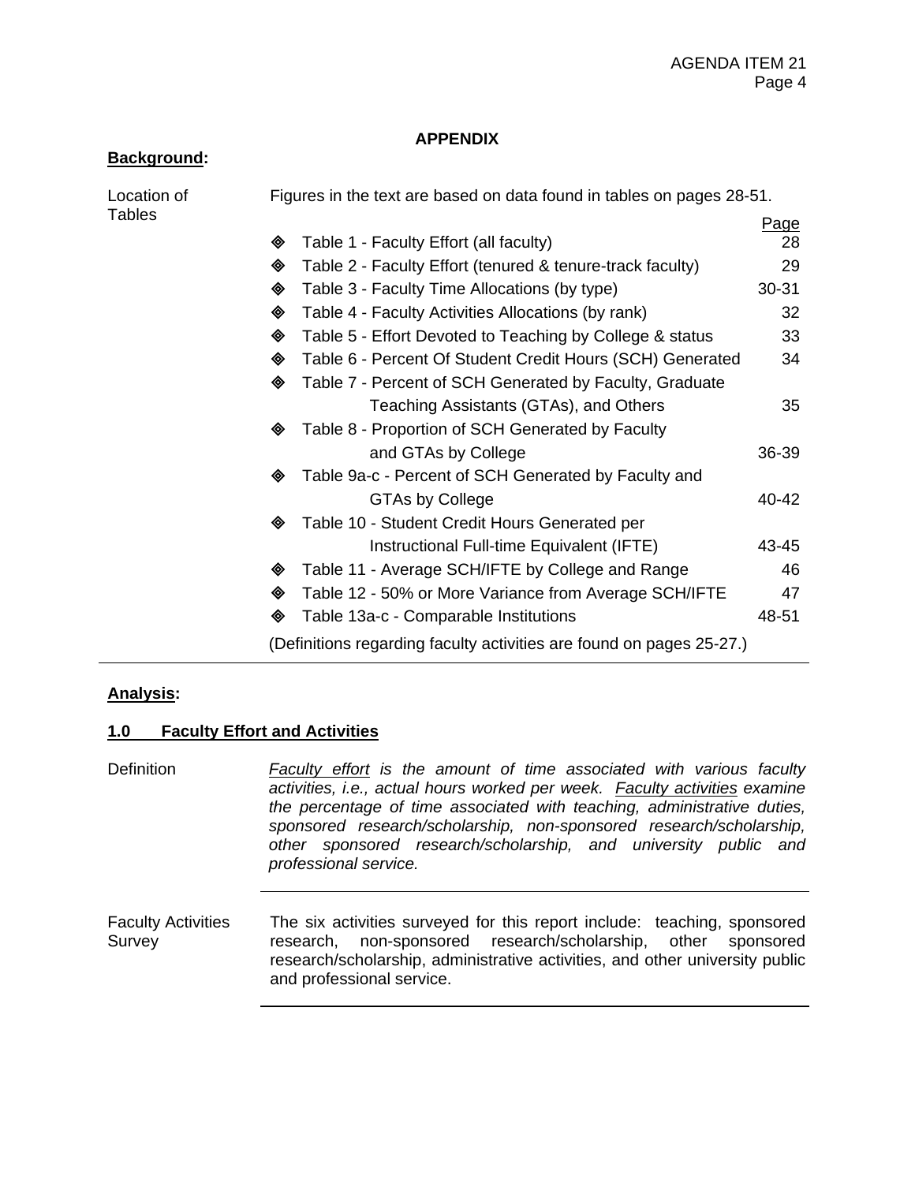**APPENDIX**

**Background:**

**Location of Tables**

Figures in the text are based on data found in tables on pages 28-51.

| | Page |
|---|---|
| ◈ Table 1 - Faculty Effort (all faculty) | 28 |
| ◈ Table 2 - Faculty Effort (tenured & tenure-track faculty) | 29 |
| ◈ Table 3 - Faculty Time Allocations (by type) | 30-31 |
| ◈ Table 4 - Faculty Activities Allocations (by rank) | 32 |
| ◈ Table 5 - Effort Devoted to Teaching by College & status | 33 |
| ◈ Table 6 - Percent Of Student Credit Hours (SCH) Generated | 34 |
| ◈ Table 7 - Percent of SCH Generated by Faculty, Graduate Teaching Assistants (GTAs), and Others | 35 |
| ◈ Table 8 - Proportion of SCH Generated by Faculty and GTAs by College | 36-39 |
| ◈ Table 9a-c - Percent of SCH Generated by Faculty and GTAs by College | 40-42 |
| ◈ Table 10 - Student Credit Hours Generated per Instructional Full-time Equivalent (IFTE) | 43-45 |
| ◈ Table 11 - Average SCH/IFTE by College and Range | 46 |
| ◈ Table 12 - 50% or More Variance from Average SCH/IFTE | 47 |
| ◈ Table 13a-c - Comparable Institutions | 48-51 |

(Definitions regarding faculty activities are found on pages 25-27.)

---

**Analysis:**

## 1.0 Faculty Effort and Activities

**Definition**

*Faculty effort is the amount of time associated with various faculty activities, i.e., actual hours worked per week. Faculty activities examine the percentage of time associated with teaching, administrative duties, sponsored research/scholarship, non-sponsored research/scholarship, other sponsored research/scholarship, and university public and professional service.*

---

**Faculty Activities Survey**

The six activities surveyed for this report include: teaching, sponsored research, non-sponsored research/scholarship, other sponsored research/scholarship, administrative activities, and other university public and professional service.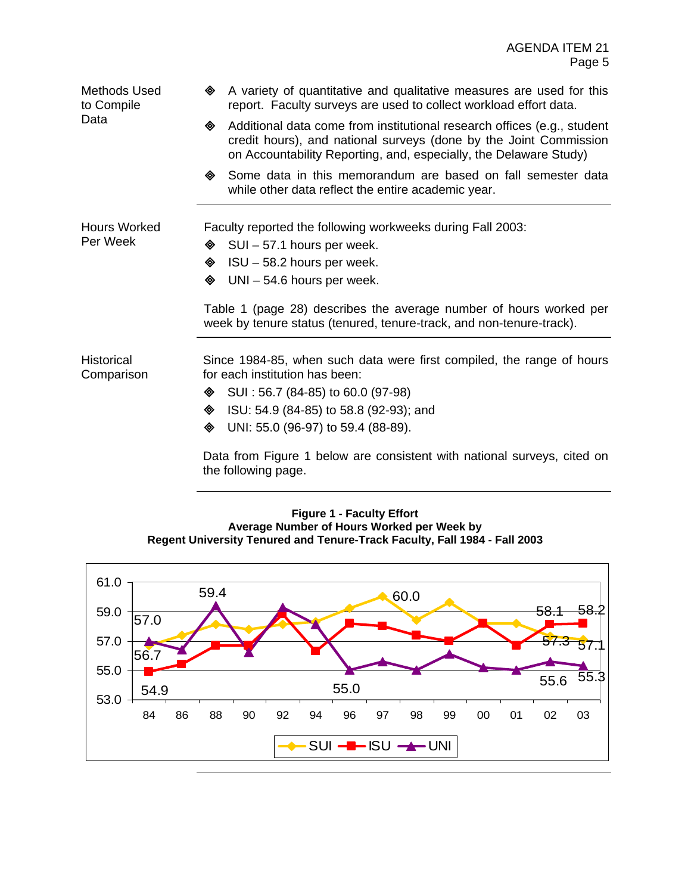**Methods Used to Compile Data**

- A variety of quantitative and qualitative measures are used for this report. Faculty surveys are used to collect workload effort data.
- Additional data come from institutional research offices (e.g., student credit hours), and national surveys (done by the Joint Commission on Accountability Reporting, and, especially, the Delaware Study)
- Some data in this memorandum are based on fall semester data while other data reflect the entire academic year.

**Hours Worked Per Week**

Faculty reported the following workweeks during Fall 2003:

- SUI – 57.1 hours per week.
- ISU – 58.2 hours per week.
- UNI – 54.6 hours per week.

Table 1 (page 28) describes the average number of hours worked per week by tenure status (tenured, tenure-track, and non-tenure-track).

**Historical Comparison**

Since 1984-85, when such data were first compiled, the range of hours for each institution has been:

- SUI : 56.7 (84-85) to 60.0 (97-98)
- ISU: 54.9 (84-85) to 58.8 (92-93); and
- UNI: 55.0 (96-97) to 59.4 (88-89).

Data from Figure 1 below are consistent with national surveys, cited on the following page.

**Figure 1 - Faculty Effort**
**Average Number of Hours Worked per Week by**
**Regent University Tenured and Tenure-Track Faculty, Fall 1984 - Fall 2003**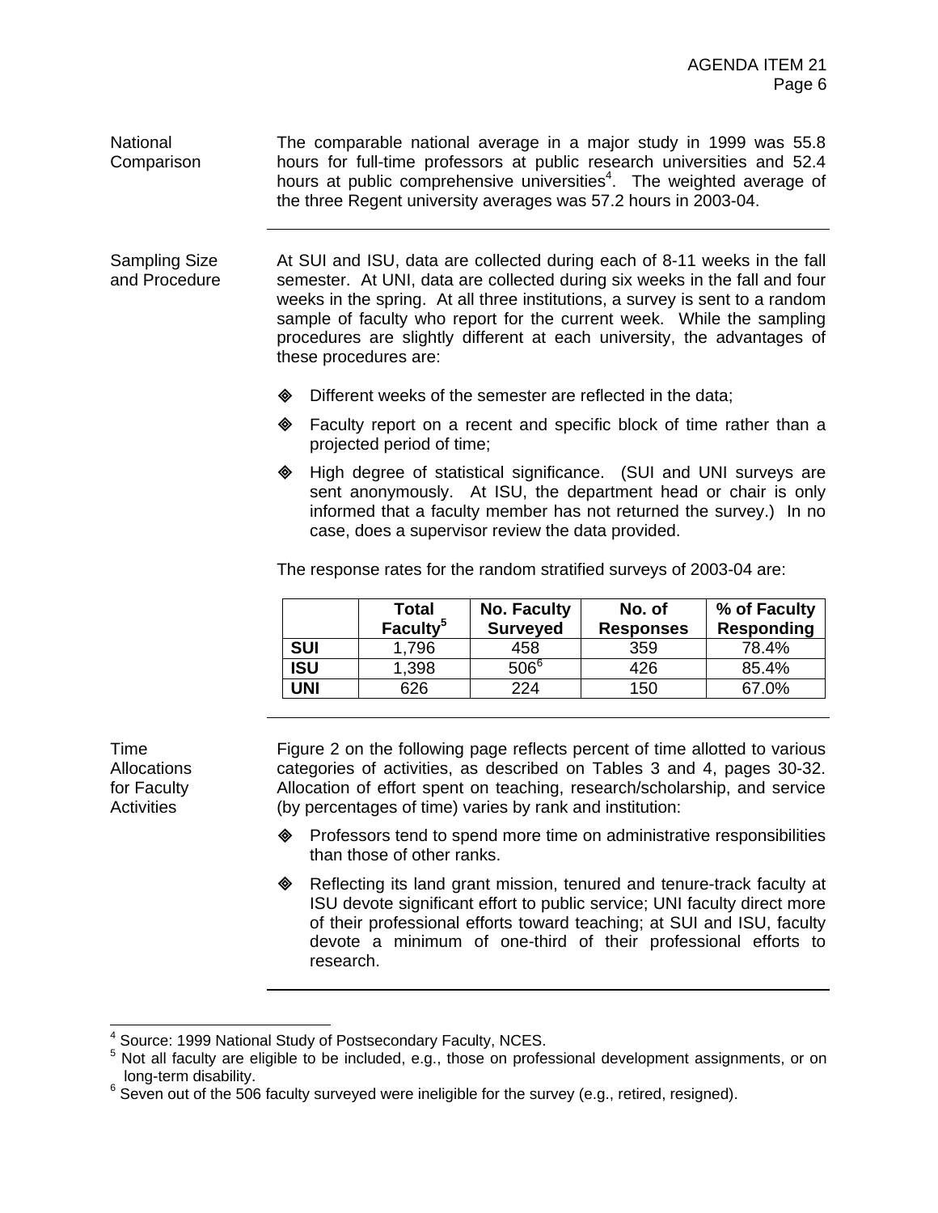**National Comparison**

The comparable national average in a major study in 1999 was 55.8 hours for full-time professors at public research universities and 52.4 hours at public comprehensive universities[4]. The weighted average of the three Regent university averages was 57.2 hours in 2003-04.

---

**Sampling Size and Procedure**

At SUI and ISU, data are collected during each of 8-11 weeks in the fall semester. At UNI, data are collected during six weeks in the fall and four weeks in the spring. At all three institutions, a survey is sent to a random sample of faculty who report for the current week. While the sampling procedures are slightly different at each university, the advantages of these procedures are:

- Different weeks of the semester are reflected in the data;
- Faculty report on a recent and specific block of time rather than a projected period of time;
- High degree of statistical significance. (SUI and UNI surveys are sent anonymously. At ISU, the department head or chair is only informed that a faculty member has not returned the survey.) In no case, does a supervisor review the data provided.

The response rates for the random stratified surveys of 2003-04 are:

| | Total Faculty[5] | No. Faculty Surveyed | No. of Responses | % of Faculty Responding |
|---|---|---|---|---|
| **SUI** | 1,796 | 458 | 359 | 78.4% |
| **ISU** | 1,398 | 506[6] | 426 | 85.4% |
| **UNI** | 626 | 224 | 150 | 67.0% |

---

**Time Allocations for Faculty Activities**

Figure 2 on the following page reflects percent of time allotted to various categories of activities, as described on Tables 3 and 4, pages 30-32. Allocation of effort spent on teaching, research/scholarship, and service (by percentages of time) varies by rank and institution:

- Professors tend to spend more time on administrative responsibilities than those of other ranks.
- Reflecting its land grant mission, tenured and tenure-track faculty at ISU devote significant effort to public service; UNI faculty direct more of their professional efforts toward teaching; at SUI and ISU, faculty devote a minimum of one-third of their professional efforts to research.

---

[4] Source: 1999 National Study of Postsecondary Faculty, NCES.

[5] Not all faculty are eligible to be included, e.g., those on professional development assignments, or on long-term disability.

[6] Seven out of the 506 faculty surveyed were ineligible for the survey (e.g., retired, resigned).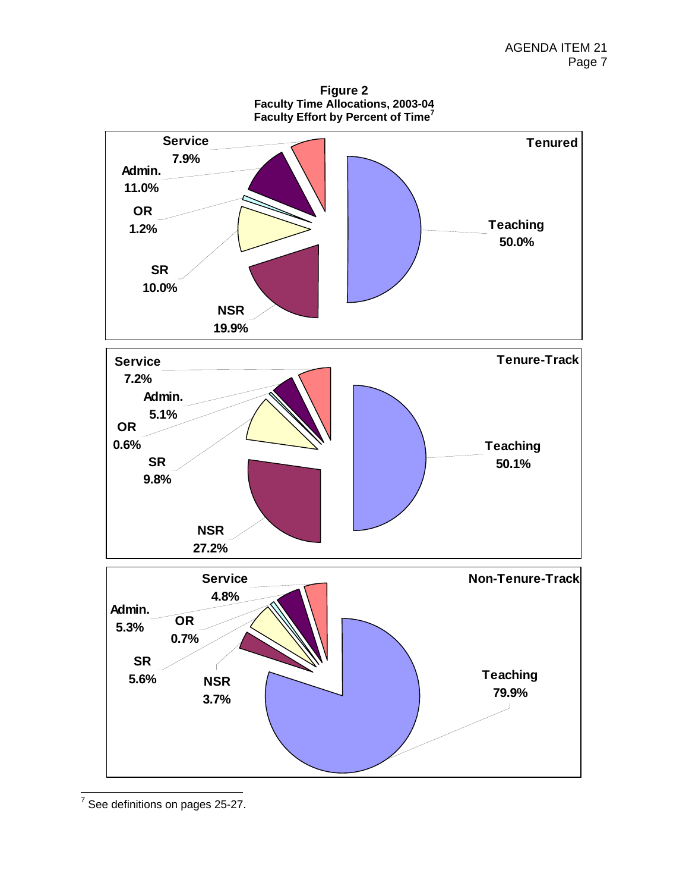**Figure 2**
**Faculty Time Allocations, 2003-04**
**Faculty Effort by Percent of Time**[7]

**Tenured**

| Category | Percent |
| --- | --- |
| Teaching | 50.0% |
| NSR | 19.9% |
| SR | 10.0% |
| OR | 1.2% |
| Admin. | 11.0% |
| Service | 7.9% |

**Tenure-Track**

| Category | Percent |
| --- | --- |
| Teaching | 50.1% |
| NSR | 27.2% |
| SR | 9.8% |
| OR | 0.6% |
| Admin. | 5.1% |
| Service | 7.2% |

**Non-Tenure-Track**

| Category | Percent |
| --- | --- |
| Teaching | 79.9% |
| NSR | 3.7% |
| SR | 5.6% |
| OR | 0.7% |
| Admin. | 5.3% |
| Service | 4.8% |

---

[7] See definitions on pages 25-27.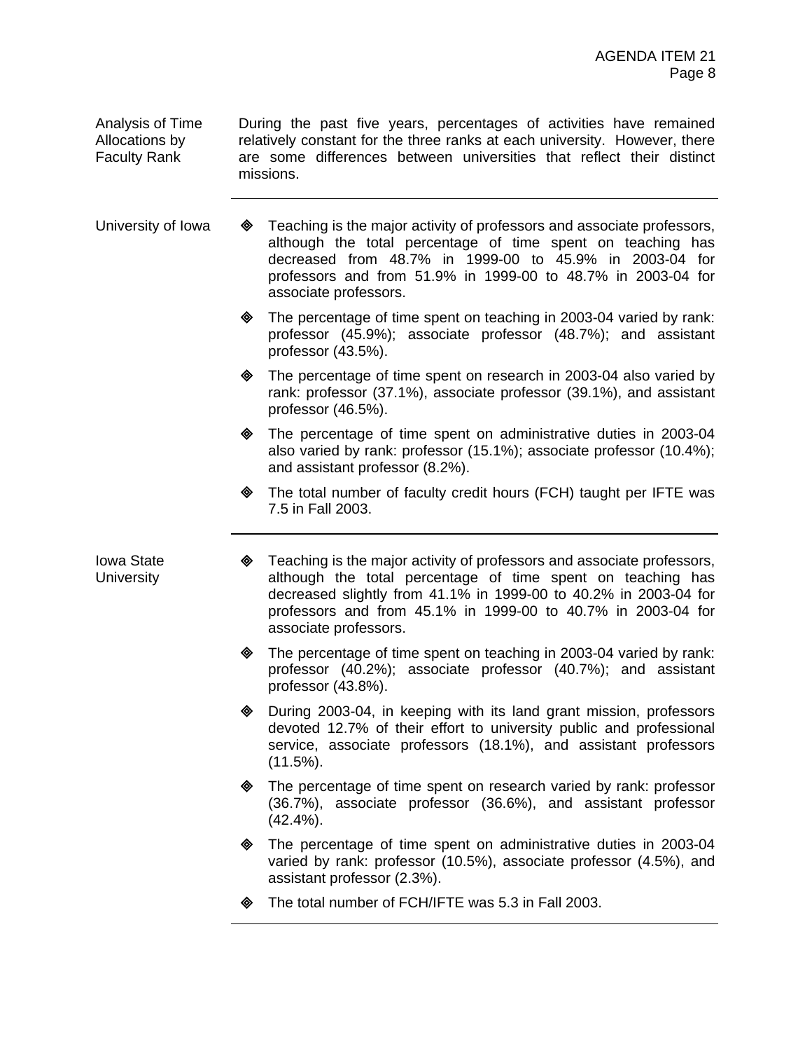**Analysis of Time Allocations by Faculty Rank**

During the past five years, percentages of activities have remained relatively constant for the three ranks at each university. However, there are some differences between universities that reflect their distinct missions.

---

**University of Iowa**

- Teaching is the major activity of professors and associate professors, although the total percentage of time spent on teaching has decreased from 48.7% in 1999-00 to 45.9% in 2003-04 for professors and from 51.9% in 1999-00 to 48.7% in 2003-04 for associate professors.
- The percentage of time spent on teaching in 2003-04 varied by rank: professor (45.9%); associate professor (48.7%); and assistant professor (43.5%).
- The percentage of time spent on research in 2003-04 also varied by rank: professor (37.1%), associate professor (39.1%), and assistant professor (46.5%).
- The percentage of time spent on administrative duties in 2003-04 also varied by rank: professor (15.1%); associate professor (10.4%); and assistant professor (8.2%).
- The total number of faculty credit hours (FCH) taught per IFTE was 7.5 in Fall 2003.

---

**Iowa State University**

- Teaching is the major activity of professors and associate professors, although the total percentage of time spent on teaching has decreased slightly from 41.1% in 1999-00 to 40.2% in 2003-04 for professors and from 45.1% in 1999-00 to 40.7% in 2003-04 for associate professors.
- The percentage of time spent on teaching in 2003-04 varied by rank: professor (40.2%); associate professor (40.7%); and assistant professor (43.8%).
- During 2003-04, in keeping with its land grant mission, professors devoted 12.7% of their effort to university public and professional service, associate professors (18.1%), and assistant professors (11.5%).
- The percentage of time spent on research varied by rank: professor (36.7%), associate professor (36.6%), and assistant professor (42.4%).
- The percentage of time spent on administrative duties in 2003-04 varied by rank: professor (10.5%), associate professor (4.5%), and assistant professor (2.3%).
- The total number of FCH/IFTE was 5.3 in Fall 2003.

---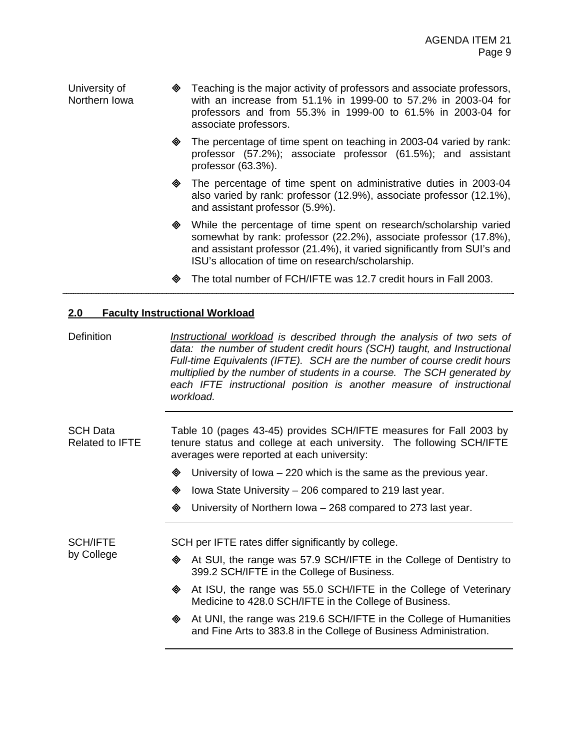University of Northern Iowa

- Teaching is the major activity of professors and associate professors, with an increase from 51.1% in 1999-00 to 57.2% in 2003-04 for professors and from 55.3% in 1999-00 to 61.5% in 2003-04 for associate professors.
- The percentage of time spent on teaching in 2003-04 varied by rank: professor (57.2%); associate professor (61.5%); and assistant professor (63.3%).
- The percentage of time spent on administrative duties in 2003-04 also varied by rank: professor (12.9%), associate professor (12.1%), and assistant professor (5.9%).
- While the percentage of time spent on research/scholarship varied somewhat by rank: professor (22.2%), associate professor (17.8%), and assistant professor (21.4%), it varied significantly from SUI's and ISU's allocation of time on research/scholarship.
- The total number of FCH/IFTE was 12.7 credit hours in Fall 2003.

---

## 2.0 Faculty Instructional Workload

**Definition**

*Instructional workload is described through the analysis of two sets of data: the number of student credit hours (SCH) taught, and Instructional Full-time Equivalents (IFTE). SCH are the number of course credit hours multiplied by the number of students in a course. The SCH generated by each IFTE instructional position is another measure of instructional workload.*

**SCH Data Related to IFTE**

Table 10 (pages 43-45) provides SCH/IFTE measures for Fall 2003 by tenure status and college at each university. The following SCH/IFTE averages were reported at each university:

- University of Iowa – 220 which is the same as the previous year.
- Iowa State University – 206 compared to 219 last year.
- University of Northern Iowa – 268 compared to 273 last year.

**SCH/IFTE by College**

SCH per IFTE rates differ significantly by college.

- At SUI, the range was 57.9 SCH/IFTE in the College of Dentistry to 399.2 SCH/IFTE in the College of Business.
- At ISU, the range was 55.0 SCH/IFTE in the College of Veterinary Medicine to 428.0 SCH/IFTE in the College of Business.
- At UNI, the range was 219.6 SCH/IFTE in the College of Humanities and Fine Arts to 383.8 in the College of Business Administration.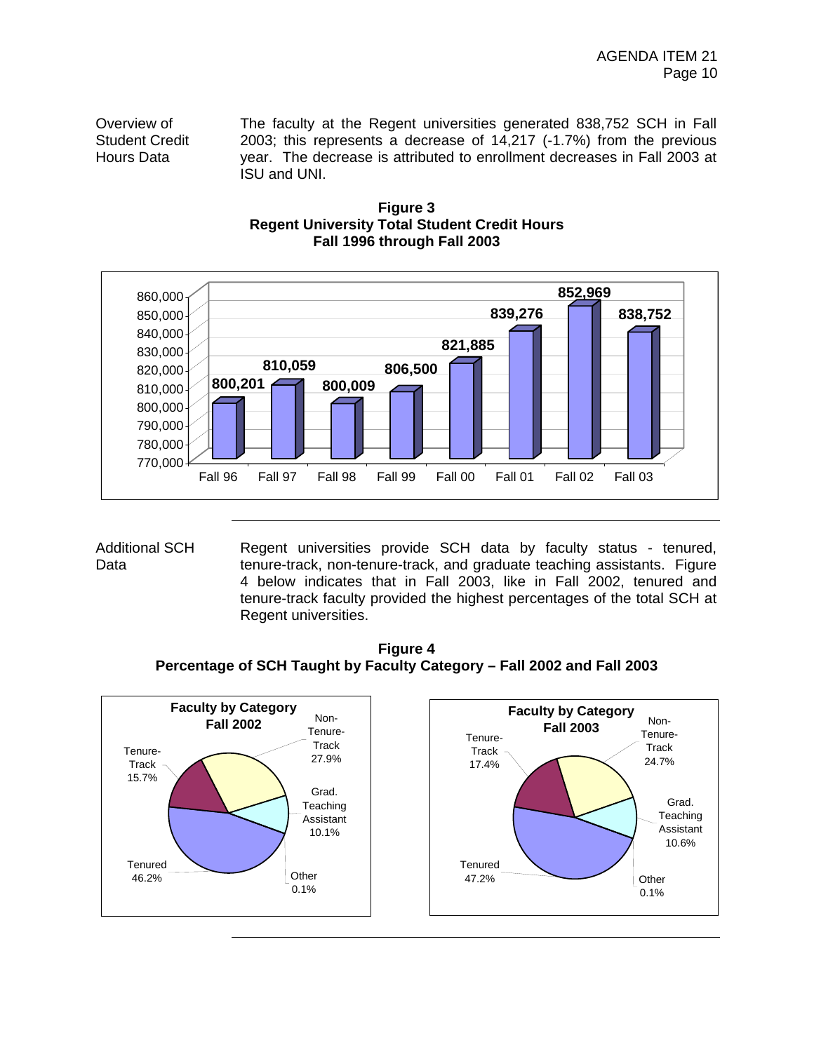**Overview of Student Credit Hours Data**

The faculty at the Regent universities generated 838,752 SCH in Fall 2003; this represents a decrease of 14,217 (-1.7%) from the previous year. The decrease is attributed to enrollment decreases in Fall 2003 at ISU and UNI.

**Figure 3**
**Regent University Total Student Credit Hours**
**Fall 1996 through Fall 2003**

| Term | Total SCH |
|---|---|
| Fall 96 | 800,201 |
| Fall 97 | 810,059 |
| Fall 98 | 800,009 |
| Fall 99 | 806,500 |
| Fall 00 | 821,885 |
| Fall 01 | 839,276 |
| Fall 02 | 852,969 |
| Fall 03 | 838,752 |

---

**Additional SCH Data**

Regent universities provide SCH data by faculty status - tenured, tenure-track, non-tenure-track, and graduate teaching assistants. Figure 4 below indicates that in Fall 2003, like in Fall 2002, tenured and tenure-track faculty provided the highest percentages of the total SCH at Regent universities.

**Figure 4**
**Percentage of SCH Taught by Faculty Category – Fall 2002 and Fall 2003**

| Faculty by Category | Fall 2002 | Fall 2003 |
|---|---|---|
| Tenured | 46.2% | 47.2% |
| Tenure-Track | 15.7% | 17.4% |
| Non-Tenure-Track | 27.9% | 24.7% |
| Grad. Teaching Assistant | 10.1% | 10.6% |
| Other | 0.1% | 0.1% |

---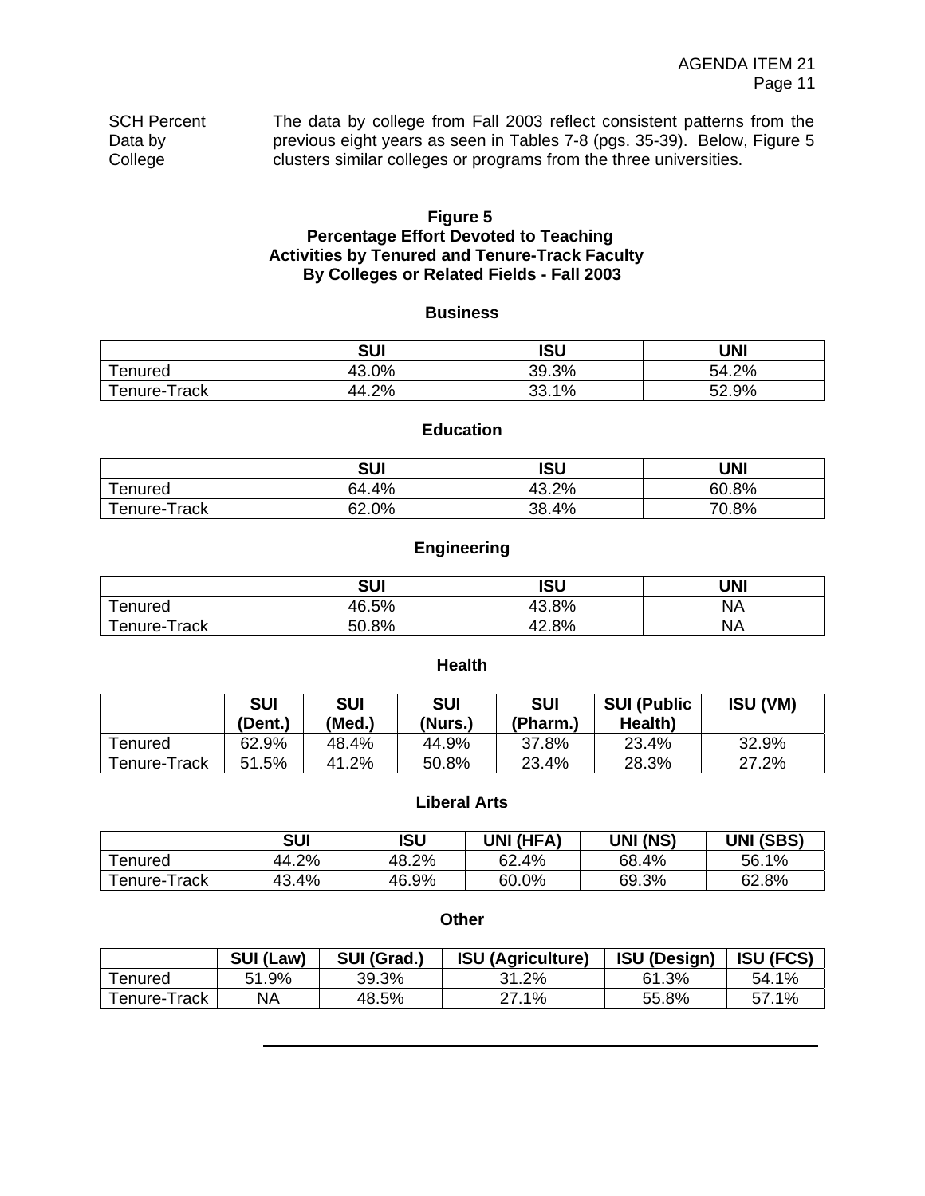**SCH Percent Data by College**

The data by college from Fall 2003 reflect consistent patterns from the previous eight years as seen in Tables 7-8 (pgs. 35-39). Below, Figure 5 clusters similar colleges or programs from the three universities.

**Figure 5**
**Percentage Effort Devoted to Teaching Activities by Tenured and Tenure-Track Faculty By Colleges or Related Fields - Fall 2003**

**Business**

| | SUI | ISU | UNI |
|---|---|---|---|
| Tenured | 43.0% | 39.3% | 54.2% |
| Tenure-Track | 44.2% | 33.1% | 52.9% |

**Education**

| | SUI | ISU | UNI |
|---|---|---|---|
| Tenured | 64.4% | 43.2% | 60.8% |
| Tenure-Track | 62.0% | 38.4% | 70.8% |

**Engineering**

| | SUI | ISU | UNI |
|---|---|---|---|
| Tenured | 46.5% | 43.8% | NA |
| Tenure-Track | 50.8% | 42.8% | NA |

**Health**

| | SUI (Dent.) | SUI (Med.) | SUI (Nurs.) | SUI (Pharm.) | SUI (Public Health) | ISU (VM) |
|---|---|---|---|---|---|---|
| Tenured | 62.9% | 48.4% | 44.9% | 37.8% | 23.4% | 32.9% |
| Tenure-Track | 51.5% | 41.2% | 50.8% | 23.4% | 28.3% | 27.2% |

**Liberal Arts**

| | SUI | ISU | UNI (HFA) | UNI (NS) | UNI (SBS) |
|---|---|---|---|---|---|
| Tenured | 44.2% | 48.2% | 62.4% | 68.4% | 56.1% |
| Tenure-Track | 43.4% | 46.9% | 60.0% | 69.3% | 62.8% |

**Other**

| | SUI (Law) | SUI (Grad.) | ISU (Agriculture) | ISU (Design) | ISU (FCS) |
|---|---|---|---|---|---|
| Tenured | 51.9% | 39.3% | 31.2% | 61.3% | 54.1% |
| Tenure-Track | NA | 48.5% | 27.1% | 55.8% | 57.1% |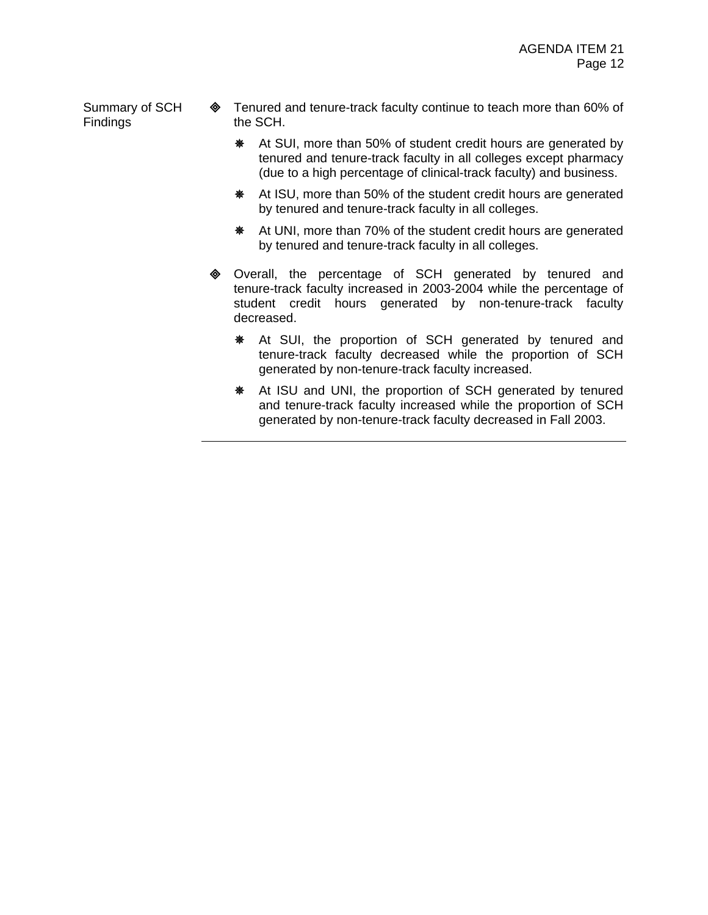**Summary of SCH Findings**

- Tenured and tenure-track faculty continue to teach more than 60% of the SCH.
  - At SUI, more than 50% of student credit hours are generated by tenured and tenure-track faculty in all colleges except pharmacy (due to a high percentage of clinical-track faculty) and business.
  - At ISU, more than 50% of the student credit hours are generated by tenured and tenure-track faculty in all colleges.
  - At UNI, more than 70% of the student credit hours are generated by tenured and tenure-track faculty in all colleges.
- Overall, the percentage of SCH generated by tenured and tenure-track faculty increased in 2003-2004 while the percentage of student credit hours generated by non-tenure-track faculty decreased.
  - At SUI, the proportion of SCH generated by tenured and tenure-track faculty decreased while the proportion of SCH generated by non-tenure-track faculty increased.
  - At ISU and UNI, the proportion of SCH generated by tenured and tenure-track faculty increased while the proportion of SCH generated by non-tenure-track faculty decreased in Fall 2003.

---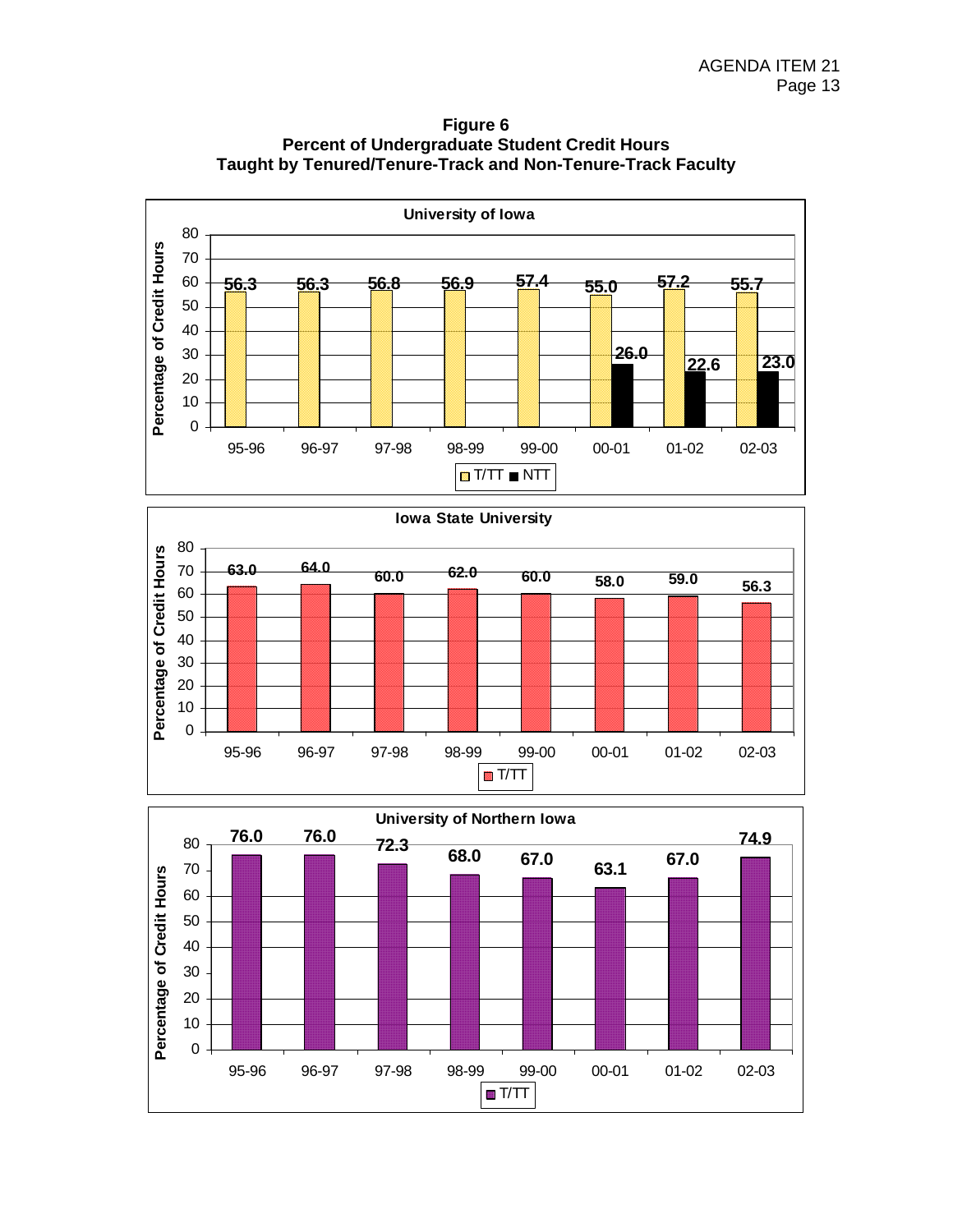**Figure 6**
**Percent of Undergraduate Student Credit Hours Taught by Tenured/Tenure-Track and Non-Tenure-Track Faculty**

**University of Iowa**

| Year | T/TT | NTT |
|---|---|---|
| 95-96 | 56.3 | |
| 96-97 | 56.3 | |
| 97-98 | 56.8 | |
| 98-99 | 56.9 | |
| 99-00 | 57.4 | |
| 00-01 | 55.0 | 26.0 |
| 01-02 | 57.2 | 22.6 |
| 02-03 | 55.7 | 23.0 |

**Iowa State University**

| Year | T/TT |
|---|---|
| 95-96 | 63.0 |
| 96-97 | 64.0 |
| 97-98 | 60.0 |
| 98-99 | 62.0 |
| 99-00 | 60.0 |
| 00-01 | 58.0 |
| 01-02 | 59.0 |
| 02-03 | 56.3 |

**University of Northern Iowa**

| Year | T/TT |
|---|---|
| 95-96 | 76.0 |
| 96-97 | 76.0 |
| 97-98 | 72.3 |
| 98-99 | 68.0 |
| 99-00 | 67.0 |
| 00-01 | 63.1 |
| 01-02 | 67.0 |
| 02-03 | 74.9 |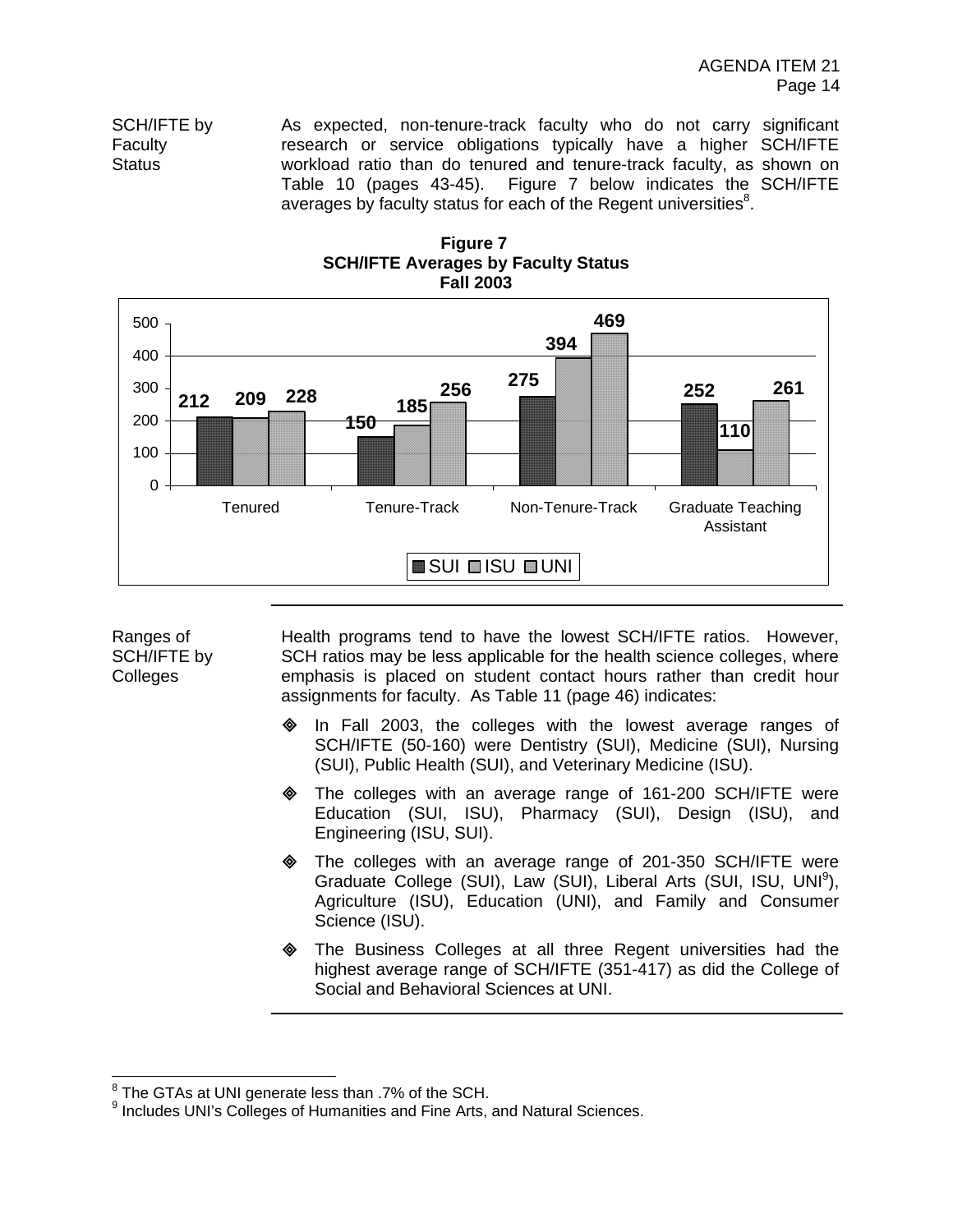**SCH/IFTE by Faculty Status**

As expected, non-tenure-track faculty who do not carry significant research or service obligations typically have a higher SCH/IFTE workload ratio than do tenured and tenure-track faculty, as shown on Table 10 (pages 43-45). Figure 7 below indicates the SCH/IFTE averages by faculty status for each of the Regent universities[8].

**Figure 7**
**SCH/IFTE Averages by Faculty Status**
**Fall 2003**

| Faculty Status | SUI | ISU | UNI |
|---|---|---|---|
| Tenured | 212 | 209 | 228 |
| Tenure-Track | 150 | 185 | 256 |
| Non-Tenure-Track | 275 | 394 | 469 |
| Graduate Teaching Assistant | 252 | 110 | 261 |

**Ranges of SCH/IFTE by Colleges**

Health programs tend to have the lowest SCH/IFTE ratios. However, SCH ratios may be less applicable for the health science colleges, where emphasis is placed on student contact hours rather than credit hour assignments for faculty. As Table 11 (page 46) indicates:

- In Fall 2003, the colleges with the lowest average ranges of SCH/IFTE (50-160) were Dentistry (SUI), Medicine (SUI), Nursing (SUI), Public Health (SUI), and Veterinary Medicine (ISU).
- The colleges with an average range of 161-200 SCH/IFTE were Education (SUI, ISU), Pharmacy (SUI), Design (ISU), and Engineering (ISU, SUI).
- The colleges with an average range of 201-350 SCH/IFTE were Graduate College (SUI), Law (SUI), Liberal Arts (SUI, ISU, UNI[9]), Agriculture (ISU), Education (UNI), and Family and Consumer Science (ISU).
- The Business Colleges at all three Regent universities had the highest average range of SCH/IFTE (351-417) as did the College of Social and Behavioral Sciences at UNI.

---

[8] The GTAs at UNI generate less than .7% of the SCH.

[9] Includes UNI's Colleges of Humanities and Fine Arts, and Natural Sciences.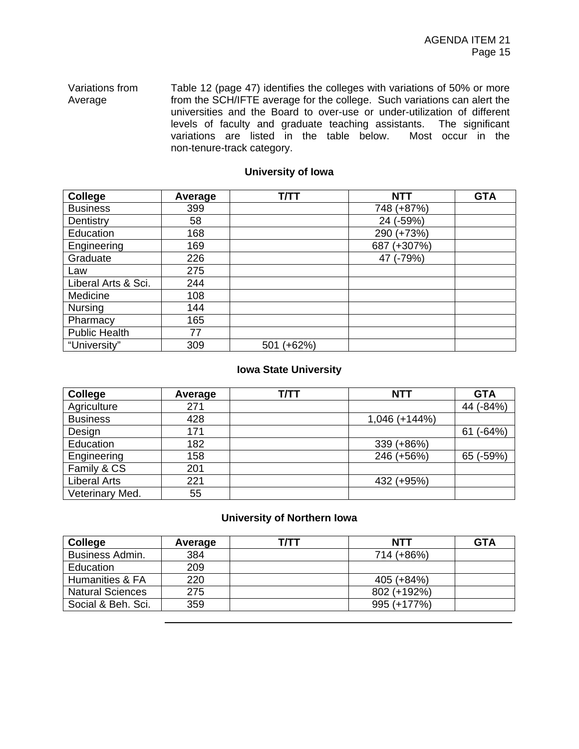Variations from Average

Table 12 (page 47) identifies the colleges with variations of 50% or more from the SCH/IFTE average for the college. Such variations can alert the universities and the Board to over-use or under-utilization of different levels of faculty and graduate teaching assistants. The significant variations are listed in the table below. Most occur in the non-tenure-track category.

**University of Iowa**

| College | Average | T/TT | NTT | GTA |
|---|---|---|---|---|
| Business | 399 | | 748 (+87%) | |
| Dentistry | 58 | | 24 (-59%) | |
| Education | 168 | | 290 (+73%) | |
| Engineering | 169 | | 687 (+307%) | |
| Graduate | 226 | | 47 (-79%) | |
| Law | 275 | | | |
| Liberal Arts & Sci. | 244 | | | |
| Medicine | 108 | | | |
| Nursing | 144 | | | |
| Pharmacy | 165 | | | |
| Public Health | 77 | | | |
| "University" | 309 | 501 (+62%) | | |

**Iowa State University**

| College | Average | T/TT | NTT | GTA |
|---|---|---|---|---|
| Agriculture | 271 | | | 44 (-84%) |
| Business | 428 | | 1,046 (+144%) | |
| Design | 171 | | | 61 (-64%) |
| Education | 182 | | 339 (+86%) | |
| Engineering | 158 | | 246 (+56%) | 65 (-59%) |
| Family & CS | 201 | | | |
| Liberal Arts | 221 | | 432 (+95%) | |
| Veterinary Med. | 55 | | | |

**University of Northern Iowa**

| College | Average | T/TT | NTT | GTA |
|---|---|---|---|---|
| Business Admin. | 384 | | 714 (+86%) | |
| Education | 209 | | | |
| Humanities & FA | 220 | | 405 (+84%) | |
| Natural Sciences | 275 | | 802 (+192%) | |
| Social & Beh. Sci. | 359 | | 995 (+177%) | |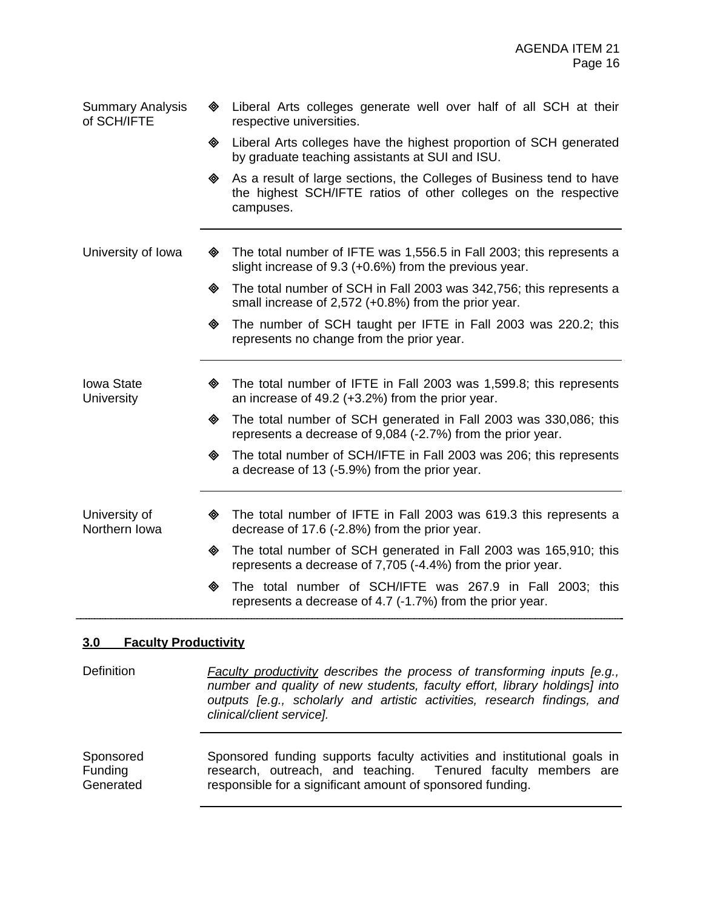**Summary Analysis of SCH/IFTE**

- Liberal Arts colleges generate well over half of all SCH at their respective universities.
- Liberal Arts colleges have the highest proportion of SCH generated by graduate teaching assistants at SUI and ISU.
- As a result of large sections, the Colleges of Business tend to have the highest SCH/IFTE ratios of other colleges on the respective campuses.

---

**University of Iowa**

- The total number of IFTE was 1,556.5 in Fall 2003; this represents a slight increase of 9.3 (+0.6%) from the previous year.
- The total number of SCH in Fall 2003 was 342,756; this represents a small increase of 2,572 (+0.8%) from the prior year.
- The number of SCH taught per IFTE in Fall 2003 was 220.2; this represents no change from the prior year.

---

**Iowa State University**

- The total number of IFTE in Fall 2003 was 1,599.8; this represents an increase of 49.2 (+3.2%) from the prior year.
- The total number of SCH generated in Fall 2003 was 330,086; this represents a decrease of 9,084 (-2.7%) from the prior year.
- The total number of SCH/IFTE in Fall 2003 was 206; this represents a decrease of 13 (-5.9%) from the prior year.

---

**University of Northern Iowa**

- The total number of IFTE in Fall 2003 was 619.3 this represents a decrease of 17.6 (-2.8%) from the prior year.
- The total number of SCH generated in Fall 2003 was 165,910; this represents a decrease of 7,705 (-4.4%) from the prior year.
- The total number of SCH/IFTE was 267.9 in Fall 2003; this represents a decrease of 4.7 (-1.7%) from the prior year.

---

## 3.0 Faculty Productivity

**Definition**

*Faculty productivity describes the process of transforming inputs [e.g., number and quality of new students, faculty effort, library holdings] into outputs [e.g., scholarly and artistic activities, research findings, and clinical/client service].*

---

**Sponsored Funding Generated**

Sponsored funding supports faculty activities and institutional goals in research, outreach, and teaching. Tenured faculty members are responsible for a significant amount of sponsored funding.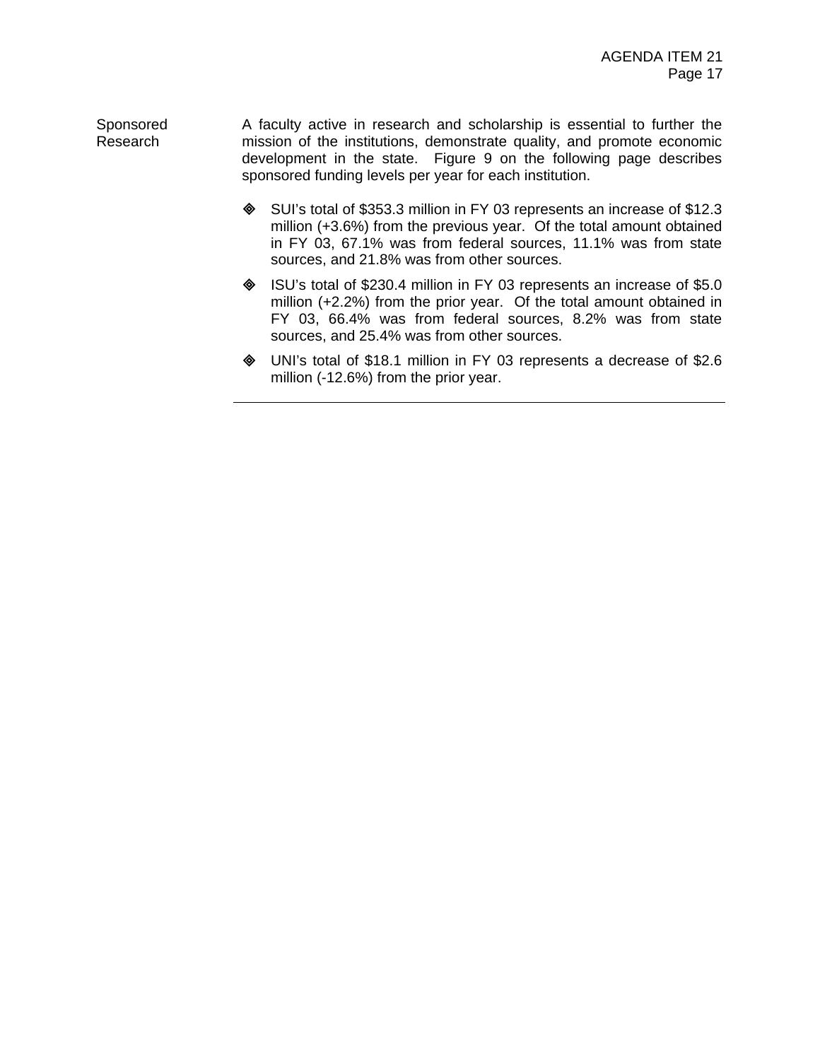**Sponsored Research**

A faculty active in research and scholarship is essential to further the mission of the institutions, demonstrate quality, and promote economic development in the state. Figure 9 on the following page describes sponsored funding levels per year for each institution.

- SUI's total of $353.3 million in FY 03 represents an increase of $12.3 million (+3.6%) from the previous year. Of the total amount obtained in FY 03, 67.1% was from federal sources, 11.1% was from state sources, and 21.8% was from other sources.
- ISU's total of $230.4 million in FY 03 represents an increase of $5.0 million (+2.2%) from the prior year. Of the total amount obtained in FY 03, 66.4% was from federal sources, 8.2% was from state sources, and 25.4% was from other sources.
- UNI's total of $18.1 million in FY 03 represents a decrease of $2.6 million (-12.6%) from the prior year.

---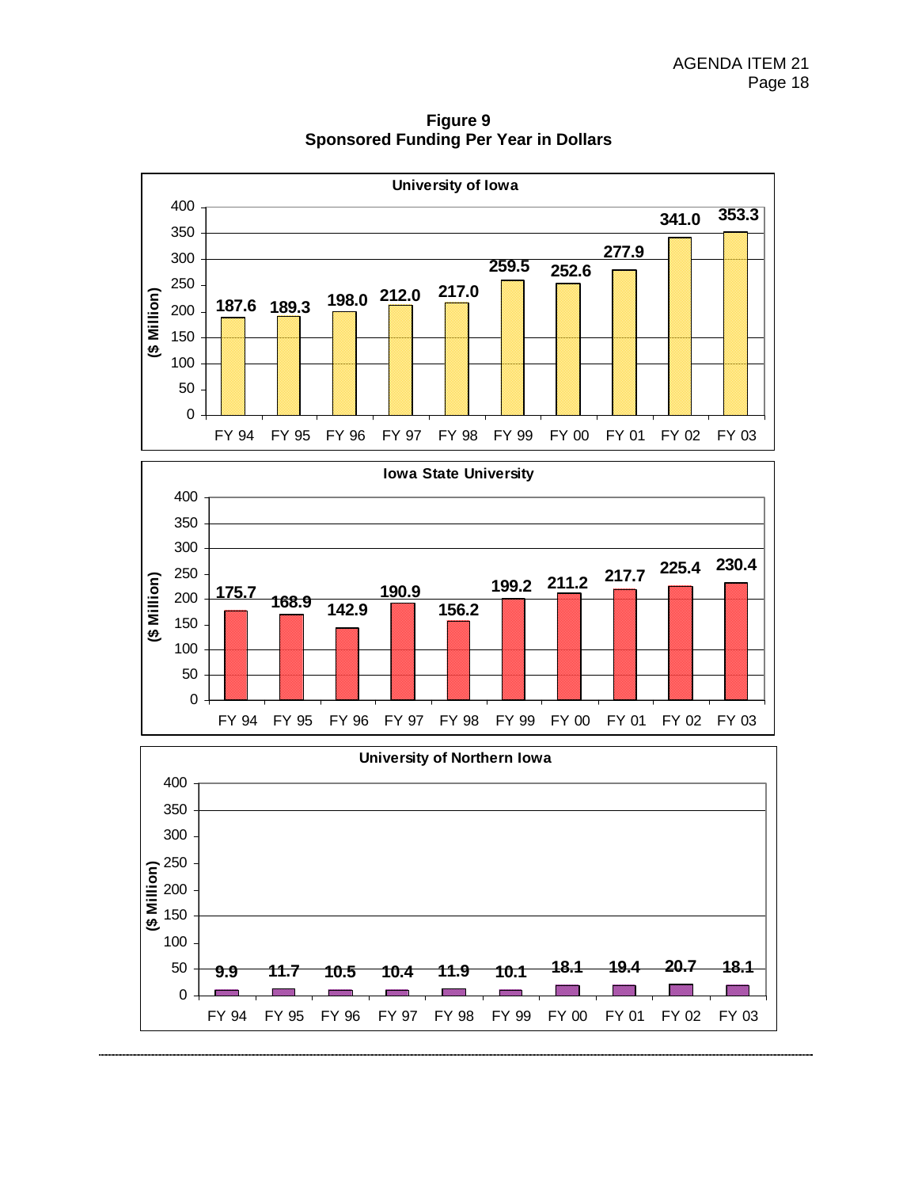**Figure 9**
**Sponsored Funding Per Year in Dollars**

**University of Iowa** ($ Million)

| FY 94 | FY 95 | FY 96 | FY 97 | FY 98 | FY 99 | FY 00 | FY 01 | FY 02 | FY 03 |
|---|---|---|---|---|---|---|---|---|---|
| 187.6 | 189.3 | 198.0 | 212.0 | 217.0 | 259.5 | 252.6 | 277.9 | 341.0 | 353.3 |

**Iowa State University** ($ Million)

| FY 94 | FY 95 | FY 96 | FY 97 | FY 98 | FY 99 | FY 00 | FY 01 | FY 02 | FY 03 |
|---|---|---|---|---|---|---|---|---|---|
| 175.7 | 168.9 | 142.9 | 190.9 | 156.2 | 199.2 | 211.2 | 217.7 | 225.4 | 230.4 |

**University of Northern Iowa** ($ Million)

| FY 94 | FY 95 | FY 96 | FY 97 | FY 98 | FY 99 | FY 00 | FY 01 | FY 02 | FY 03 |
|---|---|---|---|---|---|---|---|---|---|
| 9.9 | 11.7 | 10.5 | 10.4 | 11.9 | 10.1 | 18.1 | 19.4 | 20.7 | 18.1 |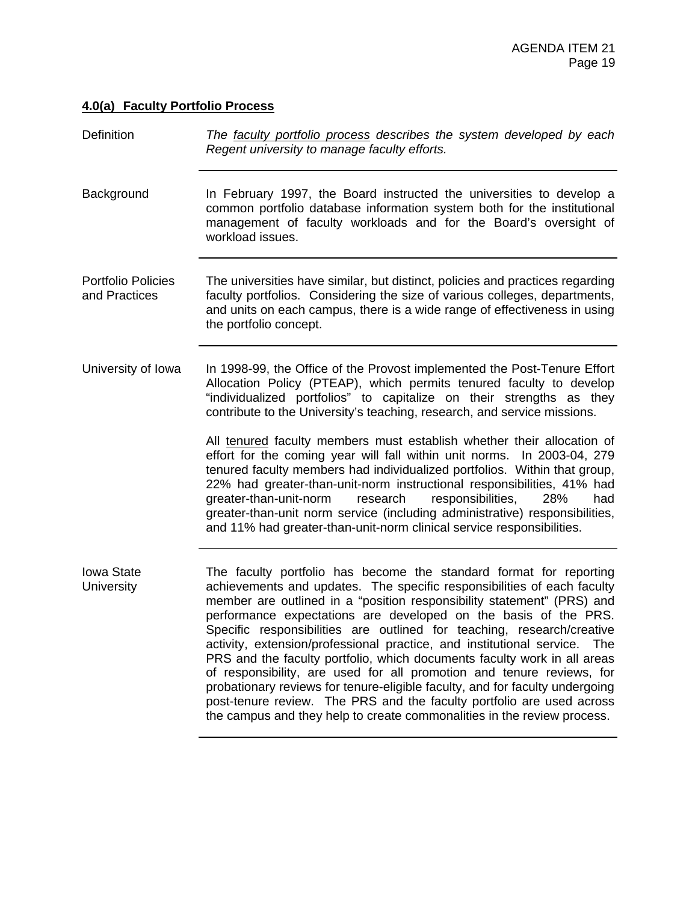## **4.0(a) Faculty Portfolio Process**

**Definition**

*The <u>faculty portfolio process</u> describes the system developed by each Regent university to manage faculty efforts.*

**Background**

In February 1997, the Board instructed the universities to develop a common portfolio database information system both for the institutional management of faculty workloads and for the Board's oversight of workload issues.

**Portfolio Policies and Practices**

The universities have similar, but distinct, policies and practices regarding faculty portfolios. Considering the size of various colleges, departments, and units on each campus, there is a wide range of effectiveness in using the portfolio concept.

**University of Iowa**

In 1998-99, the Office of the Provost implemented the Post-Tenure Effort Allocation Policy (PTEAP), which permits tenured faculty to develop "individualized portfolios" to capitalize on their strengths as they contribute to the University's teaching, research, and service missions.

All <u>tenured</u> faculty members must establish whether their allocation of effort for the coming year will fall within unit norms. In 2003-04, 279 tenured faculty members had individualized portfolios. Within that group, 22% had greater-than-unit-norm instructional responsibilities, 41% had greater-than-unit-norm research responsibilities, 28% had greater-than-unit norm service (including administrative) responsibilities, and 11% had greater-than-unit-norm clinical service responsibilities.

**Iowa State University**

The faculty portfolio has become the standard format for reporting achievements and updates. The specific responsibilities of each faculty member are outlined in a "position responsibility statement" (PRS) and performance expectations are developed on the basis of the PRS. Specific responsibilities are outlined for teaching, research/creative activity, extension/professional practice, and institutional service. The PRS and the faculty portfolio, which documents faculty work in all areas of responsibility, are used for all promotion and tenure reviews, for probationary reviews for tenure-eligible faculty, and for faculty undergoing post-tenure review. The PRS and the faculty portfolio are used across the campus and they help to create commonalities in the review process.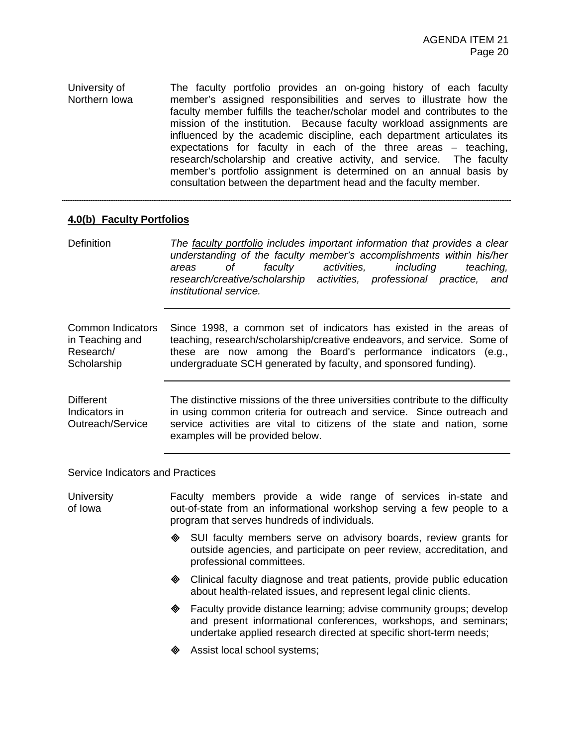**University of Northern Iowa**

The faculty portfolio provides an on-going history of each faculty member's assigned responsibilities and serves to illustrate how the faculty member fulfills the teacher/scholar model and contributes to the mission of the institution. Because faculty workload assignments are influenced by the academic discipline, each department articulates its expectations for faculty in each of the three areas – teaching, research/scholarship and creative activity, and service. The faculty member's portfolio assignment is determined on an annual basis by consultation between the department head and the faculty member.

---

## 4.0(b) Faculty Portfolios

**Definition**

*The faculty portfolio includes important information that provides a clear understanding of the faculty member's accomplishments within his/her areas of faculty activities, including teaching, research/creative/scholarship activities, professional practice, and institutional service.*

**Common Indicators in Teaching and Research/ Scholarship**

Since 1998, a common set of indicators has existed in the areas of teaching, research/scholarship/creative endeavors, and service. Some of these are now among the Board's performance indicators (e.g., undergraduate SCH generated by faculty, and sponsored funding).

**Different Indicators in Outreach/Service**

The distinctive missions of the three universities contribute to the difficulty in using common criteria for outreach and service. Since outreach and service activities are vital to citizens of the state and nation, some examples will be provided below.

### Service Indicators and Practices

**University of Iowa**

Faculty members provide a wide range of services in-state and out-of-state from an informational workshop serving a few people to a program that serves hundreds of individuals.

- SUI faculty members serve on advisory boards, review grants for outside agencies, and participate on peer review, accreditation, and professional committees.
- Clinical faculty diagnose and treat patients, provide public education about health-related issues, and represent legal clinic clients.
- Faculty provide distance learning; advise community groups; develop and present informational conferences, workshops, and seminars; undertake applied research directed at specific short-term needs;
- Assist local school systems;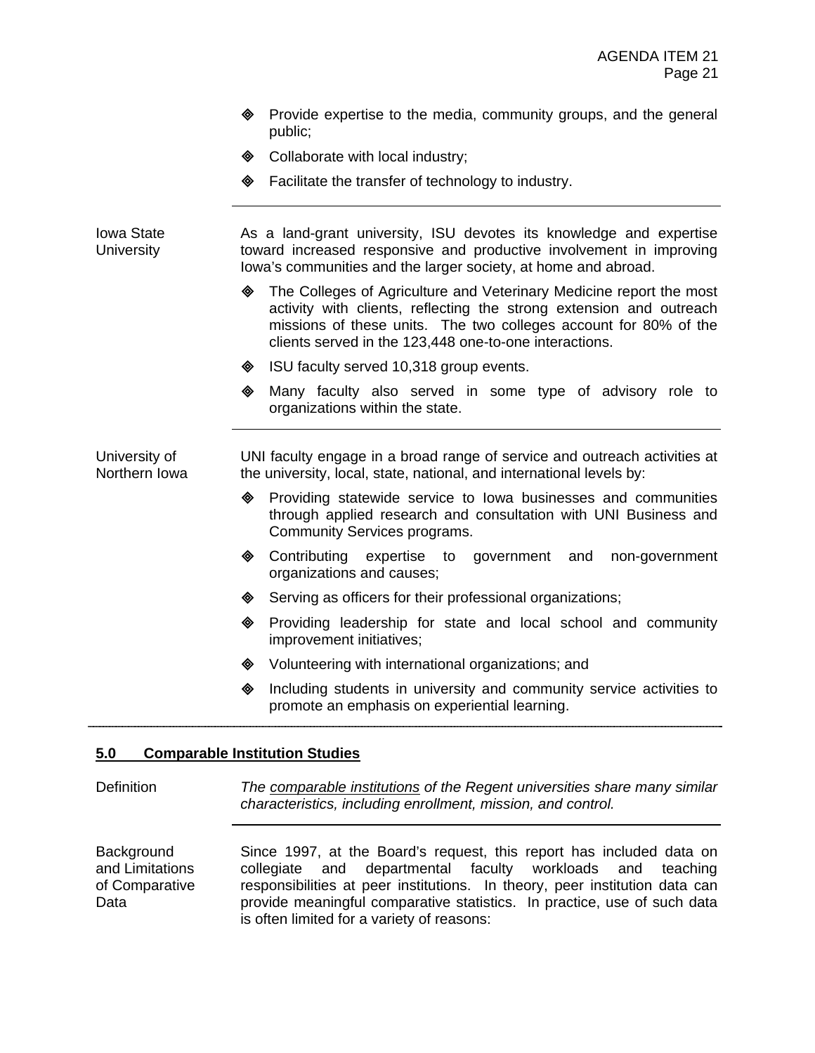- Provide expertise to the media, community groups, and the general public;
- Collaborate with local industry;
- Facilitate the transfer of technology to industry.

---

**Iowa State University**

As a land-grant university, ISU devotes its knowledge and expertise toward increased responsive and productive involvement in improving Iowa's communities and the larger society, at home and abroad.

- The Colleges of Agriculture and Veterinary Medicine report the most activity with clients, reflecting the strong extension and outreach missions of these units. The two colleges account for 80% of the clients served in the 123,448 one-to-one interactions.
- ISU faculty served 10,318 group events.
- Many faculty also served in some type of advisory role to organizations within the state.

---

**University of Northern Iowa**

UNI faculty engage in a broad range of service and outreach activities at the university, local, state, national, and international levels by:

- Providing statewide service to Iowa businesses and communities through applied research and consultation with UNI Business and Community Services programs.
- Contributing expertise to government and non-government organizations and causes;
- Serving as officers for their professional organizations;
- Providing leadership for state and local school and community improvement initiatives;
- Volunteering with international organizations; and
- Including students in university and community service activities to promote an emphasis on experiential learning.

---

## 5.0 Comparable Institution Studies

**Definition**

*The comparable institutions of the Regent universities share many similar characteristics, including enrollment, mission, and control.*

---

**Background and Limitations of Comparative Data**

Since 1997, at the Board's request, this report has included data on collegiate and departmental faculty workloads and teaching responsibilities at peer institutions. In theory, peer institution data can provide meaningful comparative statistics. In practice, use of such data is often limited for a variety of reasons: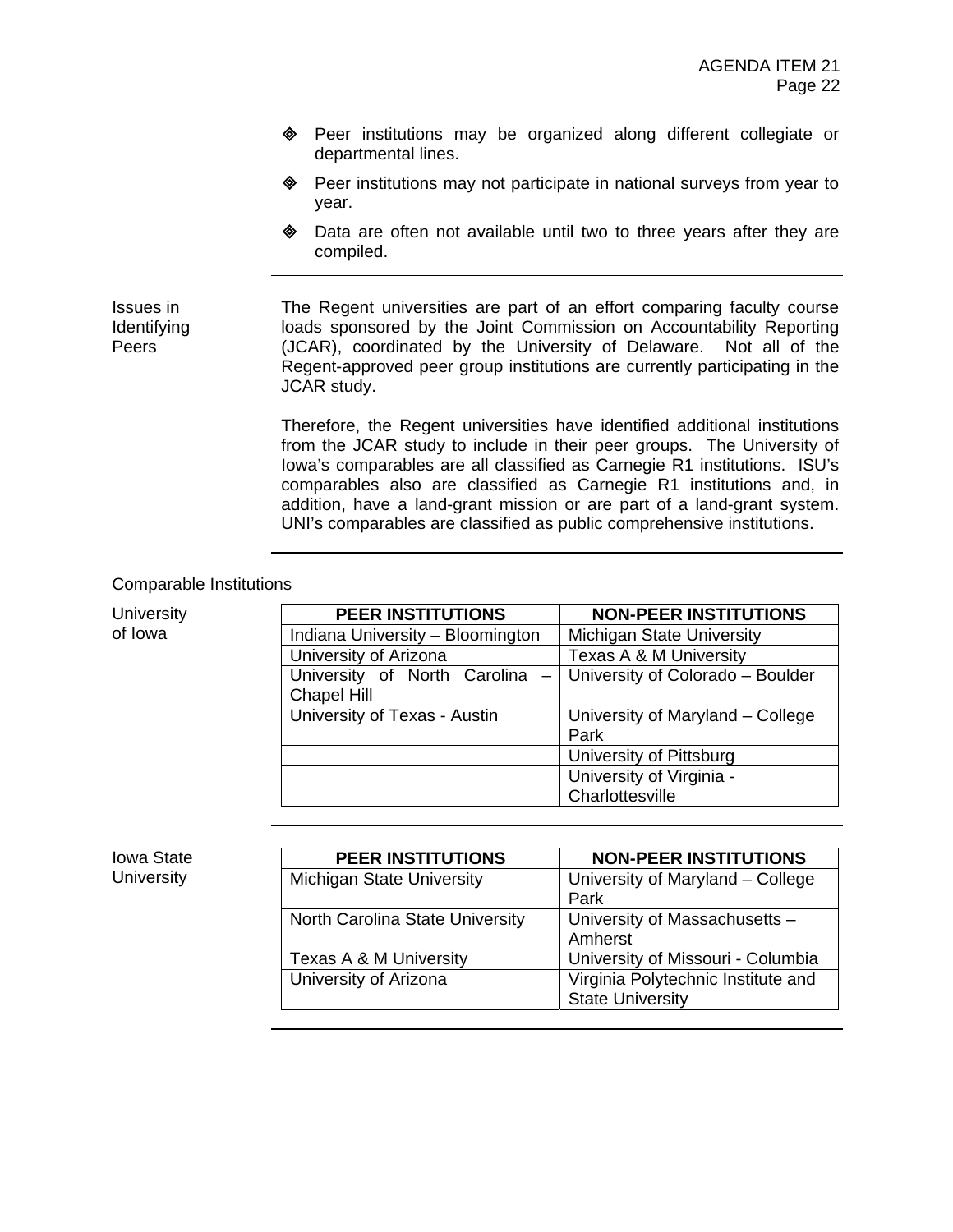- Peer institutions may be organized along different collegiate or departmental lines.
- Peer institutions may not participate in national surveys from year to year.
- Data are often not available until two to three years after they are compiled.

**Issues in Identifying Peers**

The Regent universities are part of an effort comparing faculty course loads sponsored by the Joint Commission on Accountability Reporting (JCAR), coordinated by the University of Delaware. Not all of the Regent-approved peer group institutions are currently participating in the JCAR study.

Therefore, the Regent universities have identified additional institutions from the JCAR study to include in their peer groups. The University of Iowa's comparables are all classified as Carnegie R1 institutions. ISU's comparables also are classified as Carnegie R1 institutions and, in addition, have a land-grant mission or are part of a land-grant system. UNI's comparables are classified as public comprehensive institutions.

Comparable Institutions

University of Iowa

| PEER INSTITUTIONS | NON-PEER INSTITUTIONS |
|---|---|
| Indiana University – Bloomington | Michigan State University |
| University of Arizona | Texas A & M University |
| University of North Carolina – Chapel Hill | University of Colorado – Boulder |
| University of Texas - Austin | University of Maryland – College Park |
| | University of Pittsburg |
| | University of Virginia - Charlottesville |

Iowa State University

| PEER INSTITUTIONS | NON-PEER INSTITUTIONS |
|---|---|
| Michigan State University | University of Maryland – College Park |
| North Carolina State University | University of Massachusetts – Amherst |
| Texas A & M University | University of Missouri - Columbia |
| University of Arizona | Virginia Polytechnic Institute and State University |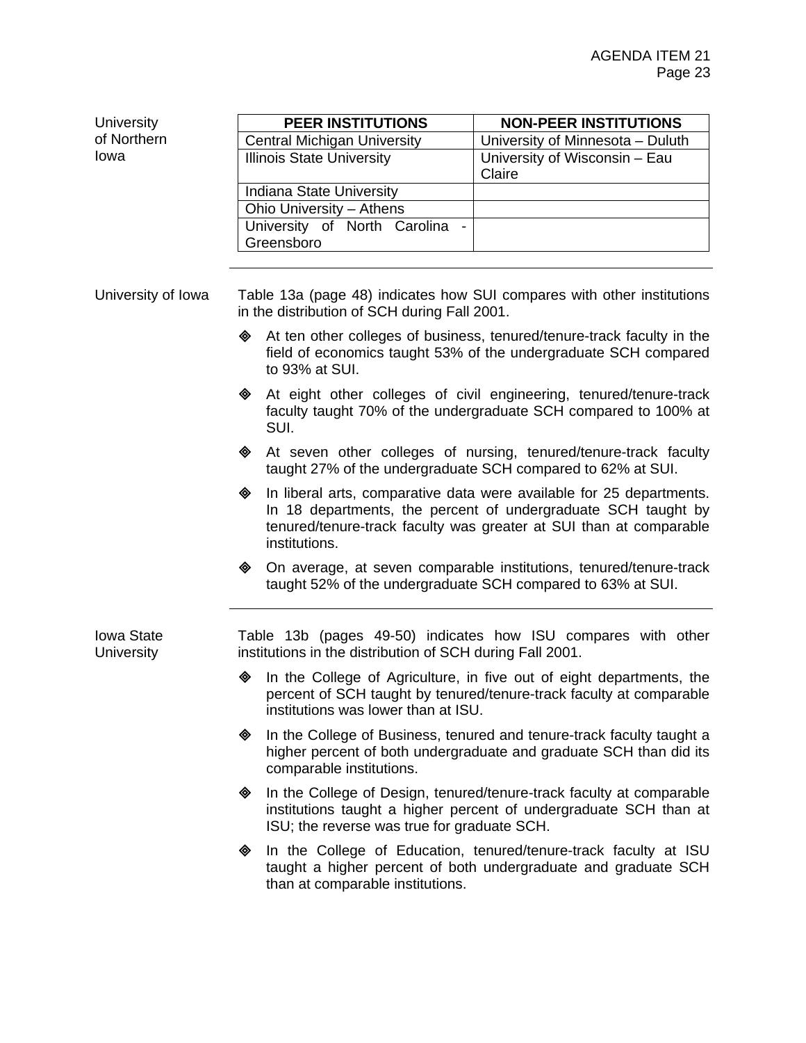University of Northern Iowa

| PEER INSTITUTIONS | NON-PEER INSTITUTIONS |
|---|---|
| Central Michigan University | University of Minnesota – Duluth |
| Illinois State University | University of Wisconsin – Eau Claire |
| Indiana State University | |
| Ohio University – Athens | |
| University of North Carolina - Greensboro | |

---

University of Iowa

Table 13a (page 48) indicates how SUI compares with other institutions in the distribution of SCH during Fall 2001.

- At ten other colleges of business, tenured/tenure-track faculty in the field of economics taught 53% of the undergraduate SCH compared to 93% at SUI.
- At eight other colleges of civil engineering, tenured/tenure-track faculty taught 70% of the undergraduate SCH compared to 100% at SUI.
- At seven other colleges of nursing, tenured/tenure-track faculty taught 27% of the undergraduate SCH compared to 62% at SUI.
- In liberal arts, comparative data were available for 25 departments. In 18 departments, the percent of undergraduate SCH taught by tenured/tenure-track faculty was greater at SUI than at comparable institutions.
- On average, at seven comparable institutions, tenured/tenure-track taught 52% of the undergraduate SCH compared to 63% at SUI.

---

Iowa State University

Table 13b (pages 49-50) indicates how ISU compares with other institutions in the distribution of SCH during Fall 2001.

- In the College of Agriculture, in five out of eight departments, the percent of SCH taught by tenured/tenure-track faculty at comparable institutions was lower than at ISU.
- In the College of Business, tenured and tenure-track faculty taught a higher percent of both undergraduate and graduate SCH than did its comparable institutions.
- In the College of Design, tenured/tenure-track faculty at comparable institutions taught a higher percent of undergraduate SCH than at ISU; the reverse was true for graduate SCH.
- In the College of Education, tenured/tenure-track faculty at ISU taught a higher percent of both undergraduate and graduate SCH than at comparable institutions.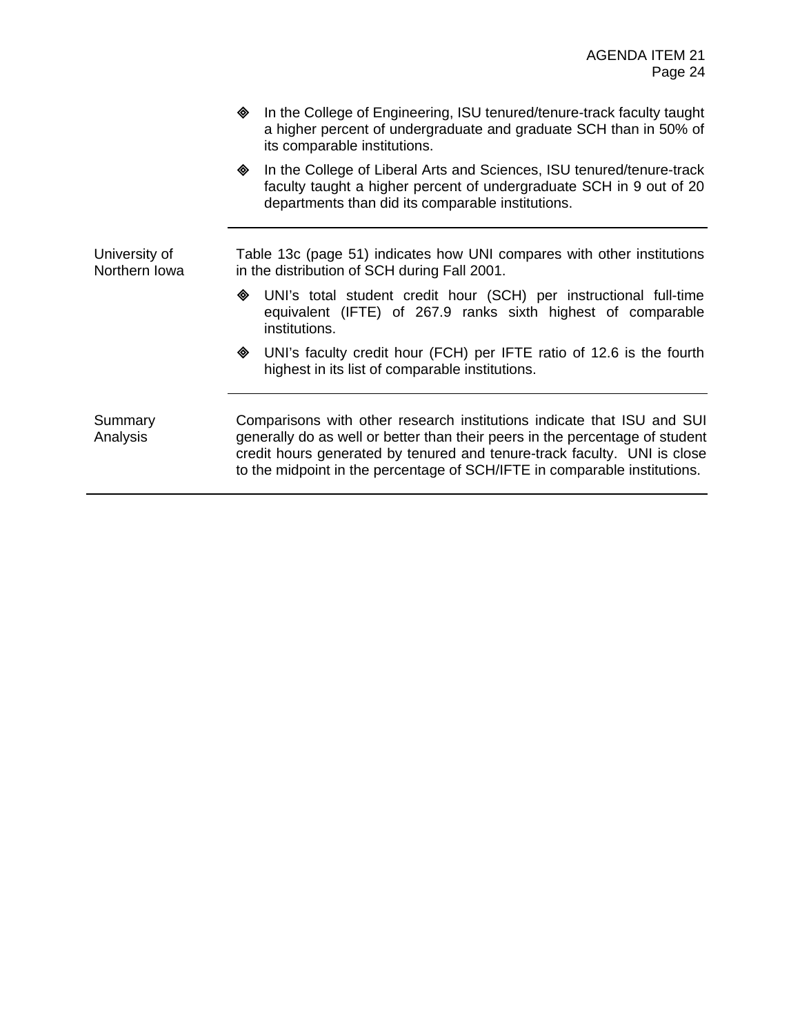- In the College of Engineering, ISU tenured/tenure-track faculty taught a higher percent of undergraduate and graduate SCH than in 50% of its comparable institutions.
- In the College of Liberal Arts and Sciences, ISU tenured/tenure-track faculty taught a higher percent of undergraduate SCH in 9 out of 20 departments than did its comparable institutions.

---

**University of Northern Iowa**

Table 13c (page 51) indicates how UNI compares with other institutions in the distribution of SCH during Fall 2001.

- UNI's total student credit hour (SCH) per instructional full-time equivalent (IFTE) of 267.9 ranks sixth highest of comparable institutions.
- UNI's faculty credit hour (FCH) per IFTE ratio of 12.6 is the fourth highest in its list of comparable institutions.

---

**Summary Analysis**

Comparisons with other research institutions indicate that ISU and SUI generally do as well or better than their peers in the percentage of student credit hours generated by tenured and tenure-track faculty. UNI is close to the midpoint in the percentage of SCH/IFTE in comparable institutions.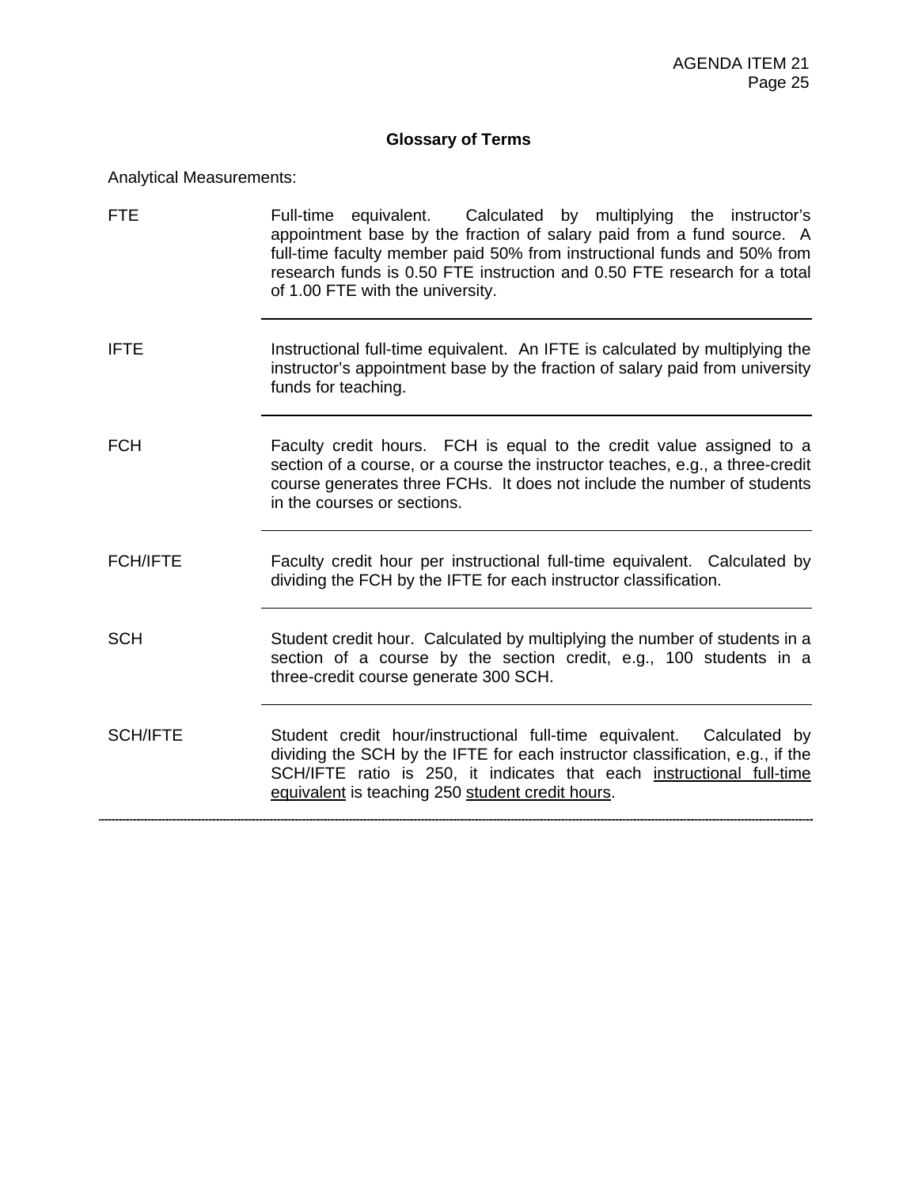## Glossary of Terms

Analytical Measurements:

| Term | Definition |
|---|---|
| FTE | Full-time equivalent. Calculated by multiplying the instructor's appointment base by the fraction of salary paid from a fund source. A full-time faculty member paid 50% from instructional funds and 50% from research funds is 0.50 FTE instruction and 0.50 FTE research for a total of 1.00 FTE with the university. |
| IFTE | Instructional full-time equivalent. An IFTE is calculated by multiplying the instructor's appointment base by the fraction of salary paid from university funds for teaching. |
| FCH | Faculty credit hours. FCH is equal to the credit value assigned to a section of a course, or a course the instructor teaches, e.g., a three-credit course generates three FCHs. It does not include the number of students in the courses or sections. |
| FCH/IFTE | Faculty credit hour per instructional full-time equivalent. Calculated by dividing the FCH by the IFTE for each instructor classification. |
| SCH | Student credit hour. Calculated by multiplying the number of students in a section of a course by the section credit, e.g., 100 students in a three-credit course generate 300 SCH. |
| SCH/IFTE | Student credit hour/instructional full-time equivalent. Calculated by dividing the SCH by the IFTE for each instructor classification, e.g., if the SCH/IFTE ratio is 250, it indicates that each instructional full-time equivalent is teaching 250 student credit hours. |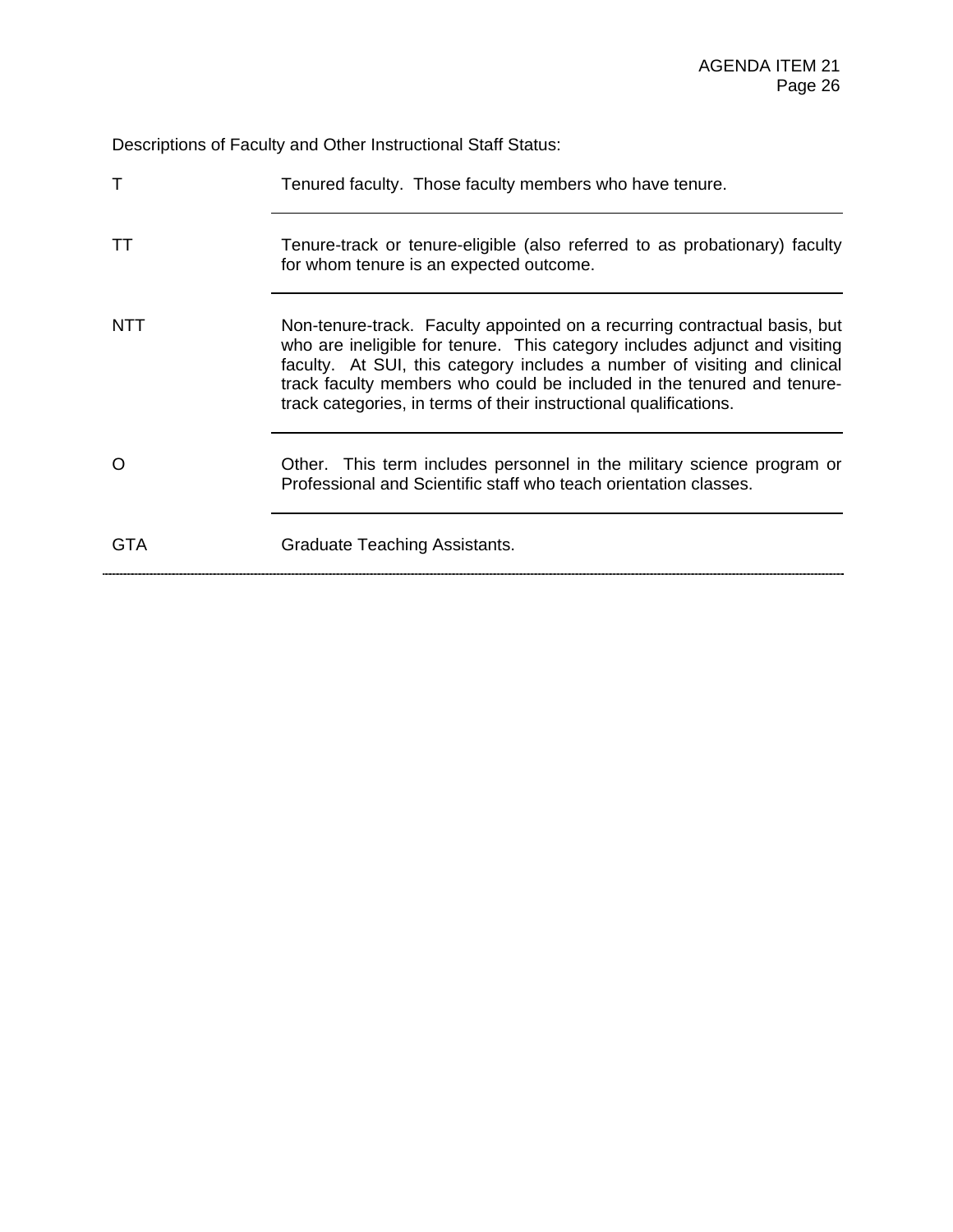Descriptions of Faculty and Other Instructional Staff Status:

| Status | Description |
| --- | --- |
| T | Tenured faculty. Those faculty members who have tenure. |
| TT | Tenure-track or tenure-eligible (also referred to as probationary) faculty for whom tenure is an expected outcome. |
| NTT | Non-tenure-track. Faculty appointed on a recurring contractual basis, but who are ineligible for tenure. This category includes adjunct and visiting faculty. At SUI, this category includes a number of visiting and clinical track faculty members who could be included in the tenured and tenure-track categories, in terms of their instructional qualifications. |
| O | Other. This term includes personnel in the military science program or Professional and Scientific staff who teach orientation classes. |
| GTA | Graduate Teaching Assistants. |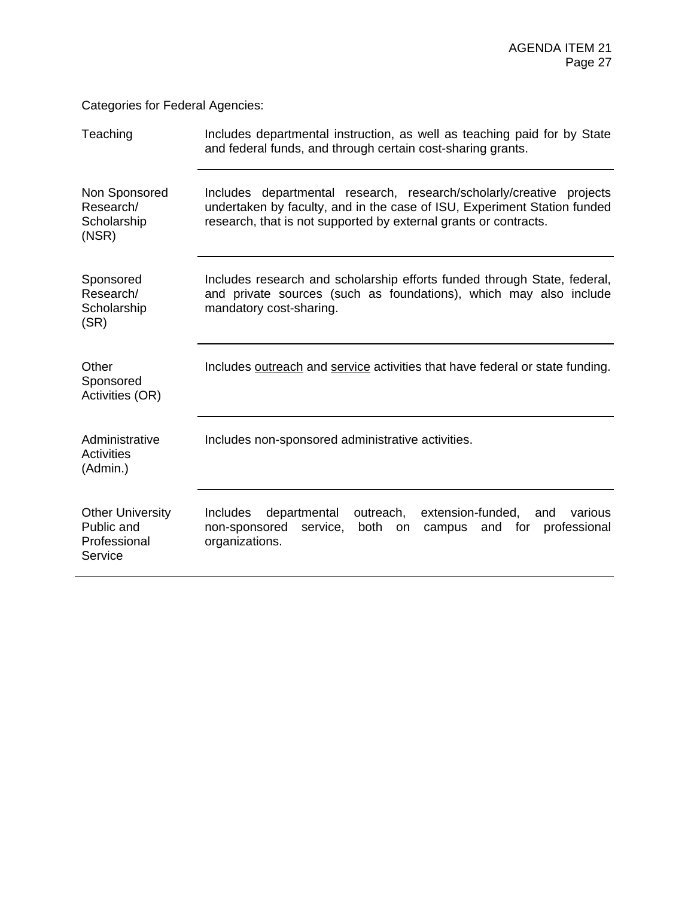Categories for Federal Agencies:

| | |
|---|---|
| Teaching | Includes departmental instruction, as well as teaching paid for by State and federal funds, and through certain cost-sharing grants. |
| Non Sponsored Research/ Scholarship (NSR) | Includes departmental research, research/scholarly/creative projects undertaken by faculty, and in the case of ISU, Experiment Station funded research, that is not supported by external grants or contracts. |
| Sponsored Research/ Scholarship (SR) | Includes research and scholarship efforts funded through State, federal, and private sources (such as foundations), which may also include mandatory cost-sharing. |
| Other Sponsored Activities (OR) | Includes <u>outreach</u> and <u>service</u> activities that have federal or state funding. |
| Administrative Activities (Admin.) | Includes non-sponsored administrative activities. |
| Other University Public and Professional Service | Includes departmental outreach, extension-funded, and various non-sponsored service, both on campus and for professional organizations. |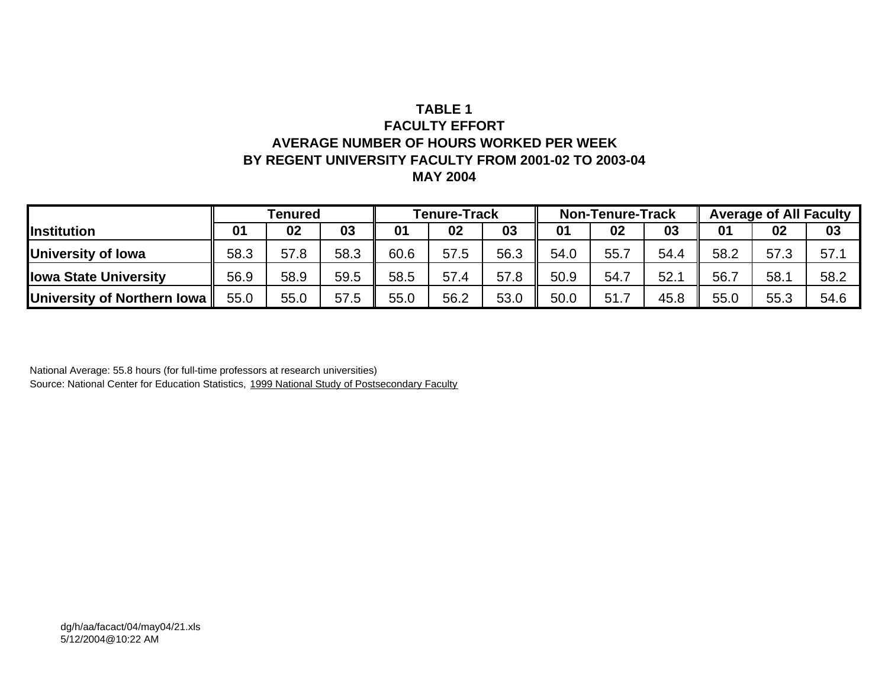**TABLE 1**
**FACULTY EFFORT**
**AVERAGE NUMBER OF HOURS WORKED PER WEEK**
**BY REGENT UNIVERSITY FACULTY FROM 2001-02 TO 2003-04**
**MAY 2004**

| | Tenured | | | Tenure-Track | | | Non-Tenure-Track | | | Average of All Faculty | | |
|---|---|---|---|---|---|---|---|---|---|---|---|---|
| **Institution** | **01** | **02** | **03** | **01** | **02** | **03** | **01** | **02** | **03** | **01** | **02** | **03** |
| **University of Iowa** | 58.3 | 57.8 | 58.3 | 60.6 | 57.5 | 56.3 | 54.0 | 55.7 | 54.4 | 58.2 | 57.3 | 57.1 |
| **Iowa State University** | 56.9 | 58.9 | 59.5 | 58.5 | 57.4 | 57.8 | 50.9 | 54.7 | 52.1 | 56.7 | 58.1 | 58.2 |
| **University of Northern Iowa** | 55.0 | 55.0 | 57.5 | 55.0 | 56.2 | 53.0 | 50.0 | 51.7 | 45.8 | 55.0 | 55.3 | 54.6 |

National Average: 55.8 hours (for full-time professors at research universities)
Source: National Center for Education Statistics, 1999 National Study of Postsecondary Faculty

dg/h/aa/facact/04/may04/21.xls
5/12/2004@10:22 AM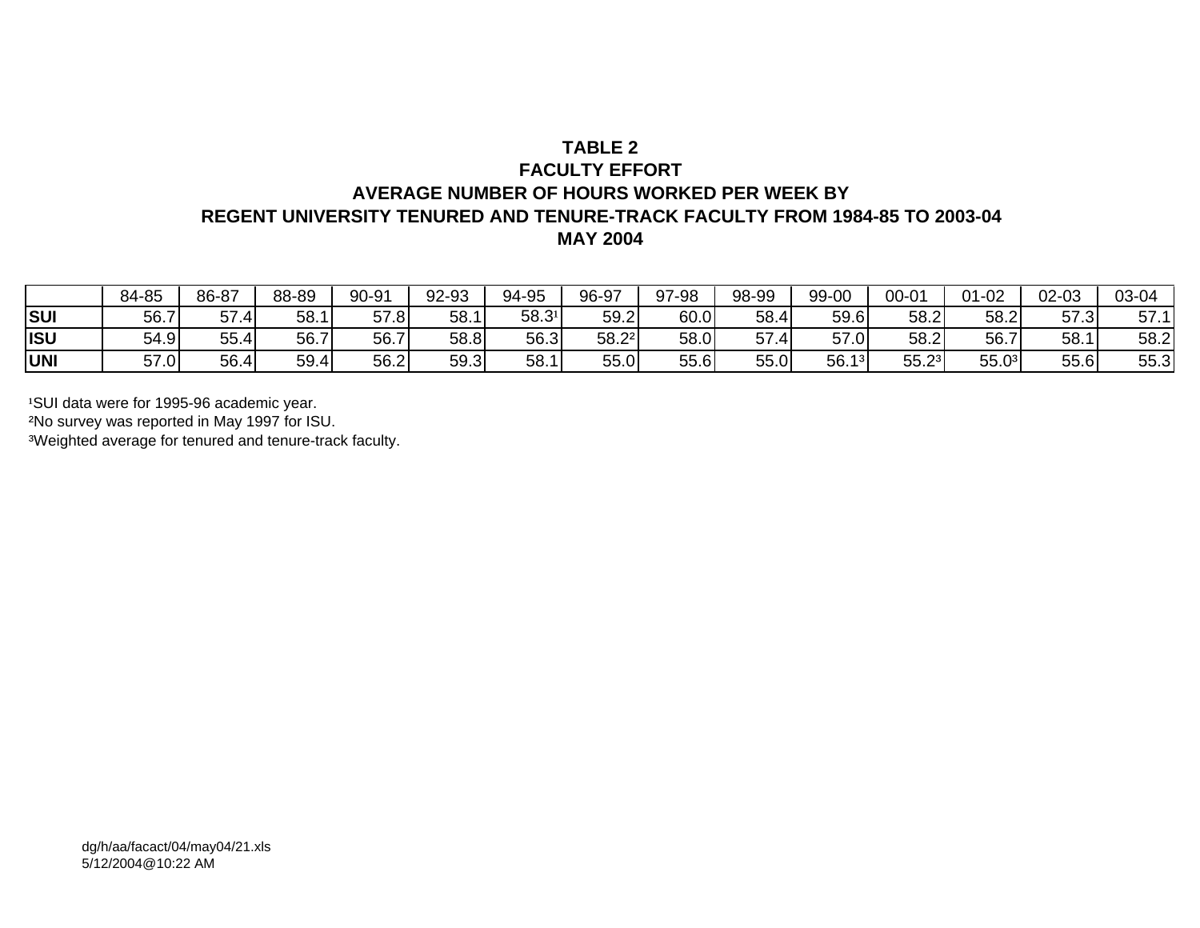**TABLE 2**

**FACULTY EFFORT**

**AVERAGE NUMBER OF HOURS WORKED PER WEEK BY**

**REGENT UNIVERSITY TENURED AND TENURE-TRACK FACULTY FROM 1984-85 TO 2003-04**

**MAY 2004**

| | 84-85 | 86-87 | 88-89 | 90-91 | 92-93 | 94-95 | 96-97 | 97-98 | 98-99 | 99-00 | 00-01 | 01-02 | 02-03 | 03-04 |
|---|---|---|---|---|---|---|---|---|---|---|---|---|---|---|
| **SUI** | 56.7 | 57.4 | 58.1 | 57.8 | 58.1 | 58.3[1] | 59.2 | 60.0 | 58.4 | 59.6 | 58.2 | 58.2 | 57.3 | 57.1 |
| **ISU** | 54.9 | 55.4 | 56.7 | 56.7 | 58.8 | 56.3 | 58.2[2] | 58.0 | 57.4 | 57.0 | 58.2 | 56.7 | 58.1 | 58.2 |
| **UNI** | 57.0 | 56.4 | 59.4 | 56.2 | 59.3 | 58.1 | 55.0 | 55.6 | 55.0 | 56.1[3] | 55.2[3] | 55.0[3] | 55.6 | 55.3 |

[1]SUI data were for 1995-96 academic year.

[2]No survey was reported in May 1997 for ISU.

[3]Weighted average for tenured and tenure-track faculty.

dg/h/aa/facact/04/may04/21.xls
5/12/2004@10:22 AM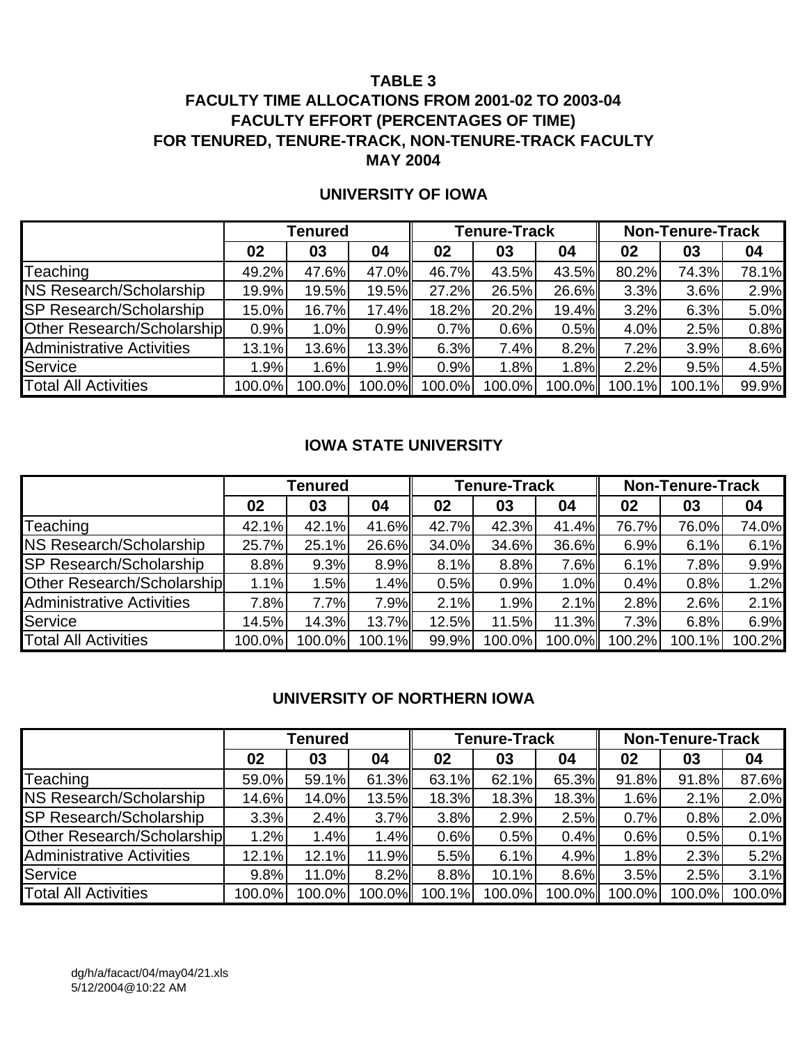# TABLE 3
## FACULTY TIME ALLOCATIONS FROM 2001-02 TO 2003-04
## FACULTY EFFORT (PERCENTAGES OF TIME)
## FOR TENURED, TENURE-TRACK, NON-TENURE-TRACK FACULTY
## MAY 2004

### UNIVERSITY OF IOWA

| | Tenured | | | Tenure-Track | | | Non-Tenure-Track | | |
|---|---|---|---|---|---|---|---|---|---|
| | 02 | 03 | 04 | 02 | 03 | 04 | 02 | 03 | 04 |
| Teaching | 49.2% | 47.6% | 47.0% | 46.7% | 43.5% | 43.5% | 80.2% | 74.3% | 78.1% |
| NS Research/Scholarship | 19.9% | 19.5% | 19.5% | 27.2% | 26.5% | 26.6% | 3.3% | 3.6% | 2.9% |
| SP Research/Scholarship | 15.0% | 16.7% | 17.4% | 18.2% | 20.2% | 19.4% | 3.2% | 6.3% | 5.0% |
| Other Research/Scholarship | 0.9% | 1.0% | 0.9% | 0.7% | 0.6% | 0.5% | 4.0% | 2.5% | 0.8% |
| Administrative Activities | 13.1% | 13.6% | 13.3% | 6.3% | 7.4% | 8.2% | 7.2% | 3.9% | 8.6% |
| Service | 1.9% | 1.6% | 1.9% | 0.9% | 1.8% | 1.8% | 2.2% | 9.5% | 4.5% |
| Total All Activities | 100.0% | 100.0% | 100.0% | 100.0% | 100.0% | 100.0% | 100.1% | 100.1% | 99.9% |

### IOWA STATE UNIVERSITY

| | Tenured | | | Tenure-Track | | | Non-Tenure-Track | | |
|---|---|---|---|---|---|---|---|---|---|
| | 02 | 03 | 04 | 02 | 03 | 04 | 02 | 03 | 04 |
| Teaching | 42.1% | 42.1% | 41.6% | 42.7% | 42.3% | 41.4% | 76.7% | 76.0% | 74.0% |
| NS Research/Scholarship | 25.7% | 25.1% | 26.6% | 34.0% | 34.6% | 36.6% | 6.9% | 6.1% | 6.1% |
| SP Research/Scholarship | 8.8% | 9.3% | 8.9% | 8.1% | 8.8% | 7.6% | 6.1% | 7.8% | 9.9% |
| Other Research/Scholarship | 1.1% | 1.5% | 1.4% | 0.5% | 0.9% | 1.0% | 0.4% | 0.8% | 1.2% |
| Administrative Activities | 7.8% | 7.7% | 7.9% | 2.1% | 1.9% | 2.1% | 2.8% | 2.6% | 2.1% |
| Service | 14.5% | 14.3% | 13.7% | 12.5% | 11.5% | 11.3% | 7.3% | 6.8% | 6.9% |
| Total All Activities | 100.0% | 100.0% | 100.1% | 99.9% | 100.0% | 100.0% | 100.2% | 100.1% | 100.2% |

### UNIVERSITY OF NORTHERN IOWA

| | Tenured | | | Tenure-Track | | | Non-Tenure-Track | | |
|---|---|---|---|---|---|---|---|---|---|
| | 02 | 03 | 04 | 02 | 03 | 04 | 02 | 03 | 04 |
| Teaching | 59.0% | 59.1% | 61.3% | 63.1% | 62.1% | 65.3% | 91.8% | 91.8% | 87.6% |
| NS Research/Scholarship | 14.6% | 14.0% | 13.5% | 18.3% | 18.3% | 18.3% | 1.6% | 2.1% | 2.0% |
| SP Research/Scholarship | 3.3% | 2.4% | 3.7% | 3.8% | 2.9% | 2.5% | 0.7% | 0.8% | 2.0% |
| Other Research/Scholarship | 1.2% | 1.4% | 1.4% | 0.6% | 0.5% | 0.4% | 0.6% | 0.5% | 0.1% |
| Administrative Activities | 12.1% | 12.1% | 11.9% | 5.5% | 6.1% | 4.9% | 1.8% | 2.3% | 5.2% |
| Service | 9.8% | 11.0% | 8.2% | 8.8% | 10.1% | 8.6% | 3.5% | 2.5% | 3.1% |
| Total All Activities | 100.0% | 100.0% | 100.0% | 100.1% | 100.0% | 100.0% | 100.0% | 100.0% | 100.0% |

dg/h/a/facact/04/may04/21.xls
5/12/2004@10:22 AM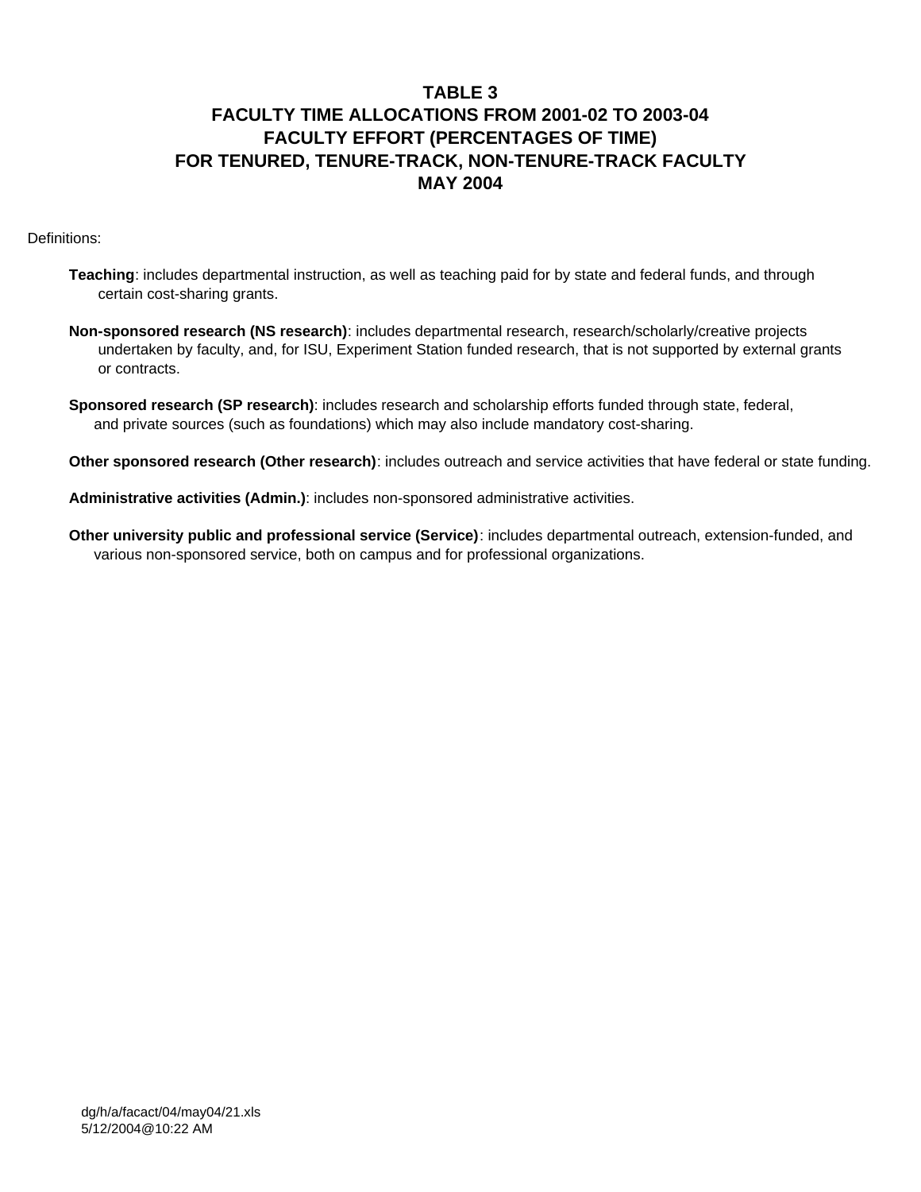# TABLE 3
## FACULTY TIME ALLOCATIONS FROM 2001-02 TO 2003-04
## FACULTY EFFORT (PERCENTAGES OF TIME)
## FOR TENURED, TENURE-TRACK, NON-TENURE-TRACK FACULTY
## MAY 2004

Definitions:

**Teaching**: includes departmental instruction, as well as teaching paid for by state and federal funds, and through certain cost-sharing grants.

**Non-sponsored research (NS research)**: includes departmental research, research/scholarly/creative projects undertaken by faculty, and, for ISU, Experiment Station funded research, that is not supported by external grants or contracts.

**Sponsored research (SP research)**: includes research and scholarship efforts funded through state, federal, and private sources (such as foundations) which may also include mandatory cost-sharing.

**Other sponsored research (Other research)**: includes outreach and service activities that have federal or state funding.

**Administrative activities (Admin.)**: includes non-sponsored administrative activities.

**Other university public and professional service (Service)**: includes departmental outreach, extension-funded, and various non-sponsored service, both on campus and for professional organizations.

dg/h/a/facact/04/may04/21.xls
5/12/2004@10:22 AM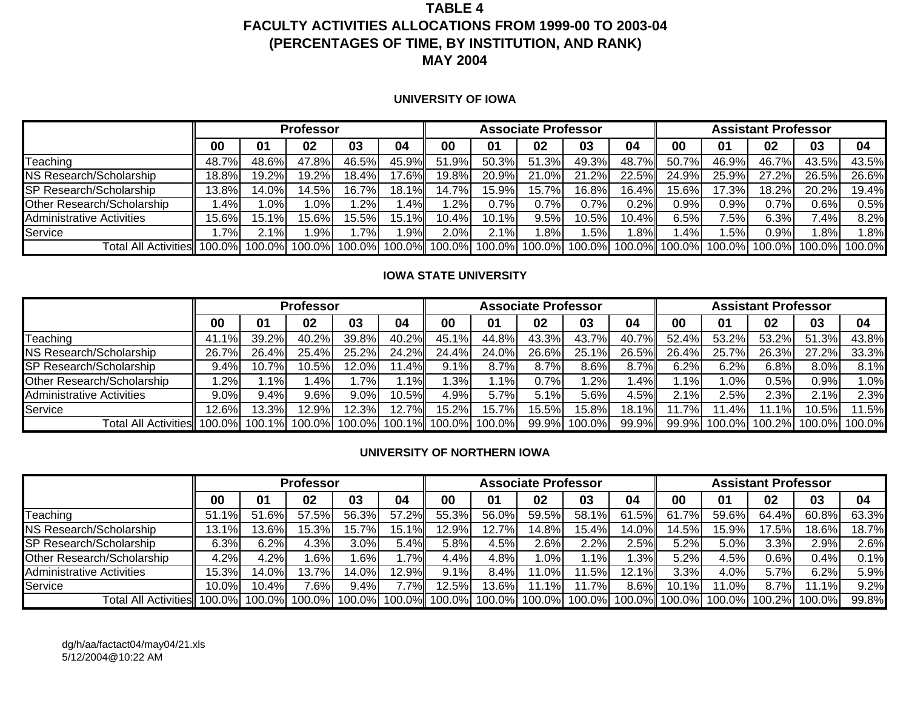# TABLE 4
# FACULTY ACTIVITIES ALLOCATIONS FROM 1999-00 TO 2003-04
# (PERCENTAGES OF TIME, BY INSTITUTION, AND RANK)
# MAY 2004

## UNIVERSITY OF IOWA

| | Professor | | | | | Associate Professor | | | | | Assistant Professor | | | | |
|---|---|---|---|---|---|---|---|---|---|---|---|---|---|---|---|
| | 00 | 01 | 02 | 03 | 04 | 00 | 01 | 02 | 03 | 04 | 00 | 01 | 02 | 03 | 04 |
| Teaching | 48.7% | 48.6% | 47.8% | 46.5% | 45.9% | 51.9% | 50.3% | 51.3% | 49.3% | 48.7% | 50.7% | 46.9% | 46.7% | 43.5% | 43.5% |
| NS Research/Scholarship | 18.8% | 19.2% | 19.2% | 18.4% | 17.6% | 19.8% | 20.9% | 21.0% | 21.2% | 22.5% | 24.9% | 25.9% | 27.2% | 26.5% | 26.6% |
| SP Research/Scholarship | 13.8% | 14.0% | 14.5% | 16.7% | 18.1% | 14.7% | 15.9% | 15.7% | 16.8% | 16.4% | 15.6% | 17.3% | 18.2% | 20.2% | 19.4% |
| Other Research/Scholarship | 1.4% | 1.0% | 1.0% | 1.2% | 1.4% | 1.2% | 0.7% | 0.7% | 0.7% | 0.2% | 0.9% | 0.9% | 0.7% | 0.6% | 0.5% |
| Administrative Activities | 15.6% | 15.1% | 15.6% | 15.5% | 15.1% | 10.4% | 10.1% | 9.5% | 10.5% | 10.4% | 6.5% | 7.5% | 6.3% | 7.4% | 8.2% |
| Service | 1.7% | 2.1% | 1.9% | 1.7% | 1.9% | 2.0% | 2.1% | 1.8% | 1.5% | 1.8% | 1.4% | 1.5% | 0.9% | 1.8% | 1.8% |
| Total All Activities | 100.0% | 100.0% | 100.0% | 100.0% | 100.0% | 100.0% | 100.0% | 100.0% | 100.0% | 100.0% | 100.0% | 100.0% | 100.0% | 100.0% | 100.0% |

## IOWA STATE UNIVERSITY

| | Professor | | | | | Associate Professor | | | | | Assistant Professor | | | | |
|---|---|---|---|---|---|---|---|---|---|---|---|---|---|---|---|
| | 00 | 01 | 02 | 03 | 04 | 00 | 01 | 02 | 03 | 04 | 00 | 01 | 02 | 03 | 04 |
| Teaching | 41.1% | 39.2% | 40.2% | 39.8% | 40.2% | 45.1% | 44.8% | 43.3% | 43.7% | 40.7% | 52.4% | 53.2% | 53.2% | 51.3% | 43.8% |
| NS Research/Scholarship | 26.7% | 26.4% | 25.4% | 25.2% | 24.2% | 24.4% | 24.0% | 26.6% | 25.1% | 26.5% | 26.4% | 25.7% | 26.3% | 27.2% | 33.3% |
| SP Research/Scholarship | 9.4% | 10.7% | 10.5% | 12.0% | 11.4% | 9.1% | 8.7% | 8.7% | 8.6% | 8.7% | 6.2% | 6.2% | 6.8% | 8.0% | 8.1% |
| Other Research/Scholarship | 1.2% | 1.1% | 1.4% | 1.7% | 1.1% | 1.3% | 1.1% | 0.7% | 1.2% | 1.4% | 1.1% | 1.0% | 0.5% | 0.9% | 1.0% |
| Administrative Activities | 9.0% | 9.4% | 9.6% | 9.0% | 10.5% | 4.9% | 5.7% | 5.1% | 5.6% | 4.5% | 2.1% | 2.5% | 2.3% | 2.1% | 2.3% |
| Service | 12.6% | 13.3% | 12.9% | 12.3% | 12.7% | 15.2% | 15.7% | 15.5% | 15.8% | 18.1% | 11.7% | 11.4% | 11.1% | 10.5% | 11.5% |
| Total All Activities | 100.0% | 100.1% | 100.0% | 100.0% | 100.1% | 100.0% | 100.0% | 99.9% | 100.0% | 99.9% | 99.9% | 100.0% | 100.2% | 100.0% | 100.0% |

## UNIVERSITY OF NORTHERN IOWA

| | Professor | | | | | Associate Professor | | | | | Assistant Professor | | | | |
|---|---|---|---|---|---|---|---|---|---|---|---|---|---|---|---|
| | 00 | 01 | 02 | 03 | 04 | 00 | 01 | 02 | 03 | 04 | 00 | 01 | 02 | 03 | 04 |
| Teaching | 51.1% | 51.6% | 57.5% | 56.3% | 57.2% | 55.3% | 56.0% | 59.5% | 58.1% | 61.5% | 61.7% | 59.6% | 64.4% | 60.8% | 63.3% |
| NS Research/Scholarship | 13.1% | 13.6% | 15.3% | 15.7% | 15.1% | 12.9% | 12.7% | 14.8% | 15.4% | 14.0% | 14.5% | 15.9% | 17.5% | 18.6% | 18.7% |
| SP Research/Scholarship | 6.3% | 6.2% | 4.3% | 3.0% | 5.4% | 5.8% | 4.5% | 2.6% | 2.2% | 2.5% | 5.2% | 5.0% | 3.3% | 2.9% | 2.6% |
| Other Research/Scholarship | 4.2% | 4.2% | 1.6% | 1.6% | 1.7% | 4.4% | 4.8% | 1.0% | 1.1% | 1.3% | 5.2% | 4.5% | 0.6% | 0.4% | 0.1% |
| Administrative Activities | 15.3% | 14.0% | 13.7% | 14.0% | 12.9% | 9.1% | 8.4% | 11.0% | 11.5% | 12.1% | 3.3% | 4.0% | 5.7% | 6.2% | 5.9% |
| Service | 10.0% | 10.4% | 7.6% | 9.4% | 7.7% | 12.5% | 13.6% | 11.1% | 11.7% | 8.6% | 10.1% | 11.0% | 8.7% | 11.1% | 9.2% |
| Total All Activities | 100.0% | 100.0% | 100.0% | 100.0% | 100.0% | 100.0% | 100.0% | 100.0% | 100.0% | 100.0% | 100.0% | 100.0% | 100.2% | 100.0% | 99.8% |

dg/h/aa/factact04/may04/21.xls
5/12/2004@10:22 AM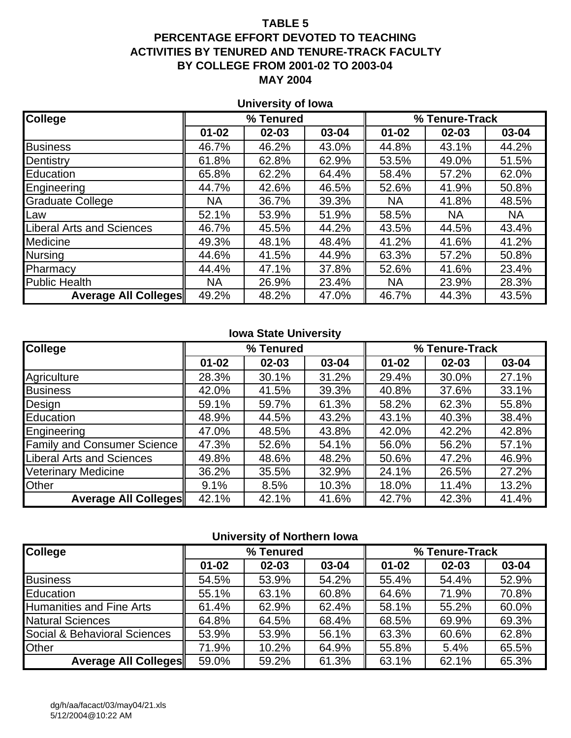# TABLE 5
## PERCENTAGE EFFORT DEVOTED TO TEACHING ACTIVITIES BY TENURED AND TENURE-TRACK FACULTY BY COLLEGE FROM 2001-02 TO 2003-04
## MAY 2004

### University of Iowa

| College | % Tenured | | | % Tenure-Track | | |
|---|---|---|---|---|---|---|
| | 01-02 | 02-03 | 03-04 | 01-02 | 02-03 | 03-04 |
| Business | 46.7% | 46.2% | 43.0% | 44.8% | 43.1% | 44.2% |
| Dentistry | 61.8% | 62.8% | 62.9% | 53.5% | 49.0% | 51.5% |
| Education | 65.8% | 62.2% | 64.4% | 58.4% | 57.2% | 62.0% |
| Engineering | 44.7% | 42.6% | 46.5% | 52.6% | 41.9% | 50.8% |
| Graduate College | NA | 36.7% | 39.3% | NA | 41.8% | 48.5% |
| Law | 52.1% | 53.9% | 51.9% | 58.5% | NA | NA |
| Liberal Arts and Sciences | 46.7% | 45.5% | 44.2% | 43.5% | 44.5% | 43.4% |
| Medicine | 49.3% | 48.1% | 48.4% | 41.2% | 41.6% | 41.2% |
| Nursing | 44.6% | 41.5% | 44.9% | 63.3% | 57.2% | 50.8% |
| Pharmacy | 44.4% | 47.1% | 37.8% | 52.6% | 41.6% | 23.4% |
| Public Health | NA | 26.9% | 23.4% | NA | 23.9% | 28.3% |
| **Average All Colleges** | 49.2% | 48.2% | 47.0% | 46.7% | 44.3% | 43.5% |

### Iowa State University

| College | % Tenured | | | % Tenure-Track | | |
|---|---|---|---|---|---|---|
| | 01-02 | 02-03 | 03-04 | 01-02 | 02-03 | 03-04 |
| Agriculture | 28.3% | 30.1% | 31.2% | 29.4% | 30.0% | 27.1% |
| Business | 42.0% | 41.5% | 39.3% | 40.8% | 37.6% | 33.1% |
| Design | 59.1% | 59.7% | 61.3% | 58.2% | 62.3% | 55.8% |
| Education | 48.9% | 44.5% | 43.2% | 43.1% | 40.3% | 38.4% |
| Engineering | 47.0% | 48.5% | 43.8% | 42.0% | 42.2% | 42.8% |
| Family and Consumer Science | 47.3% | 52.6% | 54.1% | 56.0% | 56.2% | 57.1% |
| Liberal Arts and Sciences | 49.8% | 48.6% | 48.2% | 50.6% | 47.2% | 46.9% |
| Veterinary Medicine | 36.2% | 35.5% | 32.9% | 24.1% | 26.5% | 27.2% |
| Other | 9.1% | 8.5% | 10.3% | 18.0% | 11.4% | 13.2% |
| **Average All Colleges** | 42.1% | 42.1% | 41.6% | 42.7% | 42.3% | 41.4% |

### University of Northern Iowa

| College | % Tenured | | | % Tenure-Track | | |
|---|---|---|---|---|---|---|
| | 01-02 | 02-03 | 03-04 | 01-02 | 02-03 | 03-04 |
| Business | 54.5% | 53.9% | 54.2% | 55.4% | 54.4% | 52.9% |
| Education | 55.1% | 63.1% | 60.8% | 64.6% | 71.9% | 70.8% |
| Humanities and Fine Arts | 61.4% | 62.9% | 62.4% | 58.1% | 55.2% | 60.0% |
| Natural Sciences | 64.8% | 64.5% | 68.4% | 68.5% | 69.9% | 69.3% |
| Social & Behavioral Sciences | 53.9% | 53.9% | 56.1% | 63.3% | 60.6% | 62.8% |
| Other | 71.9% | 10.2% | 64.9% | 55.8% | 5.4% | 65.5% |
| **Average All Colleges** | 59.0% | 59.2% | 61.3% | 63.1% | 62.1% | 65.3% |

dg/h/aa/facact/03/may04/21.xls
5/12/2004@10:22 AM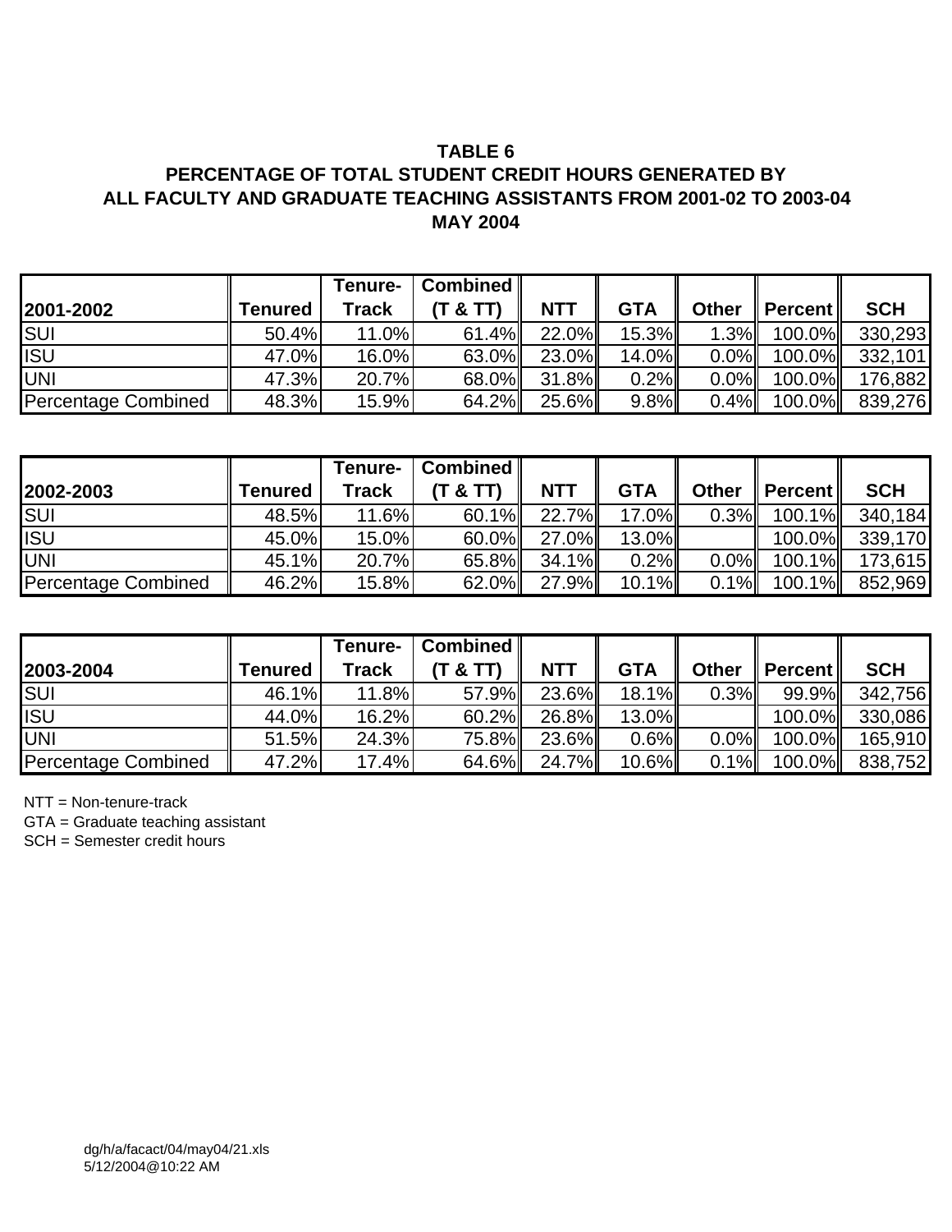**TABLE 6**
**PERCENTAGE OF TOTAL STUDENT CREDIT HOURS GENERATED BY ALL FACULTY AND GRADUATE TEACHING ASSISTANTS FROM 2001-02 TO 2003-04**
**MAY 2004**

| 2001-2002 | Tenured | Tenure-Track | Combined (T & TT) | NTT | GTA | Other | Percent | SCH |
|---|---|---|---|---|---|---|---|---|
| SUI | 50.4% | 11.0% | 61.4% | 22.0% | 15.3% | 1.3% | 100.0% | 330,293 |
| ISU | 47.0% | 16.0% | 63.0% | 23.0% | 14.0% | 0.0% | 100.0% | 332,101 |
| UNI | 47.3% | 20.7% | 68.0% | 31.8% | 0.2% | 0.0% | 100.0% | 176,882 |
| Percentage Combined | 48.3% | 15.9% | 64.2% | 25.6% | 9.8% | 0.4% | 100.0% | 839,276 |

| 2002-2003 | Tenured | Tenure-Track | Combined (T & TT) | NTT | GTA | Other | Percent | SCH |
|---|---|---|---|---|---|---|---|---|
| SUI | 48.5% | 11.6% | 60.1% | 22.7% | 17.0% | 0.3% | 100.1% | 340,184 |
| ISU | 45.0% | 15.0% | 60.0% | 27.0% | 13.0% | | 100.0% | 339,170 |
| UNI | 45.1% | 20.7% | 65.8% | 34.1% | 0.2% | 0.0% | 100.1% | 173,615 |
| Percentage Combined | 46.2% | 15.8% | 62.0% | 27.9% | 10.1% | 0.1% | 100.1% | 852,969 |

| 2003-2004 | Tenured | Tenure-Track | Combined (T & TT) | NTT | GTA | Other | Percent | SCH |
|---|---|---|---|---|---|---|---|---|
| SUI | 46.1% | 11.8% | 57.9% | 23.6% | 18.1% | 0.3% | 99.9% | 342,756 |
| ISU | 44.0% | 16.2% | 60.2% | 26.8% | 13.0% | | 100.0% | 330,086 |
| UNI | 51.5% | 24.3% | 75.8% | 23.6% | 0.6% | 0.0% | 100.0% | 165,910 |
| Percentage Combined | 47.2% | 17.4% | 64.6% | 24.7% | 10.6% | 0.1% | 100.0% | 838,752 |

NTT = Non-tenure-track
GTA = Graduate teaching assistant
SCH = Semester credit hours

dg/h/a/facact/04/may04/21.xls
5/12/2004@10:22 AM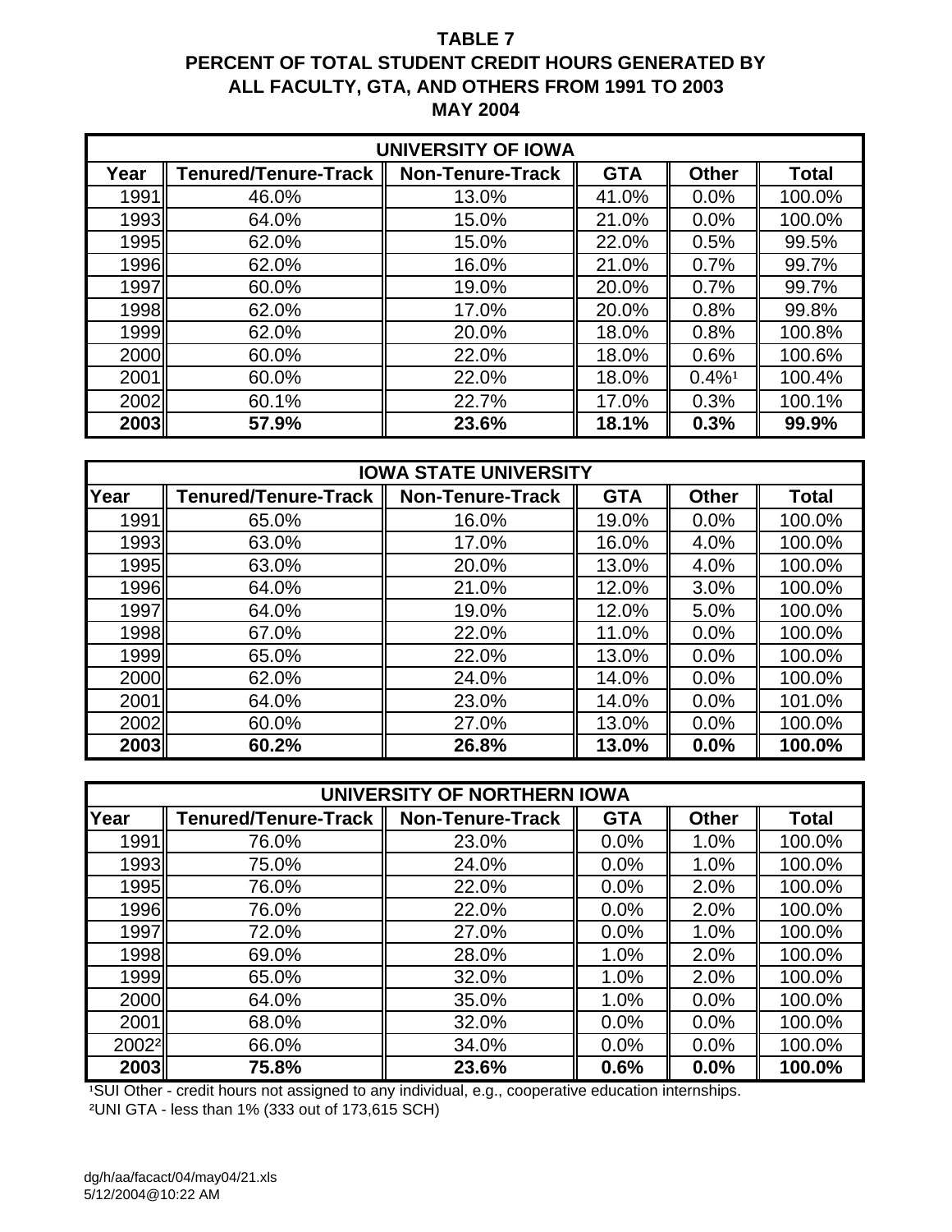# TABLE 7
## PERCENT OF TOTAL STUDENT CREDIT HOURS GENERATED BY ALL FACULTY, GTA, AND OTHERS FROM 1991 TO 2003
### MAY 2004

| UNIVERSITY OF IOWA | | | | | |
|---|---|---|---|---|---|
| Year | Tenured/Tenure-Track | Non-Tenure-Track | GTA | Other | Total |
| 1991 | 46.0% | 13.0% | 41.0% | 0.0% | 100.0% |
| 1993 | 64.0% | 15.0% | 21.0% | 0.0% | 100.0% |
| 1995 | 62.0% | 15.0% | 22.0% | 0.5% | 99.5% |
| 1996 | 62.0% | 16.0% | 21.0% | 0.7% | 99.7% |
| 1997 | 60.0% | 19.0% | 20.0% | 0.7% | 99.7% |
| 1998 | 62.0% | 17.0% | 20.0% | 0.8% | 99.8% |
| 1999 | 62.0% | 20.0% | 18.0% | 0.8% | 100.8% |
| 2000 | 60.0% | 22.0% | 18.0% | 0.6% | 100.6% |
| 2001 | 60.0% | 22.0% | 18.0% | 0.4%[1] | 100.4% |
| 2002 | 60.1% | 22.7% | 17.0% | 0.3% | 100.1% |
| **2003** | **57.9%** | **23.6%** | **18.1%** | **0.3%** | **99.9%** |

| IOWA STATE UNIVERSITY | | | | | |
|---|---|---|---|---|---|
| Year | Tenured/Tenure-Track | Non-Tenure-Track | GTA | Other | Total |
| 1991 | 65.0% | 16.0% | 19.0% | 0.0% | 100.0% |
| 1993 | 63.0% | 17.0% | 16.0% | 4.0% | 100.0% |
| 1995 | 63.0% | 20.0% | 13.0% | 4.0% | 100.0% |
| 1996 | 64.0% | 21.0% | 12.0% | 3.0% | 100.0% |
| 1997 | 64.0% | 19.0% | 12.0% | 5.0% | 100.0% |
| 1998 | 67.0% | 22.0% | 11.0% | 0.0% | 100.0% |
| 1999 | 65.0% | 22.0% | 13.0% | 0.0% | 100.0% |
| 2000 | 62.0% | 24.0% | 14.0% | 0.0% | 100.0% |
| 2001 | 64.0% | 23.0% | 14.0% | 0.0% | 101.0% |
| 2002 | 60.0% | 27.0% | 13.0% | 0.0% | 100.0% |
| **2003** | **60.2%** | **26.8%** | **13.0%** | **0.0%** | **100.0%** |

| UNIVERSITY OF NORTHERN IOWA | | | | | |
|---|---|---|---|---|---|
| Year | Tenured/Tenure-Track | Non-Tenure-Track | GTA | Other | Total |
| 1991 | 76.0% | 23.0% | 0.0% | 1.0% | 100.0% |
| 1993 | 75.0% | 24.0% | 0.0% | 1.0% | 100.0% |
| 1995 | 76.0% | 22.0% | 0.0% | 2.0% | 100.0% |
| 1996 | 76.0% | 22.0% | 0.0% | 2.0% | 100.0% |
| 1997 | 72.0% | 27.0% | 0.0% | 1.0% | 100.0% |
| 1998 | 69.0% | 28.0% | 1.0% | 2.0% | 100.0% |
| 1999 | 65.0% | 32.0% | 1.0% | 2.0% | 100.0% |
| 2000 | 64.0% | 35.0% | 1.0% | 0.0% | 100.0% |
| 2001 | 68.0% | 32.0% | 0.0% | 0.0% | 100.0% |
| 2002[2] | 66.0% | 34.0% | 0.0% | 0.0% | 100.0% |
| **2003** | **75.8%** | **23.6%** | **0.6%** | **0.0%** | **100.0%** |

[1]SUI Other - credit hours not assigned to any individual, e.g., cooperative education internships.

[2]UNI GTA - less than 1% (333 out of 173,615 SCH)

dg/h/aa/facact/04/may04/21.xls
5/12/2004@10:22 AM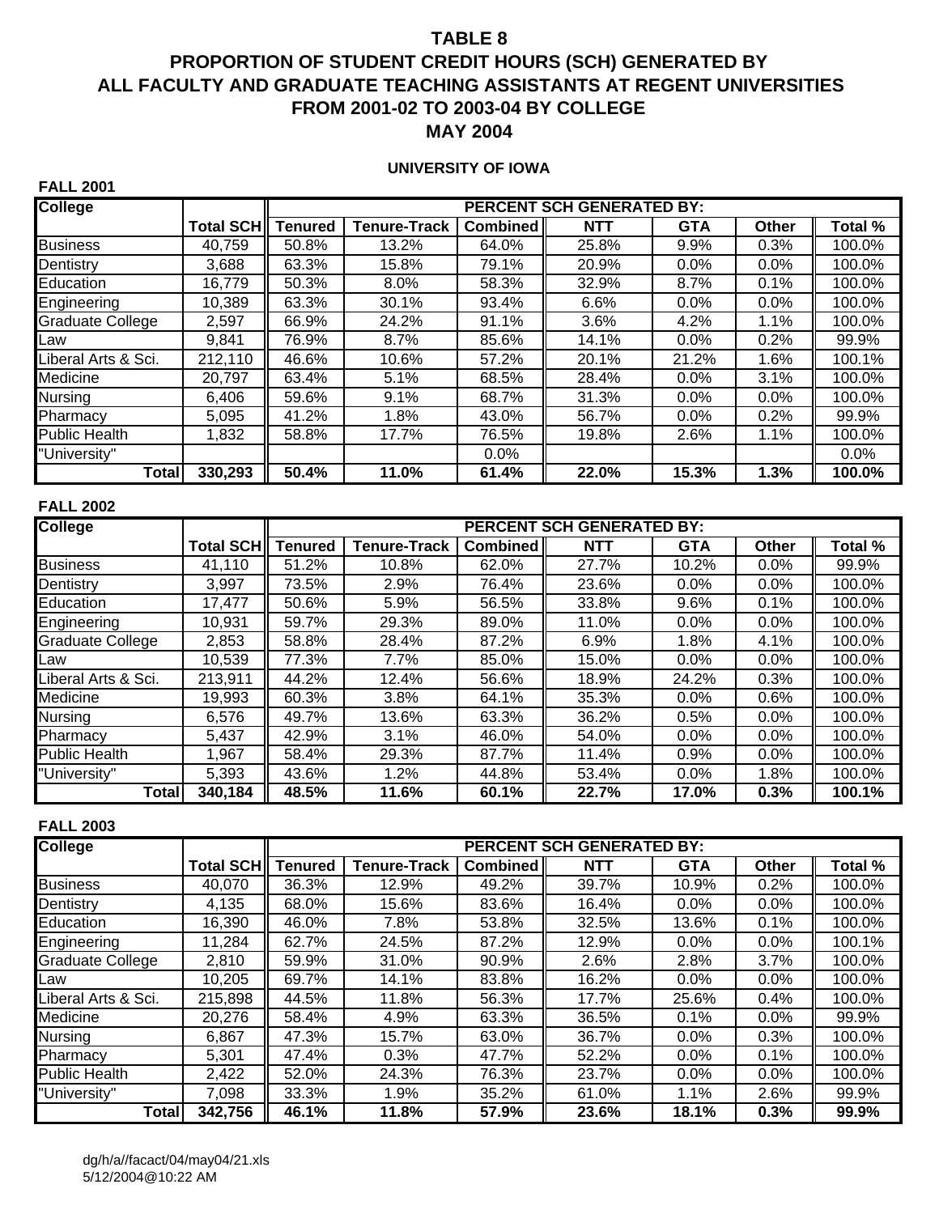# TABLE 8

## PROPORTION OF STUDENT CREDIT HOURS (SCH) GENERATED BY ALL FACULTY AND GRADUATE TEACHING ASSISTANTS AT REGENT UNIVERSITIES FROM 2001-02 TO 2003-04 BY COLLEGE

## MAY 2004

### UNIVERSITY OF IOWA

**FALL 2001**

| College | | PERCENT SCH GENERATED BY: | | | | | | |
|---|---|---|---|---|---|---|---|---|
| | Total SCH | Tenured | Tenure-Track | Combined | NTT | GTA | Other | Total % |
| Business | 40,759 | 50.8% | 13.2% | 64.0% | 25.8% | 9.9% | 0.3% | 100.0% |
| Dentistry | 3,688 | 63.3% | 15.8% | 79.1% | 20.9% | 0.0% | 0.0% | 100.0% |
| Education | 16,779 | 50.3% | 8.0% | 58.3% | 32.9% | 8.7% | 0.1% | 100.0% |
| Engineering | 10,389 | 63.3% | 30.1% | 93.4% | 6.6% | 0.0% | 0.0% | 100.0% |
| Graduate College | 2,597 | 66.9% | 24.2% | 91.1% | 3.6% | 4.2% | 1.1% | 100.0% |
| Law | 9,841 | 76.9% | 8.7% | 85.6% | 14.1% | 0.0% | 0.2% | 99.9% |
| Liberal Arts & Sci. | 212,110 | 46.6% | 10.6% | 57.2% | 20.1% | 21.2% | 1.6% | 100.1% |
| Medicine | 20,797 | 63.4% | 5.1% | 68.5% | 28.4% | 0.0% | 3.1% | 100.0% |
| Nursing | 6,406 | 59.6% | 9.1% | 68.7% | 31.3% | 0.0% | 0.0% | 100.0% |
| Pharmacy | 5,095 | 41.2% | 1.8% | 43.0% | 56.7% | 0.0% | 0.2% | 99.9% |
| Public Health | 1,832 | 58.8% | 17.7% | 76.5% | 19.8% | 2.6% | 1.1% | 100.0% |
| "University" | | | | 0.0% | | | | 0.0% |
| **Total** | **330,293** | **50.4%** | **11.0%** | **61.4%** | **22.0%** | **15.3%** | **1.3%** | **100.0%** |

**FALL 2002**

| College | | PERCENT SCH GENERATED BY: | | | | | | |
|---|---|---|---|---|---|---|---|---|
| | Total SCH | Tenured | Tenure-Track | Combined | NTT | GTA | Other | Total % |
| Business | 41,110 | 51.2% | 10.8% | 62.0% | 27.7% | 10.2% | 0.0% | 99.9% |
| Dentistry | 3,997 | 73.5% | 2.9% | 76.4% | 23.6% | 0.0% | 0.0% | 100.0% |
| Education | 17,477 | 50.6% | 5.9% | 56.5% | 33.8% | 9.6% | 0.1% | 100.0% |
| Engineering | 10,931 | 59.7% | 29.3% | 89.0% | 11.0% | 0.0% | 0.0% | 100.0% |
| Graduate College | 2,853 | 58.8% | 28.4% | 87.2% | 6.9% | 1.8% | 4.1% | 100.0% |
| Law | 10,539 | 77.3% | 7.7% | 85.0% | 15.0% | 0.0% | 0.0% | 100.0% |
| Liberal Arts & Sci. | 213,911 | 44.2% | 12.4% | 56.6% | 18.9% | 24.2% | 0.3% | 100.0% |
| Medicine | 19,993 | 60.3% | 3.8% | 64.1% | 35.3% | 0.0% | 0.6% | 100.0% |
| Nursing | 6,576 | 49.7% | 13.6% | 63.3% | 36.2% | 0.5% | 0.0% | 100.0% |
| Pharmacy | 5,437 | 42.9% | 3.1% | 46.0% | 54.0% | 0.0% | 0.0% | 100.0% |
| Public Health | 1,967 | 58.4% | 29.3% | 87.7% | 11.4% | 0.9% | 0.0% | 100.0% |
| "University" | 5,393 | 43.6% | 1.2% | 44.8% | 53.4% | 0.0% | 1.8% | 100.0% |
| **Total** | **340,184** | **48.5%** | **11.6%** | **60.1%** | **22.7%** | **17.0%** | **0.3%** | **100.1%** |

**FALL 2003**

| College | | PERCENT SCH GENERATED BY: | | | | | | |
|---|---|---|---|---|---|---|---|---|
| | Total SCH | Tenured | Tenure-Track | Combined | NTT | GTA | Other | Total % |
| Business | 40,070 | 36.3% | 12.9% | 49.2% | 39.7% | 10.9% | 0.2% | 100.0% |
| Dentistry | 4,135 | 68.0% | 15.6% | 83.6% | 16.4% | 0.0% | 0.0% | 100.0% |
| Education | 16,390 | 46.0% | 7.8% | 53.8% | 32.5% | 13.6% | 0.1% | 100.0% |
| Engineering | 11,284 | 62.7% | 24.5% | 87.2% | 12.9% | 0.0% | 0.0% | 100.1% |
| Graduate College | 2,810 | 59.9% | 31.0% | 90.9% | 2.6% | 2.8% | 3.7% | 100.0% |
| Law | 10,205 | 69.7% | 14.1% | 83.8% | 16.2% | 0.0% | 0.0% | 100.0% |
| Liberal Arts & Sci. | 215,898 | 44.5% | 11.8% | 56.3% | 17.7% | 25.6% | 0.4% | 100.0% |
| Medicine | 20,276 | 58.4% | 4.9% | 63.3% | 36.5% | 0.1% | 0.0% | 99.9% |
| Nursing | 6,867 | 47.3% | 15.7% | 63.0% | 36.7% | 0.0% | 0.3% | 100.0% |
| Pharmacy | 5,301 | 47.4% | 0.3% | 47.7% | 52.2% | 0.0% | 0.1% | 100.0% |
| Public Health | 2,422 | 52.0% | 24.3% | 76.3% | 23.7% | 0.0% | 0.0% | 100.0% |
| "University" | 7,098 | 33.3% | 1.9% | 35.2% | 61.0% | 1.1% | 2.6% | 99.9% |
| **Total** | **342,756** | **46.1%** | **11.8%** | **57.9%** | **23.6%** | **18.1%** | **0.3%** | **99.9%** |

dg/h/a//facact/04/may04/21.xls
5/12/2004@10:22 AM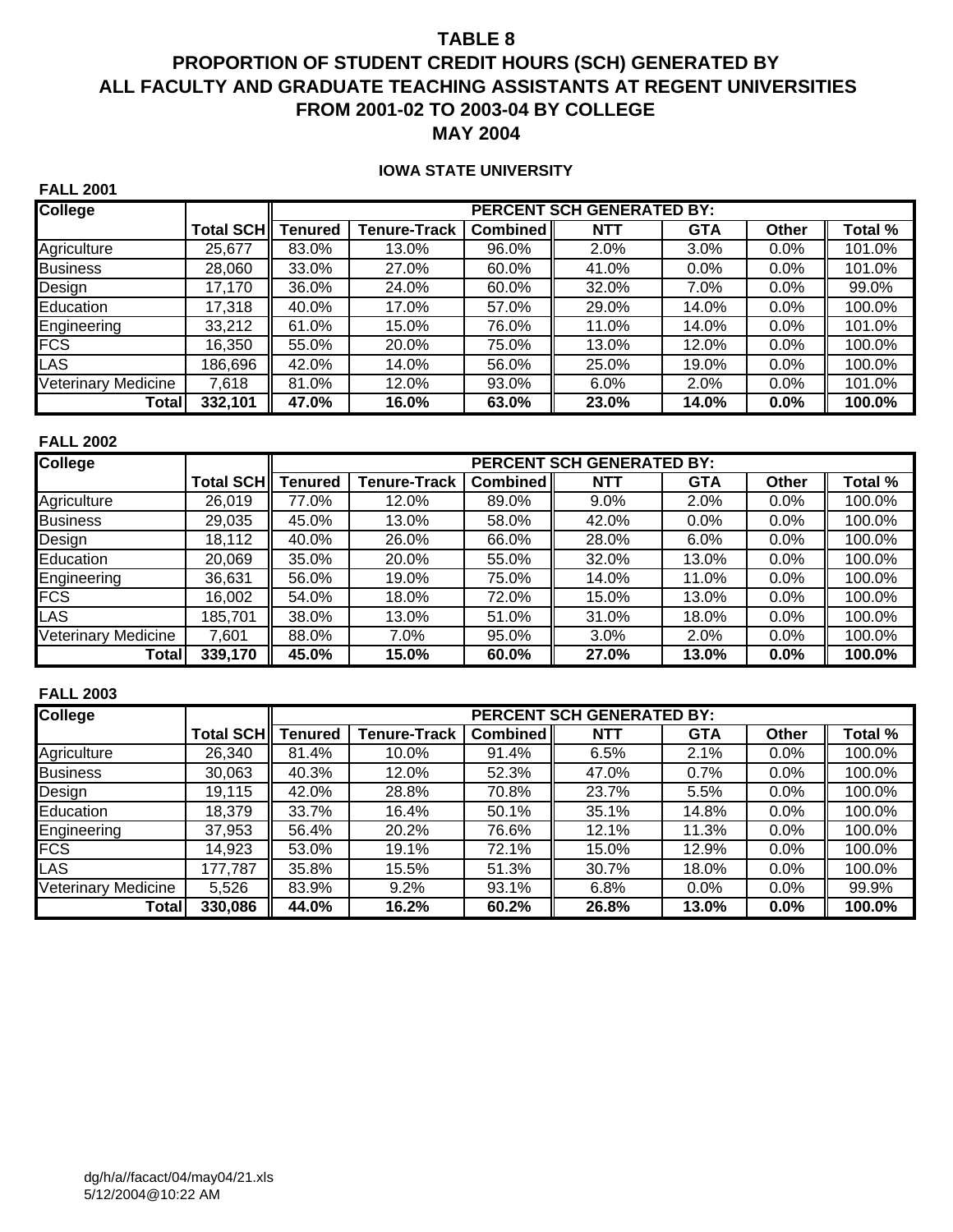# TABLE 8

## PROPORTION OF STUDENT CREDIT HOURS (SCH) GENERATED BY ALL FACULTY AND GRADUATE TEACHING ASSISTANTS AT REGENT UNIVERSITIES FROM 2001-02 TO 2003-04 BY COLLEGE

## MAY 2004

### IOWA STATE UNIVERSITY

**FALL 2001**

| College | | PERCENT SCH GENERATED BY: | | | | | | |
|---|---|---|---|---|---|---|---|---|
| | Total SCH | Tenured | Tenure-Track | Combined | NTT | GTA | Other | Total % |
| Agriculture | 25,677 | 83.0% | 13.0% | 96.0% | 2.0% | 3.0% | 0.0% | 101.0% |
| Business | 28,060 | 33.0% | 27.0% | 60.0% | 41.0% | 0.0% | 0.0% | 101.0% |
| Design | 17,170 | 36.0% | 24.0% | 60.0% | 32.0% | 7.0% | 0.0% | 99.0% |
| Education | 17,318 | 40.0% | 17.0% | 57.0% | 29.0% | 14.0% | 0.0% | 100.0% |
| Engineering | 33,212 | 61.0% | 15.0% | 76.0% | 11.0% | 14.0% | 0.0% | 101.0% |
| FCS | 16,350 | 55.0% | 20.0% | 75.0% | 13.0% | 12.0% | 0.0% | 100.0% |
| LAS | 186,696 | 42.0% | 14.0% | 56.0% | 25.0% | 19.0% | 0.0% | 100.0% |
| Veterinary Medicine | 7,618 | 81.0% | 12.0% | 93.0% | 6.0% | 2.0% | 0.0% | 101.0% |
| **Total** | **332,101** | **47.0%** | **16.0%** | **63.0%** | **23.0%** | **14.0%** | **0.0%** | **100.0%** |

**FALL 2002**

| College | | PERCENT SCH GENERATED BY: | | | | | | |
|---|---|---|---|---|---|---|---|---|
| | Total SCH | Tenured | Tenure-Track | Combined | NTT | GTA | Other | Total % |
| Agriculture | 26,019 | 77.0% | 12.0% | 89.0% | 9.0% | 2.0% | 0.0% | 100.0% |
| Business | 29,035 | 45.0% | 13.0% | 58.0% | 42.0% | 0.0% | 0.0% | 100.0% |
| Design | 18,112 | 40.0% | 26.0% | 66.0% | 28.0% | 6.0% | 0.0% | 100.0% |
| Education | 20,069 | 35.0% | 20.0% | 55.0% | 32.0% | 13.0% | 0.0% | 100.0% |
| Engineering | 36,631 | 56.0% | 19.0% | 75.0% | 14.0% | 11.0% | 0.0% | 100.0% |
| FCS | 16,002 | 54.0% | 18.0% | 72.0% | 15.0% | 13.0% | 0.0% | 100.0% |
| LAS | 185,701 | 38.0% | 13.0% | 51.0% | 31.0% | 18.0% | 0.0% | 100.0% |
| Veterinary Medicine | 7,601 | 88.0% | 7.0% | 95.0% | 3.0% | 2.0% | 0.0% | 100.0% |
| **Total** | **339,170** | **45.0%** | **15.0%** | **60.0%** | **27.0%** | **13.0%** | **0.0%** | **100.0%** |

**FALL 2003**

| College | | PERCENT SCH GENERATED BY: | | | | | | |
|---|---|---|---|---|---|---|---|---|
| | Total SCH | Tenured | Tenure-Track | Combined | NTT | GTA | Other | Total % |
| Agriculture | 26,340 | 81.4% | 10.0% | 91.4% | 6.5% | 2.1% | 0.0% | 100.0% |
| Business | 30,063 | 40.3% | 12.0% | 52.3% | 47.0% | 0.7% | 0.0% | 100.0% |
| Design | 19,115 | 42.0% | 28.8% | 70.8% | 23.7% | 5.5% | 0.0% | 100.0% |
| Education | 18,379 | 33.7% | 16.4% | 50.1% | 35.1% | 14.8% | 0.0% | 100.0% |
| Engineering | 37,953 | 56.4% | 20.2% | 76.6% | 12.1% | 11.3% | 0.0% | 100.0% |
| FCS | 14,923 | 53.0% | 19.1% | 72.1% | 15.0% | 12.9% | 0.0% | 100.0% |
| LAS | 177,787 | 35.8% | 15.5% | 51.3% | 30.7% | 18.0% | 0.0% | 100.0% |
| Veterinary Medicine | 5,526 | 83.9% | 9.2% | 93.1% | 6.8% | 0.0% | 0.0% | 99.9% |
| **Total** | **330,086** | **44.0%** | **16.2%** | **60.2%** | **26.8%** | **13.0%** | **0.0%** | **100.0%** |

dg/h/a//facact/04/may04/21.xls
5/12/2004@10:22 AM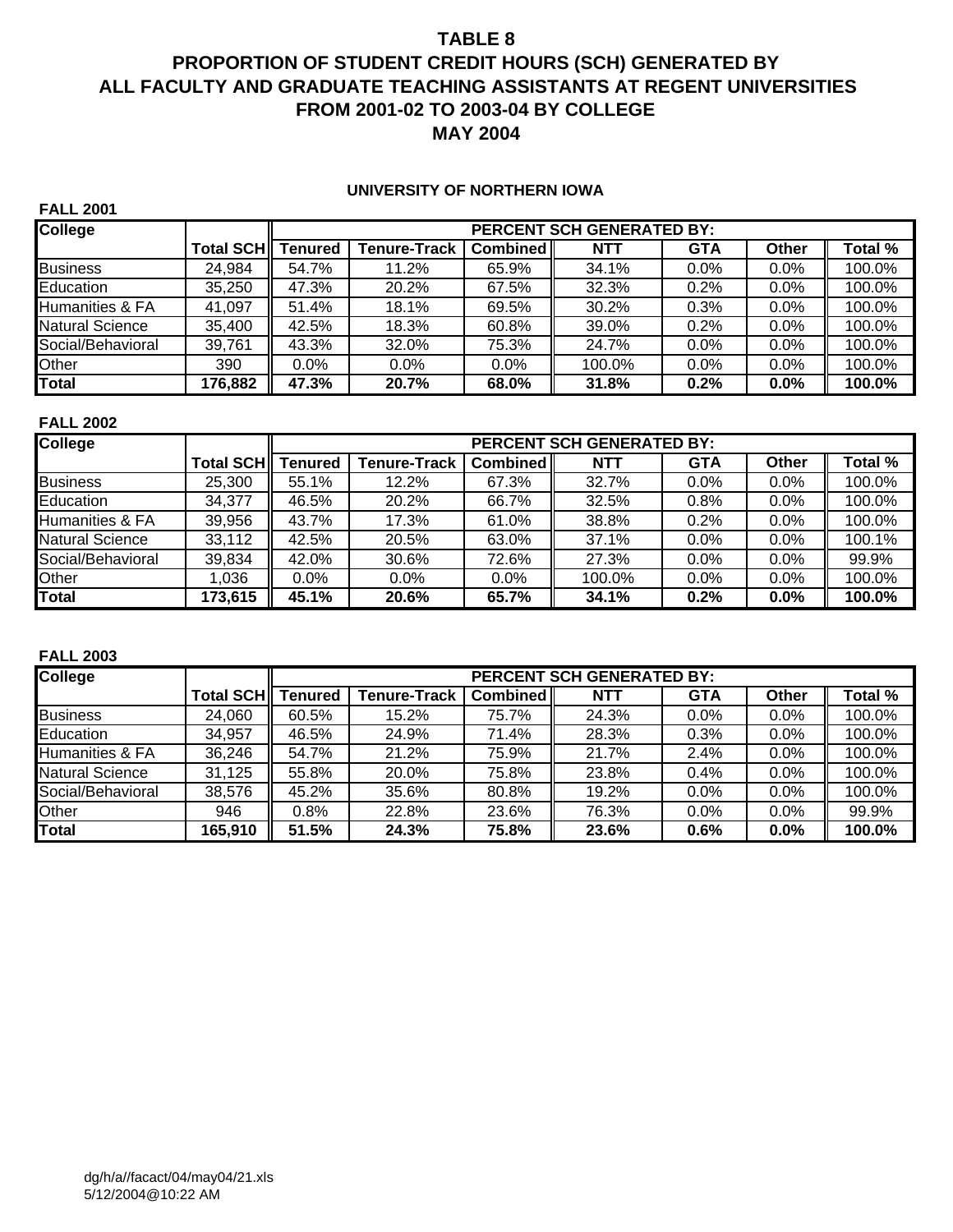# TABLE 8
# PROPORTION OF STUDENT CREDIT HOURS (SCH) GENERATED BY ALL FACULTY AND GRADUATE TEACHING ASSISTANTS AT REGENT UNIVERSITIES FROM 2001-02 TO 2003-04 BY COLLEGE
# MAY 2004

## UNIVERSITY OF NORTHERN IOWA

**FALL 2001**

| College | | PERCENT SCH GENERATED BY: | | | | | | |
|---|---|---|---|---|---|---|---|---|
| | Total SCH | Tenured | Tenure-Track | Combined | NTT | GTA | Other | Total % |
| Business | 24,984 | 54.7% | 11.2% | 65.9% | 34.1% | 0.0% | 0.0% | 100.0% |
| Education | 35,250 | 47.3% | 20.2% | 67.5% | 32.3% | 0.2% | 0.0% | 100.0% |
| Humanities & FA | 41,097 | 51.4% | 18.1% | 69.5% | 30.2% | 0.3% | 0.0% | 100.0% |
| Natural Science | 35,400 | 42.5% | 18.3% | 60.8% | 39.0% | 0.2% | 0.0% | 100.0% |
| Social/Behavioral | 39,761 | 43.3% | 32.0% | 75.3% | 24.7% | 0.0% | 0.0% | 100.0% |
| Other | 390 | 0.0% | 0.0% | 0.0% | 100.0% | 0.0% | 0.0% | 100.0% |
| **Total** | **176,882** | **47.3%** | **20.7%** | **68.0%** | **31.8%** | **0.2%** | **0.0%** | **100.0%** |

**FALL 2002**

| College | | PERCENT SCH GENERATED BY: | | | | | | |
|---|---|---|---|---|---|---|---|---|
| | Total SCH | Tenured | Tenure-Track | Combined | NTT | GTA | Other | Total % |
| Business | 25,300 | 55.1% | 12.2% | 67.3% | 32.7% | 0.0% | 0.0% | 100.0% |
| Education | 34,377 | 46.5% | 20.2% | 66.7% | 32.5% | 0.8% | 0.0% | 100.0% |
| Humanities & FA | 39,956 | 43.7% | 17.3% | 61.0% | 38.8% | 0.2% | 0.0% | 100.0% |
| Natural Science | 33,112 | 42.5% | 20.5% | 63.0% | 37.1% | 0.0% | 0.0% | 100.1% |
| Social/Behavioral | 39,834 | 42.0% | 30.6% | 72.6% | 27.3% | 0.0% | 0.0% | 99.9% |
| Other | 1,036 | 0.0% | 0.0% | 0.0% | 100.0% | 0.0% | 0.0% | 100.0% |
| **Total** | **173,615** | **45.1%** | **20.6%** | **65.7%** | **34.1%** | **0.2%** | **0.0%** | **100.0%** |

**FALL 2003**

| College | | PERCENT SCH GENERATED BY: | | | | | | |
|---|---|---|---|---|---|---|---|---|
| | Total SCH | Tenured | Tenure-Track | Combined | NTT | GTA | Other | Total % |
| Business | 24,060 | 60.5% | 15.2% | 75.7% | 24.3% | 0.0% | 0.0% | 100.0% |
| Education | 34,957 | 46.5% | 24.9% | 71.4% | 28.3% | 0.3% | 0.0% | 100.0% |
| Humanities & FA | 36,246 | 54.7% | 21.2% | 75.9% | 21.7% | 2.4% | 0.0% | 100.0% |
| Natural Science | 31,125 | 55.8% | 20.0% | 75.8% | 23.8% | 0.4% | 0.0% | 100.0% |
| Social/Behavioral | 38,576 | 45.2% | 35.6% | 80.8% | 19.2% | 0.0% | 0.0% | 100.0% |
| Other | 946 | 0.8% | 22.8% | 23.6% | 76.3% | 0.0% | 0.0% | 99.9% |
| **Total** | **165,910** | **51.5%** | **24.3%** | **75.8%** | **23.6%** | **0.6%** | **0.0%** | **100.0%** |

dg/h/a//facact/04/may04/21.xls
5/12/2004@10:22 AM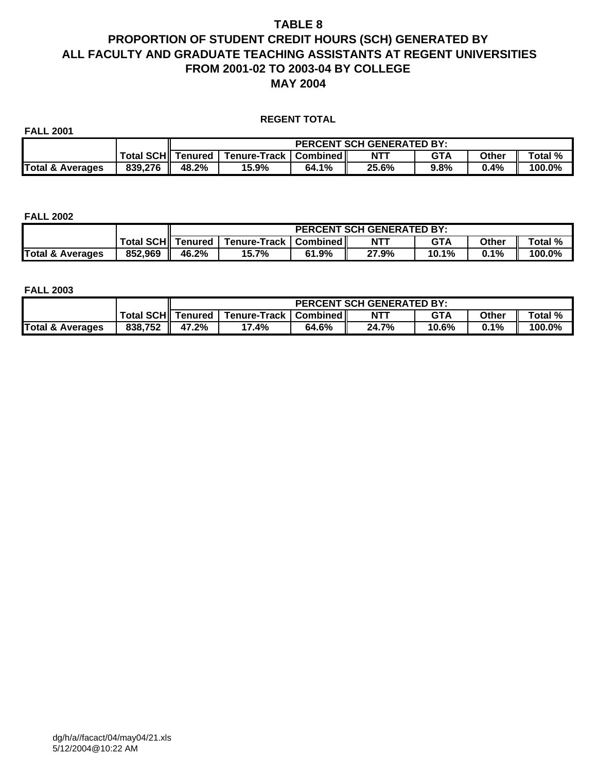# TABLE 8

# PROPORTION OF STUDENT CREDIT HOURS (SCH) GENERATED BY ALL FACULTY AND GRADUATE TEACHING ASSISTANTS AT REGENT UNIVERSITIES FROM 2001-02 TO 2003-04 BY COLLEGE

# MAY 2004

## REGENT TOTAL

**FALL 2001**

| | | PERCENT SCH GENERATED BY: | | | | | | |
|---|---|---|---|---|---|---|---|---|
| | Total SCH | Tenured | Tenure-Track | Combined | NTT | GTA | Other | Total % |
| **Total & Averages** | 839,276 | 48.2% | 15.9% | 64.1% | 25.6% | 9.8% | 0.4% | 100.0% |

**FALL 2002**

| | | PERCENT SCH GENERATED BY: | | | | | | |
|---|---|---|---|---|---|---|---|---|
| | Total SCH | Tenured | Tenure-Track | Combined | NTT | GTA | Other | Total % |
| **Total & Averages** | 852,969 | 46.2% | 15.7% | 61.9% | 27.9% | 10.1% | 0.1% | 100.0% |

**FALL 2003**

| | | PERCENT SCH GENERATED BY: | | | | | | |
|---|---|---|---|---|---|---|---|---|
| | Total SCH | Tenured | Tenure-Track | Combined | NTT | GTA | Other | Total % |
| **Total & Averages** | 838,752 | 47.2% | 17.4% | 64.6% | 24.7% | 10.6% | 0.1% | 100.0% |

dg/h/a//facact/04/may04/21.xls
5/12/2004@10:22 AM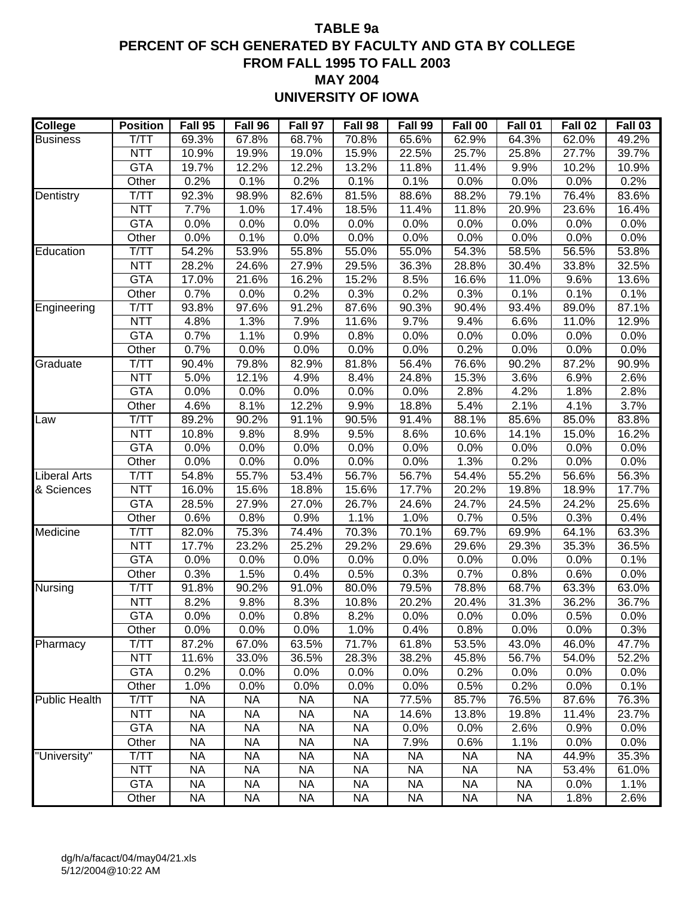# TABLE 9a
## PERCENT OF SCH GENERATED BY FACULTY AND GTA BY COLLEGE
## FROM FALL 1995 TO FALL 2003
## MAY 2004
## UNIVERSITY OF IOWA

| College | Position | Fall 95 | Fall 96 | Fall 97 | Fall 98 | Fall 99 | Fall 00 | Fall 01 | Fall 02 | Fall 03 |
|---|---|---|---|---|---|---|---|---|---|---|
| Business | T/TT | 69.3% | 67.8% | 68.7% | 70.8% | 65.6% | 62.9% | 64.3% | 62.0% | 49.2% |
| | NTT | 10.9% | 19.9% | 19.0% | 15.9% | 22.5% | 25.7% | 25.8% | 27.7% | 39.7% |
| | GTA | 19.7% | 12.2% | 12.2% | 13.2% | 11.8% | 11.4% | 9.9% | 10.2% | 10.9% |
| | Other | 0.2% | 0.1% | 0.2% | 0.1% | 0.1% | 0.0% | 0.0% | 0.0% | 0.2% |
| Dentistry | T/TT | 92.3% | 98.9% | 82.6% | 81.5% | 88.6% | 88.2% | 79.1% | 76.4% | 83.6% |
| | NTT | 7.7% | 1.0% | 17.4% | 18.5% | 11.4% | 11.8% | 20.9% | 23.6% | 16.4% |
| | GTA | 0.0% | 0.0% | 0.0% | 0.0% | 0.0% | 0.0% | 0.0% | 0.0% | 0.0% |
| | Other | 0.0% | 0.1% | 0.0% | 0.0% | 0.0% | 0.0% | 0.0% | 0.0% | 0.0% |
| Education | T/TT | 54.2% | 53.9% | 55.8% | 55.0% | 55.0% | 54.3% | 58.5% | 56.5% | 53.8% |
| | NTT | 28.2% | 24.6% | 27.9% | 29.5% | 36.3% | 28.8% | 30.4% | 33.8% | 32.5% |
| | GTA | 17.0% | 21.6% | 16.2% | 15.2% | 8.5% | 16.6% | 11.0% | 9.6% | 13.6% |
| | Other | 0.7% | 0.0% | 0.2% | 0.3% | 0.2% | 0.3% | 0.1% | 0.1% | 0.1% |
| Engineering | T/TT | 93.8% | 97.6% | 91.2% | 87.6% | 90.3% | 90.4% | 93.4% | 89.0% | 87.1% |
| | NTT | 4.8% | 1.3% | 7.9% | 11.6% | 9.7% | 9.4% | 6.6% | 11.0% | 12.9% |
| | GTA | 0.7% | 1.1% | 0.9% | 0.8% | 0.0% | 0.0% | 0.0% | 0.0% | 0.0% |
| | Other | 0.7% | 0.0% | 0.0% | 0.0% | 0.0% | 0.2% | 0.0% | 0.0% | 0.0% |
| Graduate | T/TT | 90.4% | 79.8% | 82.9% | 81.8% | 56.4% | 76.6% | 90.2% | 87.2% | 90.9% |
| | NTT | 5.0% | 12.1% | 4.9% | 8.4% | 24.8% | 15.3% | 3.6% | 6.9% | 2.6% |
| | GTA | 0.0% | 0.0% | 0.0% | 0.0% | 0.0% | 2.8% | 4.2% | 1.8% | 2.8% |
| | Other | 4.6% | 8.1% | 12.2% | 9.9% | 18.8% | 5.4% | 2.1% | 4.1% | 3.7% |
| Law | T/TT | 89.2% | 90.2% | 91.1% | 90.5% | 91.4% | 88.1% | 85.6% | 85.0% | 83.8% |
| | NTT | 10.8% | 9.8% | 8.9% | 9.5% | 8.6% | 10.6% | 14.1% | 15.0% | 16.2% |
| | GTA | 0.0% | 0.0% | 0.0% | 0.0% | 0.0% | 0.0% | 0.0% | 0.0% | 0.0% |
| | Other | 0.0% | 0.0% | 0.0% | 0.0% | 0.0% | 1.3% | 0.2% | 0.0% | 0.0% |
| Liberal Arts & Sciences | T/TT | 54.8% | 55.7% | 53.4% | 56.7% | 56.7% | 54.4% | 55.2% | 56.6% | 56.3% |
| | NTT | 16.0% | 15.6% | 18.8% | 15.6% | 17.7% | 20.2% | 19.8% | 18.9% | 17.7% |
| | GTA | 28.5% | 27.9% | 27.0% | 26.7% | 24.6% | 24.7% | 24.5% | 24.2% | 25.6% |
| | Other | 0.6% | 0.8% | 0.9% | 1.1% | 1.0% | 0.7% | 0.5% | 0.3% | 0.4% |
| Medicine | T/TT | 82.0% | 75.3% | 74.4% | 70.3% | 70.1% | 69.7% | 69.9% | 64.1% | 63.3% |
| | NTT | 17.7% | 23.2% | 25.2% | 29.2% | 29.6% | 29.6% | 29.3% | 35.3% | 36.5% |
| | GTA | 0.0% | 0.0% | 0.0% | 0.0% | 0.0% | 0.0% | 0.0% | 0.0% | 0.1% |
| | Other | 0.3% | 1.5% | 0.4% | 0.5% | 0.3% | 0.7% | 0.8% | 0.6% | 0.0% |
| Nursing | T/TT | 91.8% | 90.2% | 91.0% | 80.0% | 79.5% | 78.8% | 68.7% | 63.3% | 63.0% |
| | NTT | 8.2% | 9.8% | 8.3% | 10.8% | 20.2% | 20.4% | 31.3% | 36.2% | 36.7% |
| | GTA | 0.0% | 0.0% | 0.8% | 8.2% | 0.0% | 0.0% | 0.0% | 0.5% | 0.0% |
| | Other | 0.0% | 0.0% | 0.0% | 1.0% | 0.4% | 0.8% | 0.0% | 0.0% | 0.3% |
| Pharmacy | T/TT | 87.2% | 67.0% | 63.5% | 71.7% | 61.8% | 53.5% | 43.0% | 46.0% | 47.7% |
| | NTT | 11.6% | 33.0% | 36.5% | 28.3% | 38.2% | 45.8% | 56.7% | 54.0% | 52.2% |
| | GTA | 0.2% | 0.0% | 0.0% | 0.0% | 0.0% | 0.2% | 0.0% | 0.0% | 0.0% |
| | Other | 1.0% | 0.0% | 0.0% | 0.0% | 0.0% | 0.5% | 0.2% | 0.0% | 0.1% |
| Public Health | T/TT | NA | NA | NA | NA | 77.5% | 85.7% | 76.5% | 87.6% | 76.3% |
| | NTT | NA | NA | NA | NA | 14.6% | 13.8% | 19.8% | 11.4% | 23.7% |
| | GTA | NA | NA | NA | NA | 0.0% | 0.0% | 2.6% | 0.9% | 0.0% |
| | Other | NA | NA | NA | NA | 7.9% | 0.6% | 1.1% | 0.0% | 0.0% |
| "University" | T/TT | NA | NA | NA | NA | NA | NA | NA | 44.9% | 35.3% |
| | NTT | NA | NA | NA | NA | NA | NA | NA | 53.4% | 61.0% |
| | GTA | NA | NA | NA | NA | NA | NA | NA | 0.0% | 1.1% |
| | Other | NA | NA | NA | NA | NA | NA | NA | 1.8% | 2.6% |

dg/h/a/facact/04/may04/21.xls
5/12/2004@10:22 AM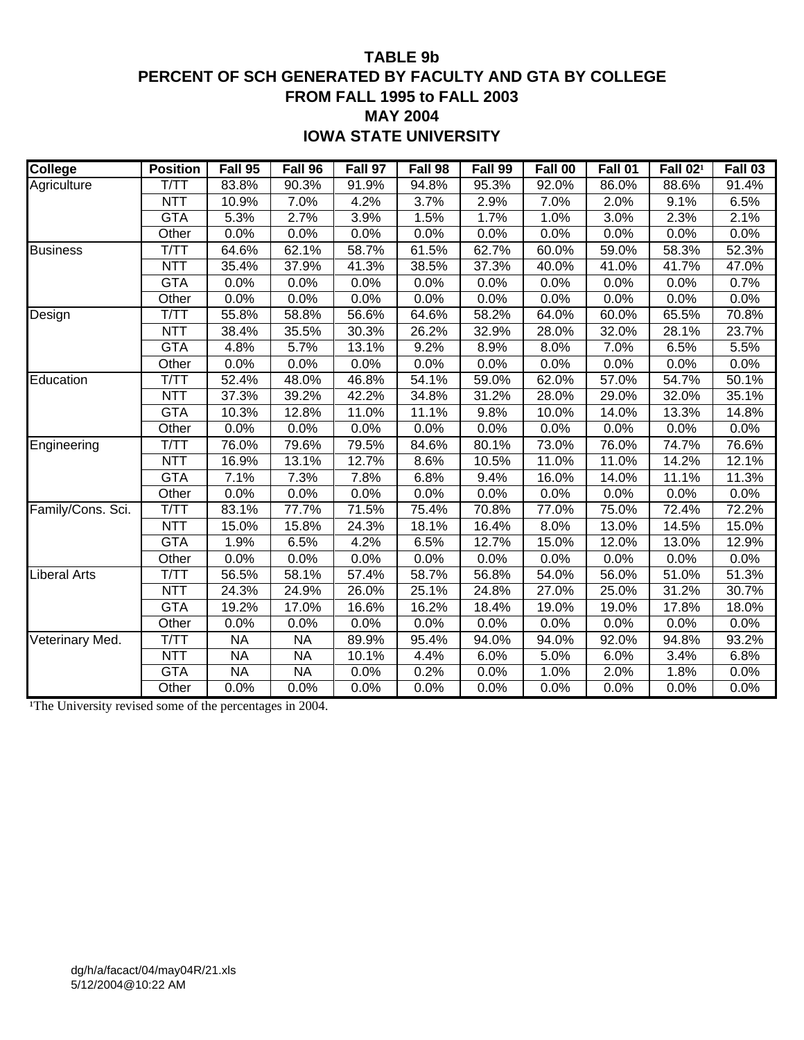# TABLE 9b
# PERCENT OF SCH GENERATED BY FACULTY AND GTA BY COLLEGE
# FROM FALL 1995 to FALL 2003
# MAY 2004
# IOWA STATE UNIVERSITY

| College | Position | Fall 95 | Fall 96 | Fall 97 | Fall 98 | Fall 99 | Fall 00 | Fall 01 | Fall 02[1] | Fall 03 |
|---|---|---|---|---|---|---|---|---|---|---|
| Agriculture | T/TT | 83.8% | 90.3% | 91.9% | 94.8% | 95.3% | 92.0% | 86.0% | 88.6% | 91.4% |
| | NTT | 10.9% | 7.0% | 4.2% | 3.7% | 2.9% | 7.0% | 2.0% | 9.1% | 6.5% |
| | GTA | 5.3% | 2.7% | 3.9% | 1.5% | 1.7% | 1.0% | 3.0% | 2.3% | 2.1% |
| | Other | 0.0% | 0.0% | 0.0% | 0.0% | 0.0% | 0.0% | 0.0% | 0.0% | 0.0% |
| Business | T/TT | 64.6% | 62.1% | 58.7% | 61.5% | 62.7% | 60.0% | 59.0% | 58.3% | 52.3% |
| | NTT | 35.4% | 37.9% | 41.3% | 38.5% | 37.3% | 40.0% | 41.0% | 41.7% | 47.0% |
| | GTA | 0.0% | 0.0% | 0.0% | 0.0% | 0.0% | 0.0% | 0.0% | 0.0% | 0.7% |
| | Other | 0.0% | 0.0% | 0.0% | 0.0% | 0.0% | 0.0% | 0.0% | 0.0% | 0.0% |
| Design | T/TT | 55.8% | 58.8% | 56.6% | 64.6% | 58.2% | 64.0% | 60.0% | 65.5% | 70.8% |
| | NTT | 38.4% | 35.5% | 30.3% | 26.2% | 32.9% | 28.0% | 32.0% | 28.1% | 23.7% |
| | GTA | 4.8% | 5.7% | 13.1% | 9.2% | 8.9% | 8.0% | 7.0% | 6.5% | 5.5% |
| | Other | 0.0% | 0.0% | 0.0% | 0.0% | 0.0% | 0.0% | 0.0% | 0.0% | 0.0% |
| Education | T/TT | 52.4% | 48.0% | 46.8% | 54.1% | 59.0% | 62.0% | 57.0% | 54.7% | 50.1% |
| | NTT | 37.3% | 39.2% | 42.2% | 34.8% | 31.2% | 28.0% | 29.0% | 32.0% | 35.1% |
| | GTA | 10.3% | 12.8% | 11.0% | 11.1% | 9.8% | 10.0% | 14.0% | 13.3% | 14.8% |
| | Other | 0.0% | 0.0% | 0.0% | 0.0% | 0.0% | 0.0% | 0.0% | 0.0% | 0.0% |
| Engineering | T/TT | 76.0% | 79.6% | 79.5% | 84.6% | 80.1% | 73.0% | 76.0% | 74.7% | 76.6% |
| | NTT | 16.9% | 13.1% | 12.7% | 8.6% | 10.5% | 11.0% | 11.0% | 14.2% | 12.1% |
| | GTA | 7.1% | 7.3% | 7.8% | 6.8% | 9.4% | 16.0% | 14.0% | 11.1% | 11.3% |
| | Other | 0.0% | 0.0% | 0.0% | 0.0% | 0.0% | 0.0% | 0.0% | 0.0% | 0.0% |
| Family/Cons. Sci. | T/TT | 83.1% | 77.7% | 71.5% | 75.4% | 70.8% | 77.0% | 75.0% | 72.4% | 72.2% |
| | NTT | 15.0% | 15.8% | 24.3% | 18.1% | 16.4% | 8.0% | 13.0% | 14.5% | 15.0% |
| | GTA | 1.9% | 6.5% | 4.2% | 6.5% | 12.7% | 15.0% | 12.0% | 13.0% | 12.9% |
| | Other | 0.0% | 0.0% | 0.0% | 0.0% | 0.0% | 0.0% | 0.0% | 0.0% | 0.0% |
| Liberal Arts | T/TT | 56.5% | 58.1% | 57.4% | 58.7% | 56.8% | 54.0% | 56.0% | 51.0% | 51.3% |
| | NTT | 24.3% | 24.9% | 26.0% | 25.1% | 24.8% | 27.0% | 25.0% | 31.2% | 30.7% |
| | GTA | 19.2% | 17.0% | 16.6% | 16.2% | 18.4% | 19.0% | 19.0% | 17.8% | 18.0% |
| | Other | 0.0% | 0.0% | 0.0% | 0.0% | 0.0% | 0.0% | 0.0% | 0.0% | 0.0% |
| Veterinary Med. | T/TT | NA | NA | 89.9% | 95.4% | 94.0% | 94.0% | 92.0% | 94.8% | 93.2% |
| | NTT | NA | NA | 10.1% | 4.4% | 6.0% | 5.0% | 6.0% | 3.4% | 6.8% |
| | GTA | NA | NA | 0.0% | 0.2% | 0.0% | 1.0% | 2.0% | 1.8% | 0.0% |
| | Other | 0.0% | 0.0% | 0.0% | 0.0% | 0.0% | 0.0% | 0.0% | 0.0% | 0.0% |

[1]The University revised some of the percentages in 2004.

dg/h/a/facact/04/may04R/21.xls
5/12/2004@10:22 AM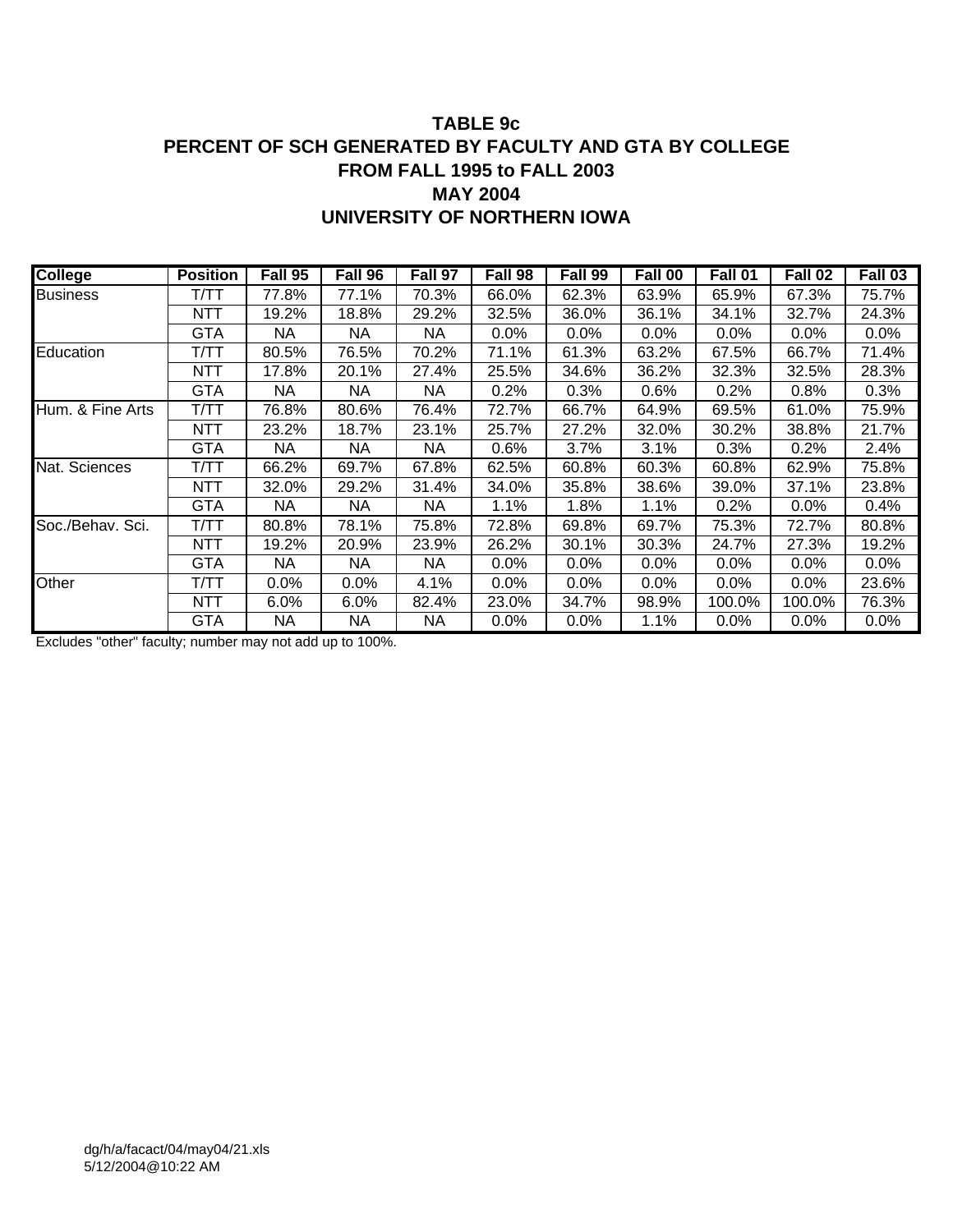# TABLE 9c
## PERCENT OF SCH GENERATED BY FACULTY AND GTA BY COLLEGE
## FROM FALL 1995 to FALL 2003
## MAY 2004
## UNIVERSITY OF NORTHERN IOWA

| College | Position | Fall 95 | Fall 96 | Fall 97 | Fall 98 | Fall 99 | Fall 00 | Fall 01 | Fall 02 | Fall 03 |
|---|---|---|---|---|---|---|---|---|---|---|
| Business | T/TT | 77.8% | 77.1% | 70.3% | 66.0% | 62.3% | 63.9% | 65.9% | 67.3% | 75.7% |
| | NTT | 19.2% | 18.8% | 29.2% | 32.5% | 36.0% | 36.1% | 34.1% | 32.7% | 24.3% |
| | GTA | NA | NA | NA | 0.0% | 0.0% | 0.0% | 0.0% | 0.0% | 0.0% |
| Education | T/TT | 80.5% | 76.5% | 70.2% | 71.1% | 61.3% | 63.2% | 67.5% | 66.7% | 71.4% |
| | NTT | 17.8% | 20.1% | 27.4% | 25.5% | 34.6% | 36.2% | 32.3% | 32.5% | 28.3% |
| | GTA | NA | NA | NA | 0.2% | 0.3% | 0.6% | 0.2% | 0.8% | 0.3% |
| Hum. & Fine Arts | T/TT | 76.8% | 80.6% | 76.4% | 72.7% | 66.7% | 64.9% | 69.5% | 61.0% | 75.9% |
| | NTT | 23.2% | 18.7% | 23.1% | 25.7% | 27.2% | 32.0% | 30.2% | 38.8% | 21.7% |
| | GTA | NA | NA | NA | 0.6% | 3.7% | 3.1% | 0.3% | 0.2% | 2.4% |
| Nat. Sciences | T/TT | 66.2% | 69.7% | 67.8% | 62.5% | 60.8% | 60.3% | 60.8% | 62.9% | 75.8% |
| | NTT | 32.0% | 29.2% | 31.4% | 34.0% | 35.8% | 38.6% | 39.0% | 37.1% | 23.8% |
| | GTA | NA | NA | NA | 1.1% | 1.8% | 1.1% | 0.2% | 0.0% | 0.4% |
| Soc./Behav. Sci. | T/TT | 80.8% | 78.1% | 75.8% | 72.8% | 69.8% | 69.7% | 75.3% | 72.7% | 80.8% |
| | NTT | 19.2% | 20.9% | 23.9% | 26.2% | 30.1% | 30.3% | 24.7% | 27.3% | 19.2% |
| | GTA | NA | NA | NA | 0.0% | 0.0% | 0.0% | 0.0% | 0.0% | 0.0% |
| Other | T/TT | 0.0% | 0.0% | 4.1% | 0.0% | 0.0% | 0.0% | 0.0% | 0.0% | 23.6% |
| | NTT | 6.0% | 6.0% | 82.4% | 23.0% | 34.7% | 98.9% | 100.0% | 100.0% | 76.3% |
| | GTA | NA | NA | NA | 0.0% | 0.0% | 1.1% | 0.0% | 0.0% | 0.0% |

Excludes "other" faculty; number may not add up to 100%.

dg/h/a/facact/04/may04/21.xls
5/12/2004@10:22 AM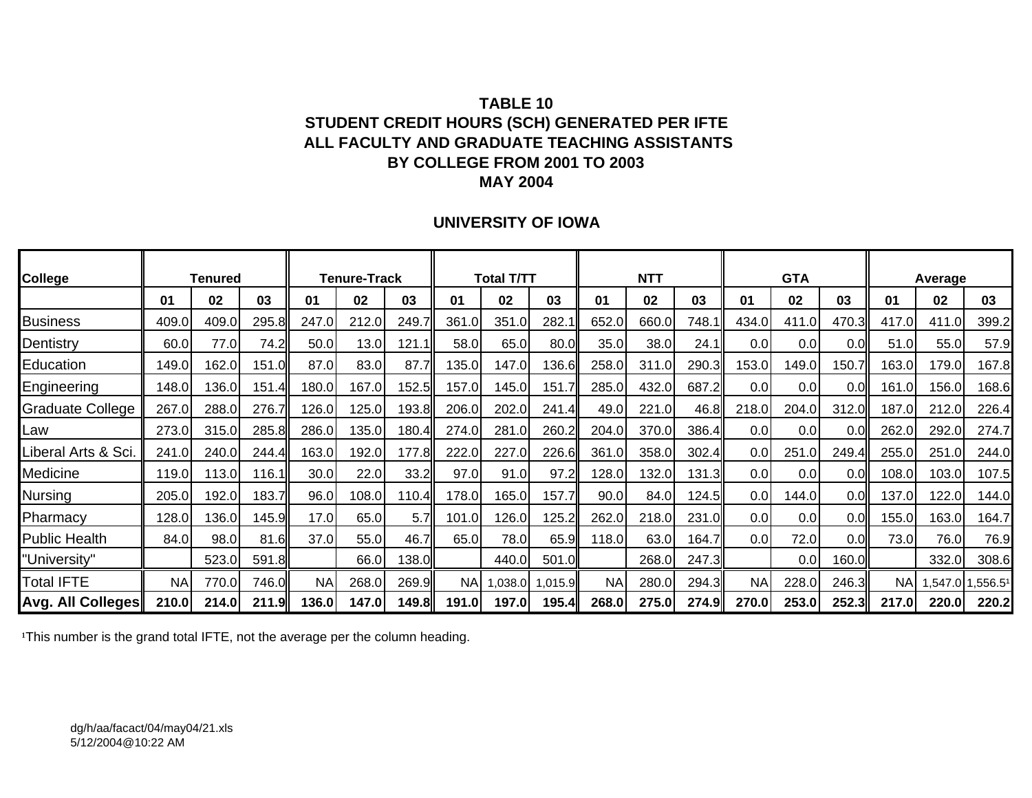# TABLE 10
## STUDENT CREDIT HOURS (SCH) GENERATED PER IFTE
## ALL FACULTY AND GRADUATE TEACHING ASSISTANTS
## BY COLLEGE FROM 2001 TO 2003
## MAY 2004

### UNIVERSITY OF IOWA

| College | Tenured | | | Tenure-Track | | | Total T/TT | | | NTT | | | GTA | | | Average | | |
|---|---|---|---|---|---|---|---|---|---|---|---|---|---|---|---|---|---|---|
| | 01 | 02 | 03 | 01 | 02 | 03 | 01 | 02 | 03 | 01 | 02 | 03 | 01 | 02 | 03 | 01 | 02 | 03 |
| Business | 409.0 | 409.0 | 295.8 | 247.0 | 212.0 | 249.7 | 361.0 | 351.0 | 282.1 | 652.0 | 660.0 | 748.1 | 434.0 | 411.0 | 470.3 | 417.0 | 411.0 | 399.2 |
| Dentistry | 60.0 | 77.0 | 74.2 | 50.0 | 13.0 | 121.1 | 58.0 | 65.0 | 80.0 | 35.0 | 38.0 | 24.1 | 0.0 | 0.0 | 0.0 | 51.0 | 55.0 | 57.9 |
| Education | 149.0 | 162.0 | 151.0 | 87.0 | 83.0 | 87.7 | 135.0 | 147.0 | 136.6 | 258.0 | 311.0 | 290.3 | 153.0 | 149.0 | 150.7 | 163.0 | 179.0 | 167.8 |
| Engineering | 148.0 | 136.0 | 151.4 | 180.0 | 167.0 | 152.5 | 157.0 | 145.0 | 151.7 | 285.0 | 432.0 | 687.2 | 0.0 | 0.0 | 0.0 | 161.0 | 156.0 | 168.6 |
| Graduate College | 267.0 | 288.0 | 276.7 | 126.0 | 125.0 | 193.8 | 206.0 | 202.0 | 241.4 | 49.0 | 221.0 | 46.8 | 218.0 | 204.0 | 312.0 | 187.0 | 212.0 | 226.4 |
| Law | 273.0 | 315.0 | 285.8 | 286.0 | 135.0 | 180.4 | 274.0 | 281.0 | 260.2 | 204.0 | 370.0 | 386.4 | 0.0 | 0.0 | 0.0 | 262.0 | 292.0 | 274.7 |
| Liberal Arts & Sci. | 241.0 | 240.0 | 244.4 | 163.0 | 192.0 | 177.8 | 222.0 | 227.0 | 226.6 | 361.0 | 358.0 | 302.4 | 0.0 | 251.0 | 249.4 | 255.0 | 251.0 | 244.0 |
| Medicine | 119.0 | 113.0 | 116.1 | 30.0 | 22.0 | 33.2 | 97.0 | 91.0 | 97.2 | 128.0 | 132.0 | 131.3 | 0.0 | 0.0 | 0.0 | 108.0 | 103.0 | 107.5 |
| Nursing | 205.0 | 192.0 | 183.7 | 96.0 | 108.0 | 110.4 | 178.0 | 165.0 | 157.7 | 90.0 | 84.0 | 124.5 | 0.0 | 144.0 | 0.0 | 137.0 | 122.0 | 144.0 |
| Pharmacy | 128.0 | 136.0 | 145.9 | 17.0 | 65.0 | 5.7 | 101.0 | 126.0 | 125.2 | 262.0 | 218.0 | 231.0 | 0.0 | 0.0 | 0.0 | 155.0 | 163.0 | 164.7 |
| Public Health | 84.0 | 98.0 | 81.6 | 37.0 | 55.0 | 46.7 | 65.0 | 78.0 | 65.9 | 118.0 | 63.0 | 164.7 | 0.0 | 72.0 | 0.0 | 73.0 | 76.0 | 76.9 |
| "University" | | 523.0 | 591.8 | | 66.0 | 138.0 | | 440.0 | 501.0 | | 268.0 | 247.3 | | 0.0 | 160.0 | | 332.0 | 308.6 |
| Total IFTE | NA | 770.0 | 746.0 | NA | 268.0 | 269.9 | NA | 1,038.0 | 1,015.9 | NA | 280.0 | 294.3 | NA | 228.0 | 246.3 | NA | 1,547.0 | 1,556.5[1] |
| **Avg. All Colleges** | **210.0** | **214.0** | **211.9** | **136.0** | **147.0** | **149.8** | **191.0** | **197.0** | **195.4** | **268.0** | **275.0** | **274.9** | **270.0** | **253.0** | **252.3** | **217.0** | **220.0** | **220.2** |

[1]This number is the grand total IFTE, not the average per the column heading.

dg/h/aa/facact/04/may04/21.xls
5/12/2004@10:22 AM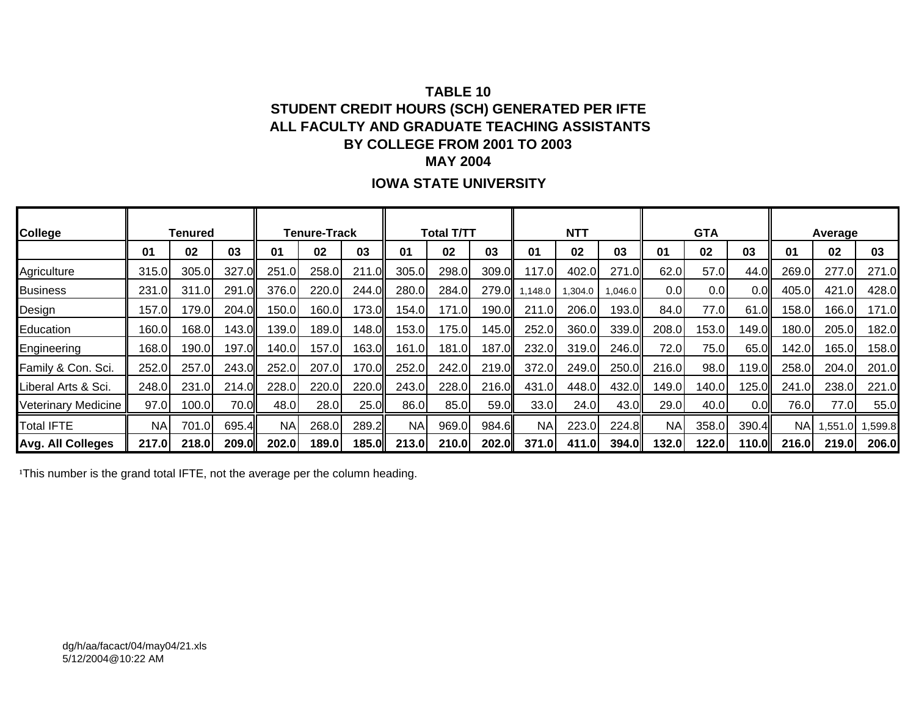**TABLE 10**
**STUDENT CREDIT HOURS (SCH) GENERATED PER IFTE**
**ALL FACULTY AND GRADUATE TEACHING ASSISTANTS**
**BY COLLEGE FROM 2001 TO 2003**
**MAY 2004**

**IOWA STATE UNIVERSITY**

| College | Tenured | | | Tenure-Track | | | Total T/TT | | | NTT | | | GTA | | | Average | | |
|---|---|---|---|---|---|---|---|---|---|---|---|---|---|---|---|---|---|---|
| | 01 | 02 | 03 | 01 | 02 | 03 | 01 | 02 | 03 | 01 | 02 | 03 | 01 | 02 | 03 | 01 | 02 | 03 |
| Agriculture | 315.0 | 305.0 | 327.0 | 251.0 | 258.0 | 211.0 | 305.0 | 298.0 | 309.0 | 117.0 | 402.0 | 271.0 | 62.0 | 57.0 | 44.0 | 269.0 | 277.0 | 271.0 |
| Business | 231.0 | 311.0 | 291.0 | 376.0 | 220.0 | 244.0 | 280.0 | 284.0 | 279.0 | 1,148.0 | 1,304.0 | 1,046.0 | 0.0 | 0.0 | 0.0 | 405.0 | 421.0 | 428.0 |
| Design | 157.0 | 179.0 | 204.0 | 150.0 | 160.0 | 173.0 | 154.0 | 171.0 | 190.0 | 211.0 | 206.0 | 193.0 | 84.0 | 77.0 | 61.0 | 158.0 | 166.0 | 171.0 |
| Education | 160.0 | 168.0 | 143.0 | 139.0 | 189.0 | 148.0 | 153.0 | 175.0 | 145.0 | 252.0 | 360.0 | 339.0 | 208.0 | 153.0 | 149.0 | 180.0 | 205.0 | 182.0 |
| Engineering | 168.0 | 190.0 | 197.0 | 140.0 | 157.0 | 163.0 | 161.0 | 181.0 | 187.0 | 232.0 | 319.0 | 246.0 | 72.0 | 75.0 | 65.0 | 142.0 | 165.0 | 158.0 |
| Family & Con. Sci. | 252.0 | 257.0 | 243.0 | 252.0 | 207.0 | 170.0 | 252.0 | 242.0 | 219.0 | 372.0 | 249.0 | 250.0 | 216.0 | 98.0 | 119.0 | 258.0 | 204.0 | 201.0 |
| Liberal Arts & Sci. | 248.0 | 231.0 | 214.0 | 228.0 | 220.0 | 220.0 | 243.0 | 228.0 | 216.0 | 431.0 | 448.0 | 432.0 | 149.0 | 140.0 | 125.0 | 241.0 | 238.0 | 221.0 |
| Veterinary Medicine | 97.0 | 100.0 | 70.0 | 48.0 | 28.0 | 25.0 | 86.0 | 85.0 | 59.0 | 33.0 | 24.0 | 43.0 | 29.0 | 40.0 | 0.0 | 76.0 | 77.0 | 55.0 |
| Total IFTE | NA | 701.0 | 695.4 | NA | 268.0 | 289.2 | NA | 969.0 | 984.6 | NA | 223.0 | 224.8 | NA | 358.0 | 390.4 | NA | 1,551.0 | 1,599.8 |
| **Avg. All Colleges** | **217.0** | **218.0** | **209.0** | **202.0** | **189.0** | **185.0** | **213.0** | **210.0** | **202.0** | **371.0** | **411.0** | **394.0** | **132.0** | **122.0** | **110.0** | **216.0** | **219.0** | **206.0** |

[1]This number is the grand total IFTE, not the average per the column heading.

dg/h/aa/facact/04/may04/21.xls
5/12/2004@10:22 AM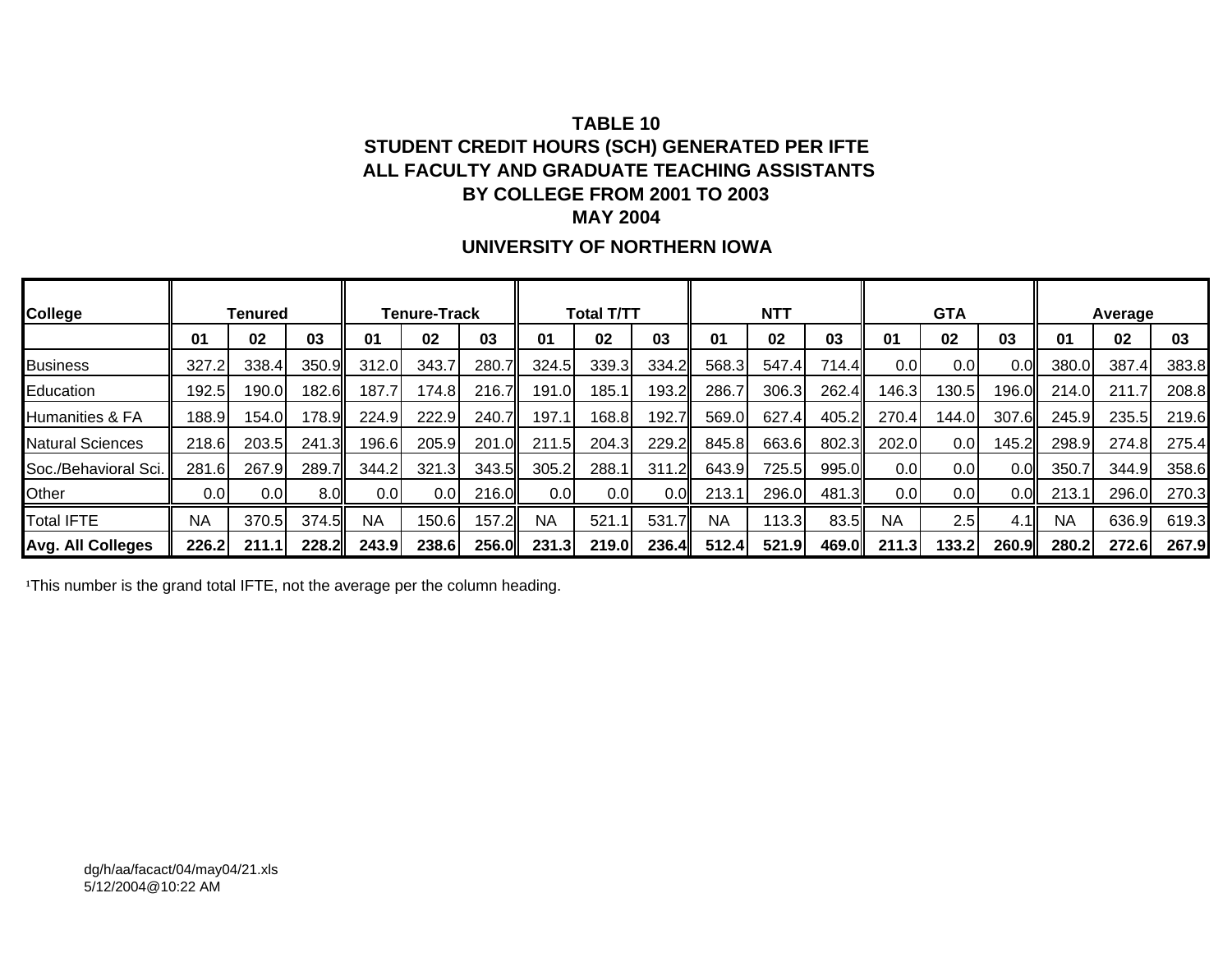**TABLE 10**
**STUDENT CREDIT HOURS (SCH) GENERATED PER IFTE**
**ALL FACULTY AND GRADUATE TEACHING ASSISTANTS**
**BY COLLEGE FROM 2001 TO 2003**
**MAY 2004**

**UNIVERSITY OF NORTHERN IOWA**

| College | Tenured | | | Tenure-Track | | | Total T/TT | | | NTT | | | GTA | | | Average | | |
|---|---|---|---|---|---|---|---|---|---|---|---|---|---|---|---|---|---|---|
| | 01 | 02 | 03 | 01 | 02 | 03 | 01 | 02 | 03 | 01 | 02 | 03 | 01 | 02 | 03 | 01 | 02 | 03 |
| Business | 327.2 | 338.4 | 350.9 | 312.0 | 343.7 | 280.7 | 324.5 | 339.3 | 334.2 | 568.3 | 547.4 | 714.4 | 0.0 | 0.0 | 0.0 | 380.0 | 387.4 | 383.8 |
| Education | 192.5 | 190.0 | 182.6 | 187.7 | 174.8 | 216.7 | 191.0 | 185.1 | 193.2 | 286.7 | 306.3 | 262.4 | 146.3 | 130.5 | 196.0 | 214.0 | 211.7 | 208.8 |
| Humanities & FA | 188.9 | 154.0 | 178.9 | 224.9 | 222.9 | 240.7 | 197.1 | 168.8 | 192.7 | 569.0 | 627.4 | 405.2 | 270.4 | 144.0 | 307.6 | 245.9 | 235.5 | 219.6 |
| Natural Sciences | 218.6 | 203.5 | 241.3 | 196.6 | 205.9 | 201.0 | 211.5 | 204.3 | 229.2 | 845.8 | 663.6 | 802.3 | 202.0 | 0.0 | 145.2 | 298.9 | 274.8 | 275.4 |
| Soc./Behavioral Sci. | 281.6 | 267.9 | 289.7 | 344.2 | 321.3 | 343.5 | 305.2 | 288.1 | 311.2 | 643.9 | 725.5 | 995.0 | 0.0 | 0.0 | 0.0 | 350.7 | 344.9 | 358.6 |
| Other | 0.0 | 0.0 | 8.0 | 0.0 | 0.0 | 216.0 | 0.0 | 0.0 | 0.0 | 213.1 | 296.0 | 481.3 | 0.0 | 0.0 | 0.0 | 213.1 | 296.0 | 270.3 |
| Total IFTE | NA | 370.5 | 374.5 | NA | 150.6 | 157.2 | NA | 521.1 | 531.7 | NA | 113.3 | 83.5 | NA | 2.5 | 4.1 | NA | 636.9 | 619.3 |
| **Avg. All Colleges** | **226.2** | **211.1** | **228.2** | **243.9** | **238.6** | **256.0** | **231.3** | **219.0** | **236.4** | **512.4** | **521.9** | **469.0** | **211.3** | **133.2** | **260.9** | **280.2** | **272.6** | **267.9** |

[1]This number is the grand total IFTE, not the average per the column heading.

dg/h/aa/facact/04/may04/21.xls
5/12/2004@10:22 AM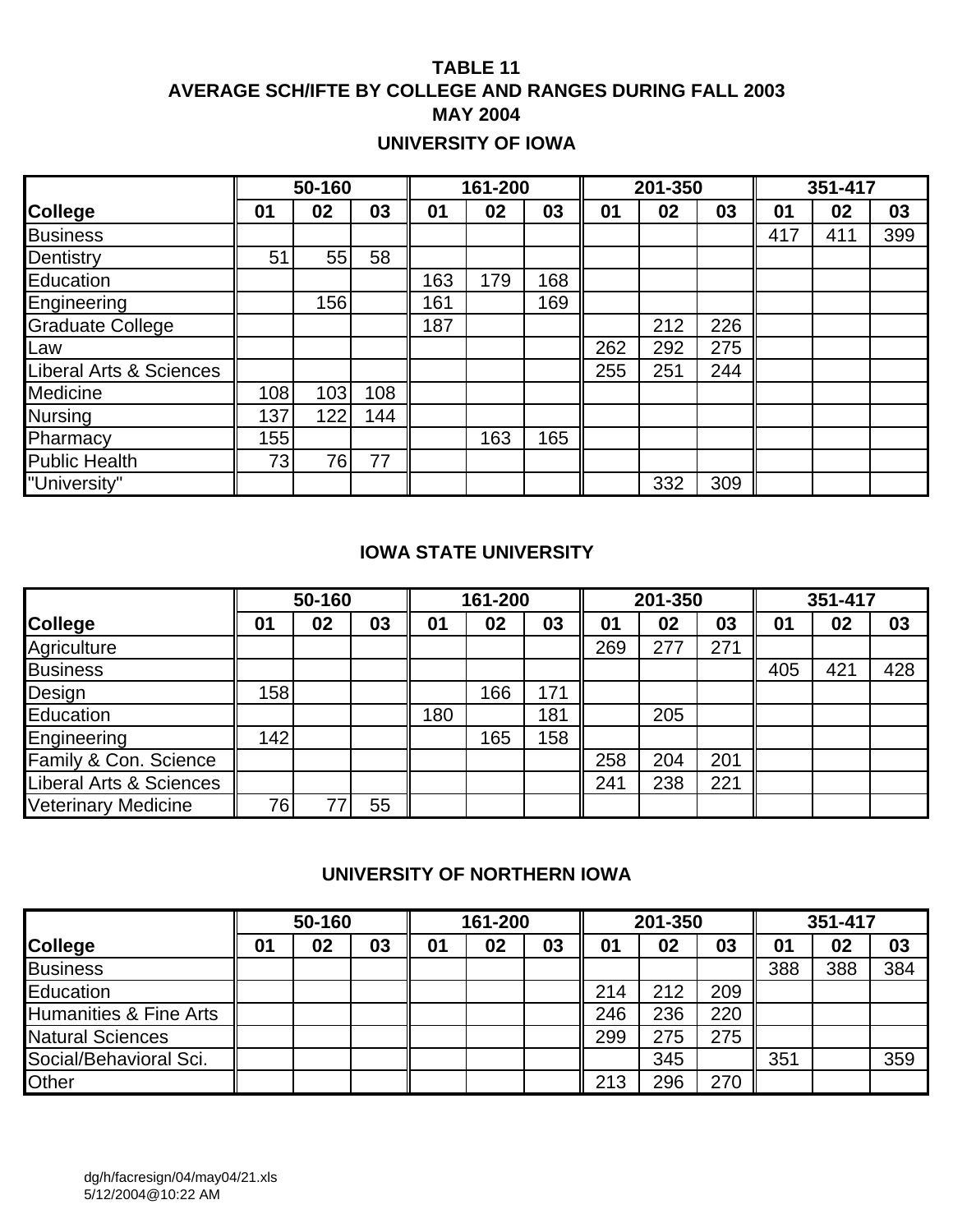# TABLE 11
## AVERAGE SCH/IFTE BY COLLEGE AND RANGES DURING FALL 2003
## MAY 2004

### UNIVERSITY OF IOWA

| | 50-160 | | | 161-200 | | | 201-350 | | | 351-417 | | |
|---|---|---|---|---|---|---|---|---|---|---|---|---|
| **College** | **01** | **02** | **03** | **01** | **02** | **03** | **01** | **02** | **03** | **01** | **02** | **03** |
| Business | | | | | | | | | | 417 | 411 | 399 |
| Dentistry | 51 | 55 | 58 | | | | | | | | | |
| Education | | | | 163 | 179 | 168 | | | | | | |
| Engineering | | 156 | | 161 | | 169 | | | | | | |
| Graduate College | | | | 187 | | | | 212 | 226 | | | |
| Law | | | | | | | 262 | 292 | 275 | | | |
| Liberal Arts & Sciences | | | | | | | 255 | 251 | 244 | | | |
| Medicine | 108 | 103 | 108 | | | | | | | | | |
| Nursing | 137 | 122 | 144 | | | | | | | | | |
| Pharmacy | 155 | | | | 163 | 165 | | | | | | |
| Public Health | 73 | 76 | 77 | | | | | | | | | |
| "University" | | | | | | | | 332 | 309 | | | |

### IOWA STATE UNIVERSITY

| | 50-160 | | | 161-200 | | | 201-350 | | | 351-417 | | |
|---|---|---|---|---|---|---|---|---|---|---|---|---|
| **College** | **01** | **02** | **03** | **01** | **02** | **03** | **01** | **02** | **03** | **01** | **02** | **03** |
| Agriculture | | | | | | | 269 | 277 | 271 | | | |
| Business | | | | | | | | | | 405 | 421 | 428 |
| Design | 158 | | | | 166 | 171 | | | | | | |
| Education | | | | 180 | | 181 | | 205 | | | | |
| Engineering | 142 | | | | 165 | 158 | | | | | | |
| Family & Con. Science | | | | | | | 258 | 204 | 201 | | | |
| Liberal Arts & Sciences | | | | | | | 241 | 238 | 221 | | | |
| Veterinary Medicine | 76 | 77 | 55 | | | | | | | | | |

### UNIVERSITY OF NORTHERN IOWA

| | 50-160 | | | 161-200 | | | 201-350 | | | 351-417 | | |
|---|---|---|---|---|---|---|---|---|---|---|---|---|
| **College** | **01** | **02** | **03** | **01** | **02** | **03** | **01** | **02** | **03** | **01** | **02** | **03** |
| Business | | | | | | | | | | 388 | 388 | 384 |
| Education | | | | | | | 214 | 212 | 209 | | | |
| Humanities & Fine Arts | | | | | | | 246 | 236 | 220 | | | |
| Natural Sciences | | | | | | | 299 | 275 | 275 | | | |
| Social/Behavioral Sci. | | | | | | | | 345 | | 351 | | 359 |
| Other | | | | | | | 213 | 296 | 270 | | | |

dg/h/facresign/04/may04/21.xls
5/12/2004@10:22 AM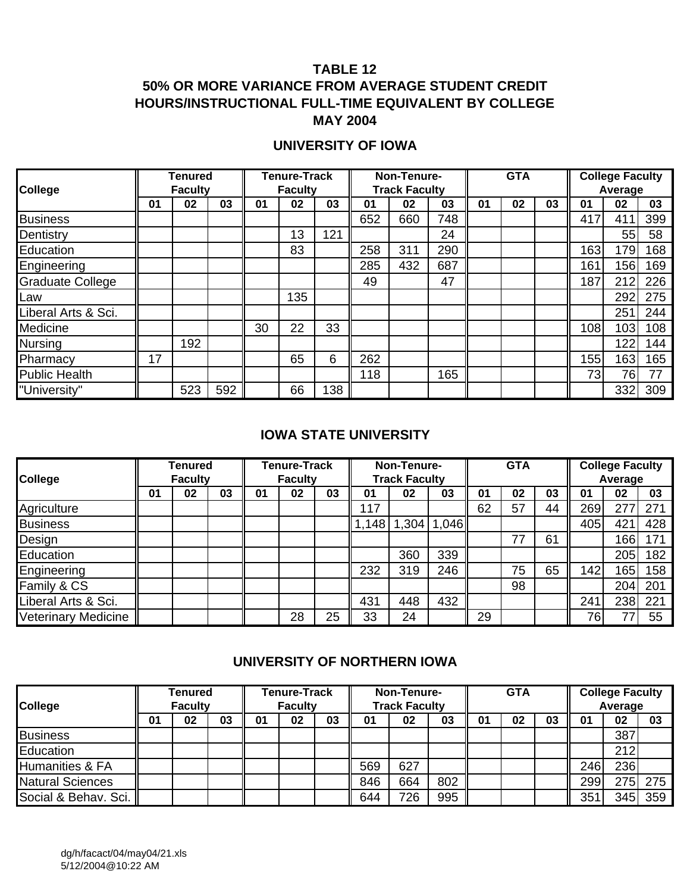# TABLE 12
# 50% OR MORE VARIANCE FROM AVERAGE STUDENT CREDIT HOURS/INSTRUCTIONAL FULL-TIME EQUIVALENT BY COLLEGE
# MAY 2004

## UNIVERSITY OF IOWA

| College | Tenured Faculty | | | Tenure-Track Faculty | | | Non-Tenure-Track Faculty | | | GTA | | | College Faculty Average | | |
|---|---|---|---|---|---|---|---|---|---|---|---|---|---|---|---|
| | 01 | 02 | 03 | 01 | 02 | 03 | 01 | 02 | 03 | 01 | 02 | 03 | 01 | 02 | 03 |
| Business | | | | | | | 652 | 660 | 748 | | | | 417 | 411 | 399 |
| Dentistry | | | | | 13 | 121 | | | 24 | | | | | 55 | 58 |
| Education | | | | | 83 | | 258 | 311 | 290 | | | | 163 | 179 | 168 |
| Engineering | | | | | | | 285 | 432 | 687 | | | | 161 | 156 | 169 |
| Graduate College | | | | | | | 49 | | 47 | | | | 187 | 212 | 226 |
| Law | | | | | 135 | | | | | | | | | 292 | 275 |
| Liberal Arts & Sci. | | | | | | | | | | | | | | 251 | 244 |
| Medicine | | | | 30 | 22 | 33 | | | | | | | 108 | 103 | 108 |
| Nursing | | 192 | | | | | | | | | | | | 122 | 144 |
| Pharmacy | 17 | | | | 65 | 6 | 262 | | | | | | 155 | 163 | 165 |
| Public Health | | | | | | | 118 | | 165 | | | | 73 | 76 | 77 |
| "University" | | 523 | 592 | | 66 | 138 | | | | | | | | 332 | 309 |

## IOWA STATE UNIVERSITY

| College | Tenured Faculty | | | Tenure-Track Faculty | | | Non-Tenure-Track Faculty | | | GTA | | | College Faculty Average | | |
|---|---|---|---|---|---|---|---|---|---|---|---|---|---|---|---|
| | 01 | 02 | 03 | 01 | 02 | 03 | 01 | 02 | 03 | 01 | 02 | 03 | 01 | 02 | 03 |
| Agriculture | | | | | | | 117 | | | 62 | 57 | 44 | 269 | 277 | 271 |
| Business | | | | | | | 1,148 | 1,304 | 1,046 | | | | 405 | 421 | 428 |
| Design | | | | | | | | | | | 77 | 61 | | 166 | 171 |
| Education | | | | | | | | 360 | 339 | | | | | 205 | 182 |
| Engineering | | | | | | | 232 | 319 | 246 | | 75 | 65 | 142 | 165 | 158 |
| Family & CS | | | | | | | | | | | 98 | | | 204 | 201 |
| Liberal Arts & Sci. | | | | | | | 431 | 448 | 432 | | | | 241 | 238 | 221 |
| Veterinary Medicine | | | | | 28 | 25 | 33 | 24 | | 29 | | | 76 | 77 | 55 |

## UNIVERSITY OF NORTHERN IOWA

| College | Tenured Faculty | | | Tenure-Track Faculty | | | Non-Tenure-Track Faculty | | | GTA | | | College Faculty Average | | |
|---|---|---|---|---|---|---|---|---|---|---|---|---|---|---|---|
| | 01 | 02 | 03 | 01 | 02 | 03 | 01 | 02 | 03 | 01 | 02 | 03 | 01 | 02 | 03 |
| Business | | | | | | | | | | | | | | 387 | |
| Education | | | | | | | | | | | | | | 212 | |
| Humanities & FA | | | | | | | 569 | 627 | | | | | 246 | 236 | |
| Natural Sciences | | | | | | | 846 | 664 | 802 | | | | 299 | 275 | 275 |
| Social & Behav. Sci. | | | | | | | 644 | 726 | 995 | | | | 351 | 345 | 359 |

dg/h/facact/04/may04/21.xls
5/12/2004@10:22 AM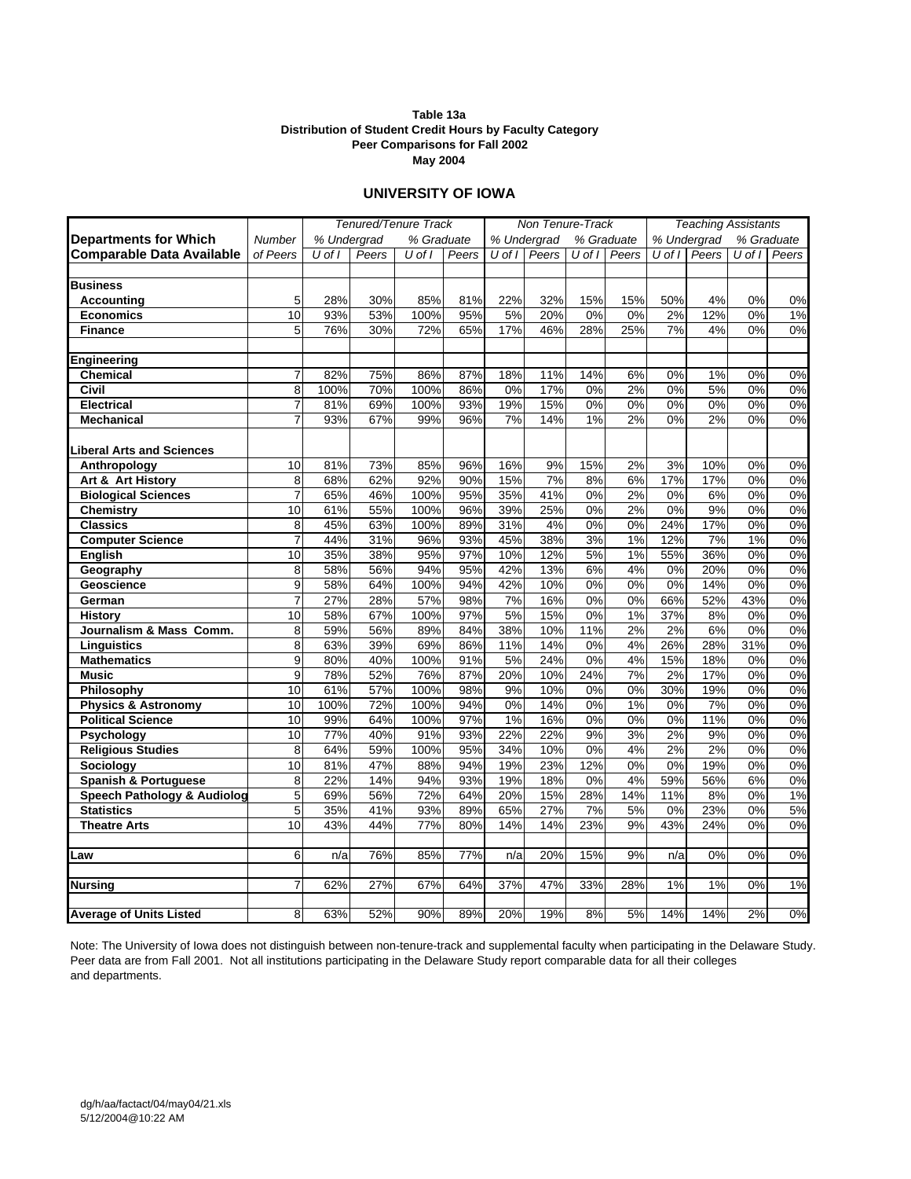**Table 13a**
**Distribution of Student Credit Hours by Faculty Category**
**Peer Comparisons for Fall 2002**
**May 2004**

## UNIVERSITY OF IOWA

| Departments for Which | Number | Tenured/Tenure Track | | | | Non Tenure-Track | | | | Teaching Assistants | | | |
|---|---|---|---|---|---|---|---|---|---|---|---|---|---|
| | | % Undergrad | | % Graduate | | % Undergrad | | % Graduate | | % Undergrad | | % Graduate | |
| **Comparable Data Available** | of Peers | U of I | Peers | U of I | Peers | U of I | Peers | U of I | Peers | U of I | Peers | U of I | Peers |
| **Business** | | | | | | | | | | | | | |
| **Accounting** | 5 | 28% | 30% | 85% | 81% | 22% | 32% | 15% | 15% | 50% | 4% | 0% | 0% |
| **Economics** | 10 | 93% | 53% | 100% | 95% | 5% | 20% | 0% | 0% | 2% | 12% | 0% | 1% |
| **Finance** | 5 | 76% | 30% | 72% | 65% | 17% | 46% | 28% | 25% | 7% | 4% | 0% | 0% |
| **Engineering** | | | | | | | | | | | | | |
| **Chemical** | 7 | 82% | 75% | 86% | 87% | 18% | 11% | 14% | 6% | 0% | 1% | 0% | 0% |
| **Civil** | 8 | 100% | 70% | 100% | 86% | 0% | 17% | 0% | 2% | 0% | 5% | 0% | 0% |
| **Electrical** | 7 | 81% | 69% | 100% | 93% | 19% | 15% | 0% | 0% | 0% | 0% | 0% | 0% |
| **Mechanical** | 7 | 93% | 67% | 99% | 96% | 7% | 14% | 1% | 2% | 0% | 2% | 0% | 0% |
| **Liberal Arts and Sciences** | | | | | | | | | | | | | |
| **Anthropology** | 10 | 81% | 73% | 85% | 96% | 16% | 9% | 15% | 2% | 3% | 10% | 0% | 0% |
| **Art & Art History** | 8 | 68% | 62% | 92% | 90% | 15% | 7% | 8% | 6% | 17% | 17% | 0% | 0% |
| **Biological Sciences** | 7 | 65% | 46% | 100% | 95% | 35% | 41% | 0% | 2% | 0% | 6% | 0% | 0% |
| **Chemistry** | 10 | 61% | 55% | 100% | 96% | 39% | 25% | 0% | 2% | 0% | 9% | 0% | 0% |
| **Classics** | 8 | 45% | 63% | 100% | 89% | 31% | 4% | 0% | 0% | 24% | 17% | 0% | 0% |
| **Computer Science** | 7 | 44% | 31% | 96% | 93% | 45% | 38% | 3% | 1% | 12% | 7% | 1% | 0% |
| **English** | 10 | 35% | 38% | 95% | 97% | 10% | 12% | 5% | 1% | 55% | 36% | 0% | 0% |
| **Geography** | 8 | 58% | 56% | 94% | 95% | 42% | 13% | 6% | 4% | 0% | 20% | 0% | 0% |
| **Geoscience** | 9 | 58% | 64% | 100% | 94% | 42% | 10% | 0% | 0% | 0% | 14% | 0% | 0% |
| **German** | 7 | 27% | 28% | 57% | 98% | 7% | 16% | 0% | 0% | 66% | 52% | 43% | 0% |
| **History** | 10 | 58% | 67% | 100% | 97% | 5% | 15% | 0% | 1% | 37% | 8% | 0% | 0% |
| **Journalism & Mass Comm.** | 8 | 59% | 56% | 89% | 84% | 38% | 10% | 11% | 2% | 2% | 6% | 0% | 0% |
| **Linguistics** | 8 | 63% | 39% | 69% | 86% | 11% | 14% | 0% | 4% | 26% | 28% | 31% | 0% |
| **Mathematics** | 9 | 80% | 40% | 100% | 91% | 5% | 24% | 0% | 4% | 15% | 18% | 0% | 0% |
| **Music** | 9 | 78% | 52% | 76% | 87% | 20% | 10% | 24% | 7% | 2% | 17% | 0% | 0% |
| **Philosophy** | 10 | 61% | 57% | 100% | 98% | 9% | 10% | 0% | 0% | 30% | 19% | 0% | 0% |
| **Physics & Astronomy** | 10 | 100% | 72% | 100% | 94% | 0% | 14% | 0% | 1% | 0% | 7% | 0% | 0% |
| **Political Science** | 10 | 99% | 64% | 100% | 97% | 1% | 16% | 0% | 0% | 0% | 11% | 0% | 0% |
| **Psychology** | 10 | 77% | 40% | 91% | 93% | 22% | 22% | 9% | 3% | 2% | 9% | 0% | 0% |
| **Religious Studies** | 8 | 64% | 59% | 100% | 95% | 34% | 10% | 0% | 4% | 2% | 2% | 0% | 0% |
| **Sociology** | 10 | 81% | 47% | 88% | 94% | 19% | 23% | 12% | 0% | 0% | 19% | 0% | 0% |
| **Spanish & Portuguese** | 8 | 22% | 14% | 94% | 93% | 19% | 18% | 0% | 4% | 59% | 56% | 6% | 0% |
| **Speech Pathology & Audiolog** | 5 | 69% | 56% | 72% | 64% | 20% | 15% | 28% | 14% | 11% | 8% | 0% | 1% |
| **Statistics** | 5 | 35% | 41% | 93% | 89% | 65% | 27% | 7% | 5% | 0% | 23% | 0% | 5% |
| **Theatre Arts** | 10 | 43% | 44% | 77% | 80% | 14% | 14% | 23% | 9% | 43% | 24% | 0% | 0% |
| **Law** | 6 | n/a | 76% | 85% | 77% | n/a | 20% | 15% | 9% | n/a | 0% | 0% | 0% |
| **Nursing** | 7 | 62% | 27% | 67% | 64% | 37% | 47% | 33% | 28% | 1% | 1% | 0% | 1% |
| **Average of Units Listed** | 8 | 63% | 52% | 90% | 89% | 20% | 19% | 8% | 5% | 14% | 14% | 2% | 0% |

Note: The University of Iowa does not distinguish between non-tenure-track and supplemental faculty when participating in the Delaware Study. Peer data are from Fall 2001. Not all institutions participating in the Delaware Study report comparable data for all their colleges and departments.

dg/h/aa/factact/04/may04/21.xls
5/12/2004@10:22 AM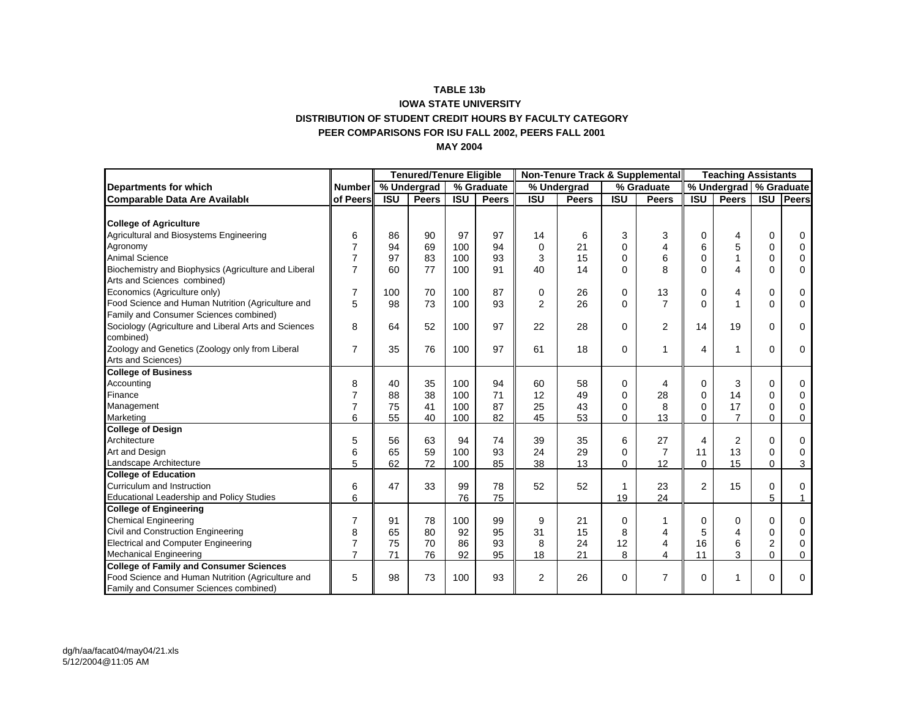**TABLE 13b**

**IOWA STATE UNIVERSITY**

**DISTRIBUTION OF STUDENT CREDIT HOURS BY FACULTY CATEGORY**

**PEER COMPARISONS FOR ISU FALL 2002, PEERS FALL 2001**

**MAY 2004**

| Departments for which Comparable Data Are Available | Number of Peers | Tenured/Tenure Eligible | | | | Non-Tenure Track & Supplemental | | | | Teaching Assistants | | | |
|---|---|---|---|---|---|---|---|---|---|---|---|---|---|
| | | % Undergrad | | % Graduate | | % Undergrad | | % Graduate | | % Undergrad | | % Graduate | |
| | | ISU | Peers | ISU | Peers | ISU | Peers | ISU | Peers | ISU | Peers | ISU | Peers |
| **College of Agriculture** | | | | | | | | | | | | | |
| Agricultural and Biosystems Engineering | 6 | 86 | 90 | 97 | 97 | 14 | 6 | 3 | 3 | 0 | 4 | 0 | 0 |
| Agronomy | 7 | 94 | 69 | 100 | 94 | 0 | 21 | 0 | 4 | 6 | 5 | 0 | 0 |
| Animal Science | 7 | 97 | 83 | 100 | 93 | 3 | 15 | 0 | 6 | 0 | 1 | 0 | 0 |
| Biochemistry and Biophysics (Agriculture and Liberal Arts and Sciences combined) | 7 | 60 | 77 | 100 | 91 | 40 | 14 | 0 | 8 | 0 | 4 | 0 | 0 |
| Economics (Agriculture only) | 7 | 100 | 70 | 100 | 87 | 0 | 26 | 0 | 13 | 0 | 4 | 0 | 0 |
| Food Science and Human Nutrition (Agriculture and Family and Consumer Sciences combined) | 5 | 98 | 73 | 100 | 93 | 2 | 26 | 0 | 7 | 0 | 1 | 0 | 0 |
| Sociology (Agriculture and Liberal Arts and Sciences combined) | 8 | 64 | 52 | 100 | 97 | 22 | 28 | 0 | 2 | 14 | 19 | 0 | 0 |
| Zoology and Genetics (Zoology only from Liberal Arts and Sciences) | 7 | 35 | 76 | 100 | 97 | 61 | 18 | 0 | 1 | 4 | 1 | 0 | 0 |
| **College of Business** | | | | | | | | | | | | | |
| Accounting | 8 | 40 | 35 | 100 | 94 | 60 | 58 | 0 | 4 | 0 | 3 | 0 | 0 |
| Finance | 7 | 88 | 38 | 100 | 71 | 12 | 49 | 0 | 28 | 0 | 14 | 0 | 0 |
| Management | 7 | 75 | 41 | 100 | 87 | 25 | 43 | 0 | 8 | 0 | 17 | 0 | 0 |
| Marketing | 6 | 55 | 40 | 100 | 82 | 45 | 53 | 0 | 13 | 0 | 7 | 0 | 0 |
| **College of Design** | | | | | | | | | | | | | |
| Architecture | 5 | 56 | 63 | 94 | 74 | 39 | 35 | 6 | 27 | 4 | 2 | 0 | 0 |
| Art and Design | 6 | 65 | 59 | 100 | 93 | 24 | 29 | 0 | 7 | 11 | 13 | 0 | 0 |
| Landscape Architecture | 5 | 62 | 72 | 100 | 85 | 38 | 13 | 0 | 12 | 0 | 15 | 0 | 3 |
| **College of Education** | | | | | | | | | | | | | |
| Curriculum and Instruction | 6 | 47 | 33 | 99 | 78 | 52 | 52 | 1 | 23 | 2 | 15 | 0 | 0 |
| Educational Leadership and Policy Studies | 6 | | | 76 | 75 | | | 19 | 24 | | | 5 | 1 |
| **College of Engineering** | | | | | | | | | | | | | |
| Chemical Engineering | 7 | 91 | 78 | 100 | 99 | 9 | 21 | 0 | 1 | 0 | 0 | 0 | 0 |
| Civil and Construction Engineering | 8 | 65 | 80 | 92 | 95 | 31 | 15 | 8 | 4 | 5 | 4 | 0 | 0 |
| Electrical and Computer Engineering | 7 | 75 | 70 | 86 | 93 | 8 | 24 | 12 | 4 | 16 | 6 | 2 | 0 |
| Mechanical Engineering | 7 | 71 | 76 | 92 | 95 | 18 | 21 | 8 | 4 | 11 | 3 | 0 | 0 |
| **College of Family and Consumer Sciences** | | | | | | | | | | | | | |
| Food Science and Human Nutrition (Agriculture and Family and Consumer Sciences combined) | 5 | 98 | 73 | 100 | 93 | 2 | 26 | 0 | 7 | 0 | 1 | 0 | 0 |

dg/h/aa/facat04/may04/21.xls
5/12/2004@11:05 AM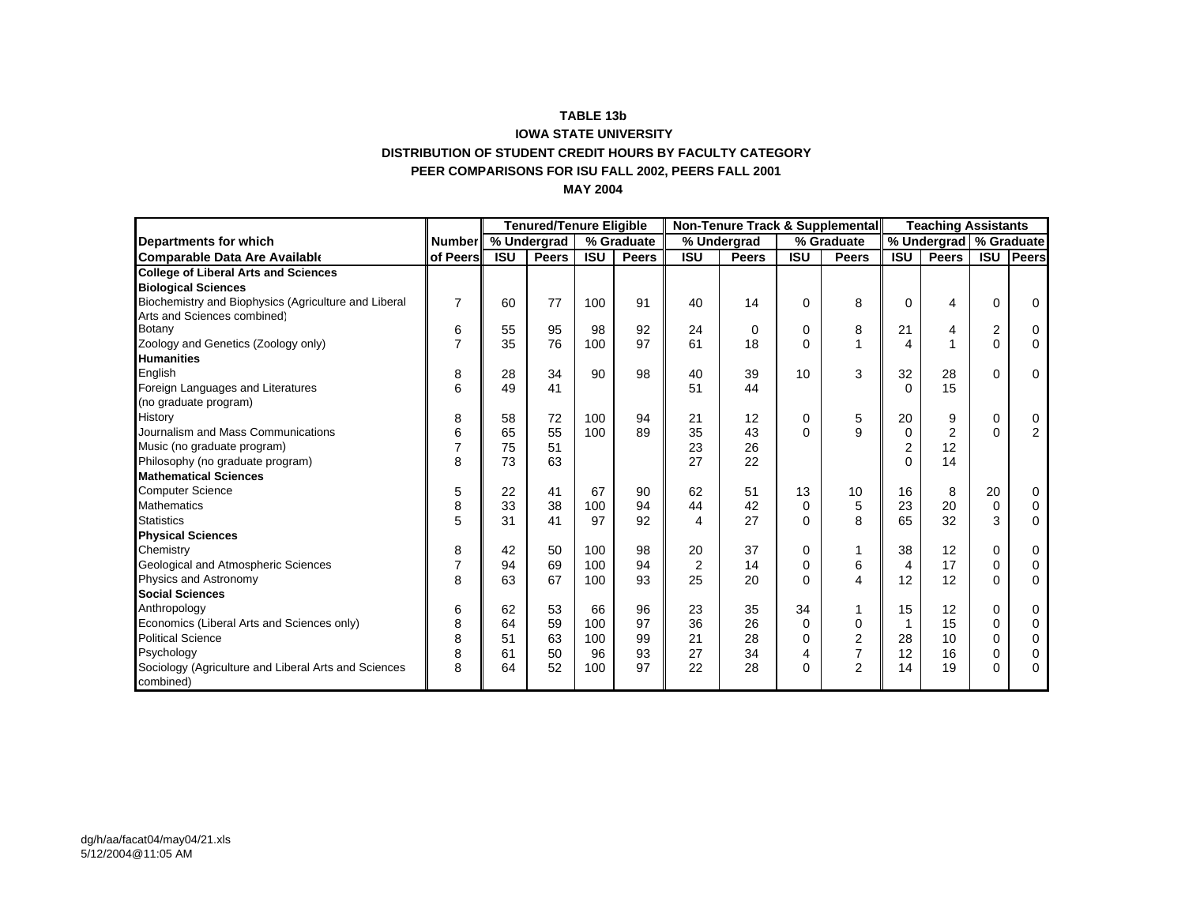**TABLE 13b**

**IOWA STATE UNIVERSITY**

**DISTRIBUTION OF STUDENT CREDIT HOURS BY FACULTY CATEGORY**

**PEER COMPARISONS FOR ISU FALL 2002, PEERS FALL 2001**

**MAY 2004**

| Departments for which Comparable Data Are Available | Number of Peers | Tenured/Tenure Eligible | | | | Non-Tenure Track & Supplemental | | | | Teaching Assistants | | | |
|---|---|---|---|---|---|---|---|---|---|---|---|---|---|
| | | % Undergrad | | % Graduate | | % Undergrad | | % Graduate | | % Undergrad | | % Graduate | |
| | | ISU | Peers | ISU | Peers | ISU | Peers | ISU | Peers | ISU | Peers | ISU | Peers |
| **College of Liberal Arts and Sciences** | | | | | | | | | | | | | |
| **Biological Sciences** | | | | | | | | | | | | | |
| Biochemistry and Biophysics (Agriculture and Liberal Arts and Sciences combined) | 7 | 60 | 77 | 100 | 91 | 40 | 14 | 0 | 8 | 0 | 4 | 0 | 0 |
| Botany | 6 | 55 | 95 | 98 | 92 | 24 | 0 | 0 | 8 | 21 | 4 | 2 | 0 |
| Zoology and Genetics (Zoology only) | 7 | 35 | 76 | 100 | 97 | 61 | 18 | 0 | 1 | 4 | 1 | 0 | 0 |
| **Humanities** | | | | | | | | | | | | | |
| English | 8 | 28 | 34 | 90 | 98 | 40 | 39 | 10 | 3 | 32 | 28 | 0 | 0 |
| Foreign Languages and Literatures (no graduate program) | 6 | 49 | 41 | | | 51 | 44 | | | 0 | 15 | | |
| History | 8 | 58 | 72 | 100 | 94 | 21 | 12 | 0 | 5 | 20 | 9 | 0 | 0 |
| Journalism and Mass Communications | 6 | 65 | 55 | 100 | 89 | 35 | 43 | 0 | 9 | 0 | 2 | 0 | 2 |
| Music (no graduate program) | 7 | 75 | 51 | | | 23 | 26 | | | 2 | 12 | | |
| Philosophy (no graduate program) | 8 | 73 | 63 | | | 27 | 22 | | | 0 | 14 | | |
| **Mathematical Sciences** | | | | | | | | | | | | | |
| Computer Science | 5 | 22 | 41 | 67 | 90 | 62 | 51 | 13 | 10 | 16 | 8 | 20 | 0 |
| Mathematics | 8 | 33 | 38 | 100 | 94 | 44 | 42 | 0 | 5 | 23 | 20 | 0 | 0 |
| Statistics | 5 | 31 | 41 | 97 | 92 | 4 | 27 | 0 | 8 | 65 | 32 | 3 | 0 |
| **Physical Sciences** | | | | | | | | | | | | | |
| Chemistry | 8 | 42 | 50 | 100 | 98 | 20 | 37 | 0 | 1 | 38 | 12 | 0 | 0 |
| Geological and Atmospheric Sciences | 7 | 94 | 69 | 100 | 94 | 2 | 14 | 0 | 6 | 4 | 17 | 0 | 0 |
| Physics and Astronomy | 8 | 63 | 67 | 100 | 93 | 25 | 20 | 0 | 4 | 12 | 12 | 0 | 0 |
| **Social Sciences** | | | | | | | | | | | | | |
| Anthropology | 6 | 62 | 53 | 66 | 96 | 23 | 35 | 34 | 1 | 15 | 12 | 0 | 0 |
| Economics (Liberal Arts and Sciences only) | 8 | 64 | 59 | 100 | 97 | 36 | 26 | 0 | 0 | 1 | 15 | 0 | 0 |
| Political Science | 8 | 51 | 63 | 100 | 99 | 21 | 28 | 0 | 2 | 28 | 10 | 0 | 0 |
| Psychology | 8 | 61 | 50 | 96 | 93 | 27 | 34 | 4 | 7 | 12 | 16 | 0 | 0 |
| Sociology (Agriculture and Liberal Arts and Sciences combined) | 8 | 64 | 52 | 100 | 97 | 22 | 28 | 0 | 2 | 14 | 19 | 0 | 0 |

dg/h/aa/facat04/may04/21.xls
5/12/2004@11:05 AM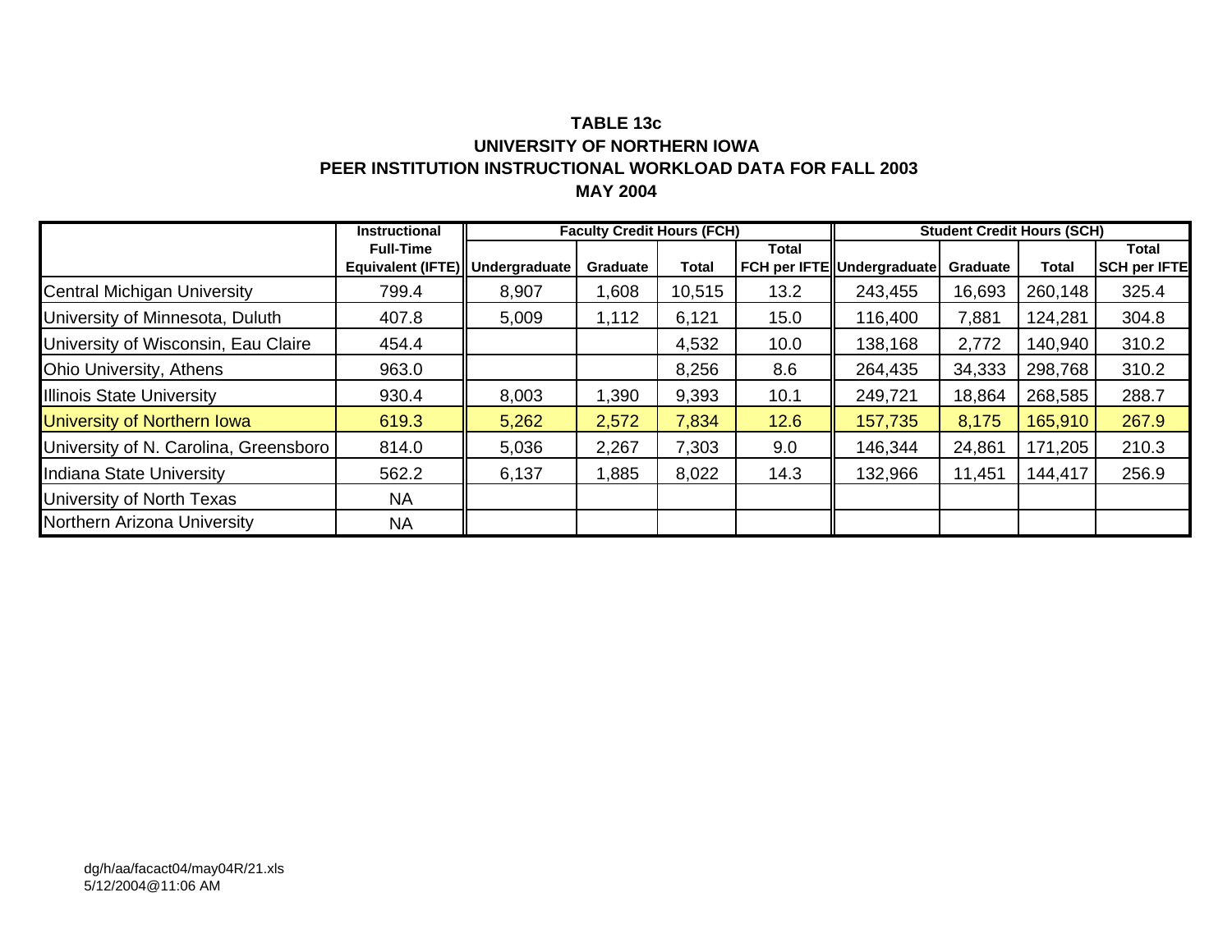**TABLE 13c**
**UNIVERSITY OF NORTHERN IOWA**
**PEER INSTITUTION INSTRUCTIONAL WORKLOAD DATA FOR FALL 2003**
**MAY 2004**

| | Instructional Full-Time Equivalent (IFTE) | Faculty Credit Hours (FCH) | | | | Student Credit Hours (SCH) | | | |
|---|---|---|---|---|---|---|---|---|---|
| | | Undergraduate | Graduate | Total | Total FCH per IFTE | Undergraduate | Graduate | Total | Total SCH per IFTE |
| Central Michigan University | 799.4 | 8,907 | 1,608 | 10,515 | 13.2 | 243,455 | 16,693 | 260,148 | 325.4 |
| University of Minnesota, Duluth | 407.8 | 5,009 | 1,112 | 6,121 | 15.0 | 116,400 | 7,881 | 124,281 | 304.8 |
| University of Wisconsin, Eau Claire | 454.4 | | | 4,532 | 10.0 | 138,168 | 2,772 | 140,940 | 310.2 |
| Ohio University, Athens | 963.0 | | | 8,256 | 8.6 | 264,435 | 34,333 | 298,768 | 310.2 |
| Illinois State University | 930.4 | 8,003 | 1,390 | 9,393 | 10.1 | 249,721 | 18,864 | 268,585 | 288.7 |
| University of Northern Iowa | 619.3 | 5,262 | 2,572 | 7,834 | 12.6 | 157,735 | 8,175 | 165,910 | 267.9 |
| University of N. Carolina, Greensboro | 814.0 | 5,036 | 2,267 | 7,303 | 9.0 | 146,344 | 24,861 | 171,205 | 210.3 |
| Indiana State University | 562.2 | 6,137 | 1,885 | 8,022 | 14.3 | 132,966 | 11,451 | 144,417 | 256.9 |
| University of North Texas | NA | | | | | | | | |
| Northern Arizona University | NA | | | | | | | | |

dg/h/aa/facact04/may04R/21.xls
5/12/2004@11:06 AM